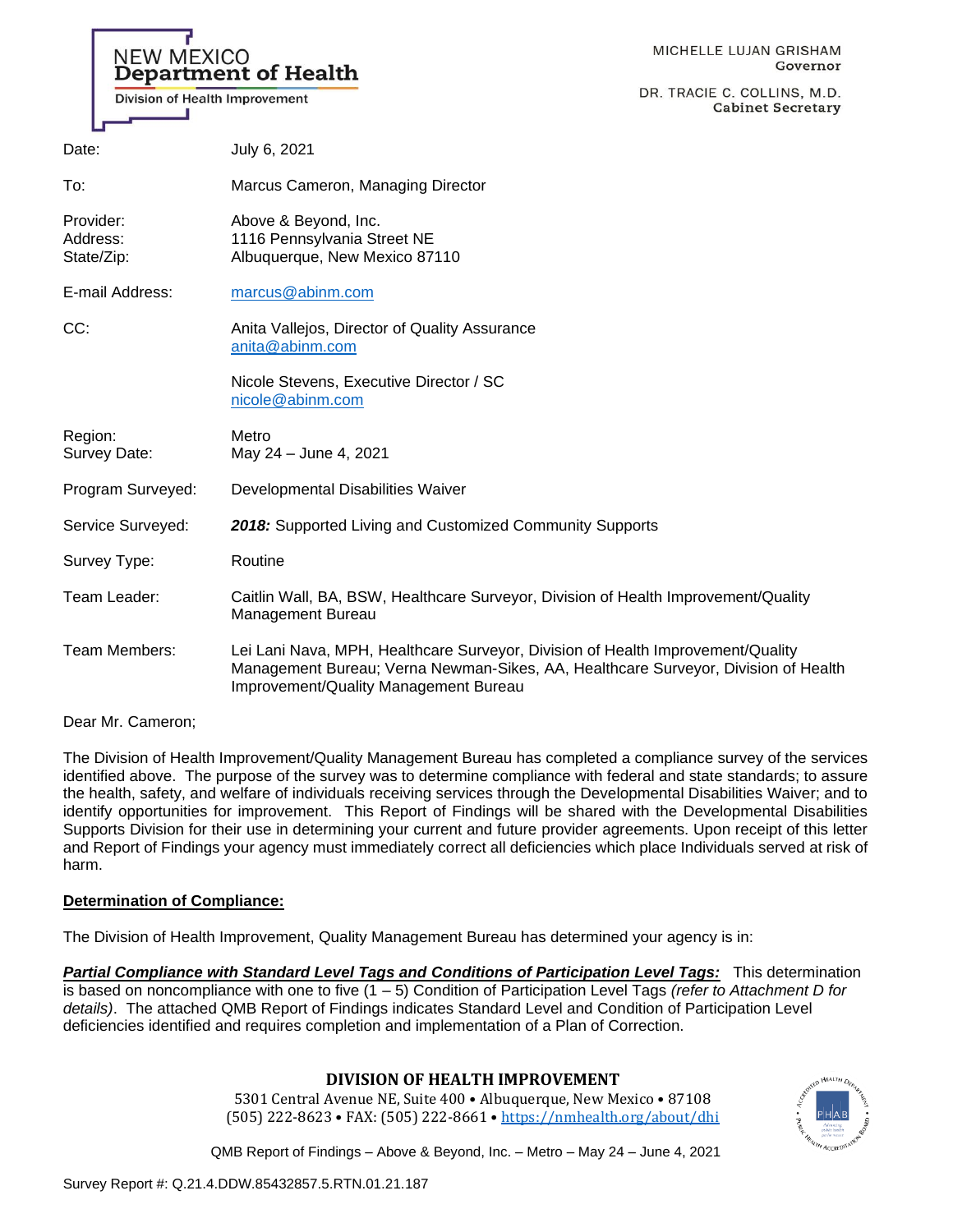NEW MEXICO
**Department of Health**
Division of Health Improvement

MICHELLE LUJAN GRISHAM
**Governor**

DR. TRACIE C. COLLINS, M.D.
**Cabinet Secretary**

| | |
|---|---|
| Date: | July 6, 2021 |
| To: | Marcus Cameron, Managing Director |
| Provider:<br>Address:<br>State/Zip: | Above & Beyond, Inc.<br>1116 Pennsylvania Street NE<br>Albuquerque, New Mexico 87110 |
| E-mail Address: | marcus@abinm.com |
| CC: | Anita Vallejos, Director of Quality Assurance<br>anita@abinm.com<br><br>Nicole Stevens, Executive Director / SC<br>nicole@abinm.com |
| Region:<br>Survey Date: | Metro<br>May 24 – June 4, 2021 |
| Program Surveyed: | Developmental Disabilities Waiver |
| Service Surveyed: | ***2018:*** Supported Living and Customized Community Supports |
| Survey Type: | Routine |
| Team Leader: | Caitlin Wall, BA, BSW, Healthcare Surveyor, Division of Health Improvement/Quality Management Bureau |
| Team Members: | Lei Lani Nava, MPH, Healthcare Surveyor, Division of Health Improvement/Quality Management Bureau; Verna Newman-Sikes, AA, Healthcare Surveyor, Division of Health Improvement/Quality Management Bureau |

Dear Mr. Cameron;

The Division of Health Improvement/Quality Management Bureau has completed a compliance survey of the services identified above. The purpose of the survey was to determine compliance with federal and state standards; to assure the health, safety, and welfare of individuals receiving services through the Developmental Disabilities Waiver; and to identify opportunities for improvement. This Report of Findings will be shared with the Developmental Disabilities Supports Division for their use in determining your current and future provider agreements. Upon receipt of this letter and Report of Findings your agency must immediately correct all deficiencies which place Individuals served at risk of harm.

**Determination of Compliance:**

The Division of Health Improvement, Quality Management Bureau has determined your agency is in:

***Partial Compliance with Standard Level Tags and Conditions of Participation Level Tags:*** This determination is based on noncompliance with one to five (1 – 5) Condition of Participation Level Tags *(refer to Attachment D for details)*. The attached QMB Report of Findings indicates Standard Level and Condition of Participation Level deficiencies identified and requires completion and implementation of a Plan of Correction.

**DIVISION OF HEALTH IMPROVEMENT**
5301 Central Avenue NE, Suite 400 • Albuquerque, New Mexico • 87108
(505) 222-8623 • FAX: (505) 222-8661 • https://nmhealth.org/about/dhi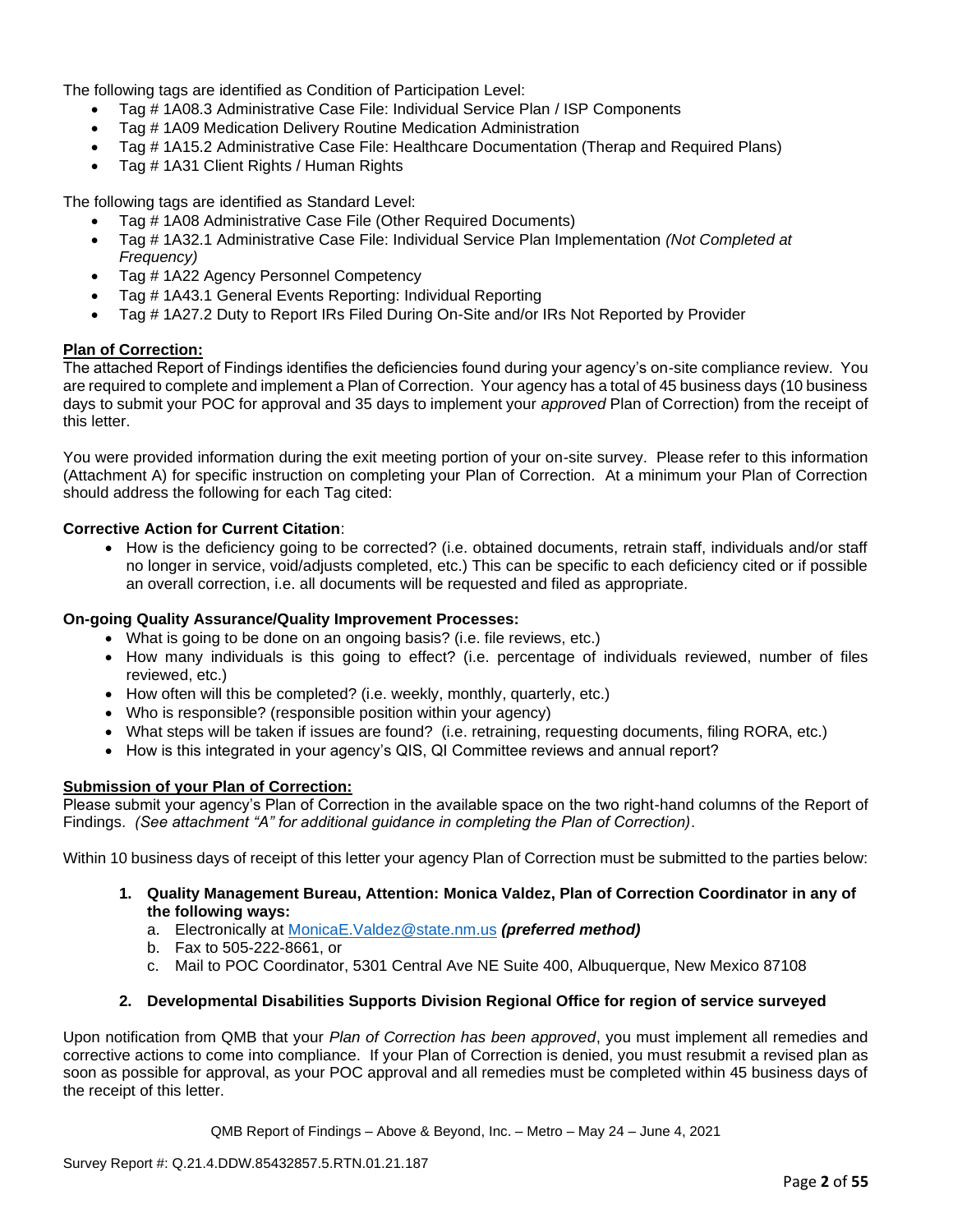The following tags are identified as Condition of Participation Level:

- Tag # 1A08.3 Administrative Case File: Individual Service Plan / ISP Components
- Tag # 1A09 Medication Delivery Routine Medication Administration
- Tag # 1A15.2 Administrative Case File: Healthcare Documentation (Therap and Required Plans)
- Tag # 1A31 Client Rights / Human Rights

The following tags are identified as Standard Level:

- Tag # 1A08 Administrative Case File (Other Required Documents)
- Tag # 1A32.1 Administrative Case File: Individual Service Plan Implementation *(Not Completed at Frequency)*
- Tag # 1A22 Agency Personnel Competency
- Tag # 1A43.1 General Events Reporting: Individual Reporting
- Tag # 1A27.2 Duty to Report IRs Filed During On-Site and/or IRs Not Reported by Provider

**Plan of Correction:**

The attached Report of Findings identifies the deficiencies found during your agency's on-site compliance review. You are required to complete and implement a Plan of Correction. Your agency has a total of 45 business days (10 business days to submit your POC for approval and 35 days to implement your *approved* Plan of Correction) from the receipt of this letter.

You were provided information during the exit meeting portion of your on-site survey. Please refer to this information (Attachment A) for specific instruction on completing your Plan of Correction. At a minimum your Plan of Correction should address the following for each Tag cited:

**Corrective Action for Current Citation**:

- How is the deficiency going to be corrected? (i.e. obtained documents, retrain staff, individuals and/or staff no longer in service, void/adjusts completed, etc.) This can be specific to each deficiency cited or if possible an overall correction, i.e. all documents will be requested and filed as appropriate.

**On-going Quality Assurance/Quality Improvement Processes:**

- What is going to be done on an ongoing basis? (i.e. file reviews, etc.)
- How many individuals is this going to effect? (i.e. percentage of individuals reviewed, number of files reviewed, etc.)
- How often will this be completed? (i.e. weekly, monthly, quarterly, etc.)
- Who is responsible? (responsible position within your agency)
- What steps will be taken if issues are found? (i.e. retraining, requesting documents, filing RORA, etc.)
- How is this integrated in your agency's QIS, QI Committee reviews and annual report?

**Submission of your Plan of Correction:**

Please submit your agency's Plan of Correction in the available space on the two right-hand columns of the Report of Findings. *(See attachment "A" for additional guidance in completing the Plan of Correction)*.

Within 10 business days of receipt of this letter your agency Plan of Correction must be submitted to the parties below:

1. **Quality Management Bureau, Attention: Monica Valdez, Plan of Correction Coordinator in any of the following ways:**
   a. Electronically at MonicaE.Valdez@state.nm.us ***(preferred method)***
   b. Fax to 505-222-8661, or
   c. Mail to POC Coordinator, 5301 Central Ave NE Suite 400, Albuquerque, New Mexico 87108

2. **Developmental Disabilities Supports Division Regional Office for region of service surveyed**

Upon notification from QMB that your *Plan of Correction has been approved*, you must implement all remedies and corrective actions to come into compliance. If your Plan of Correction is denied, you must resubmit a revised plan as soon as possible for approval, as your POC approval and all remedies must be completed within 45 business days of the receipt of this letter.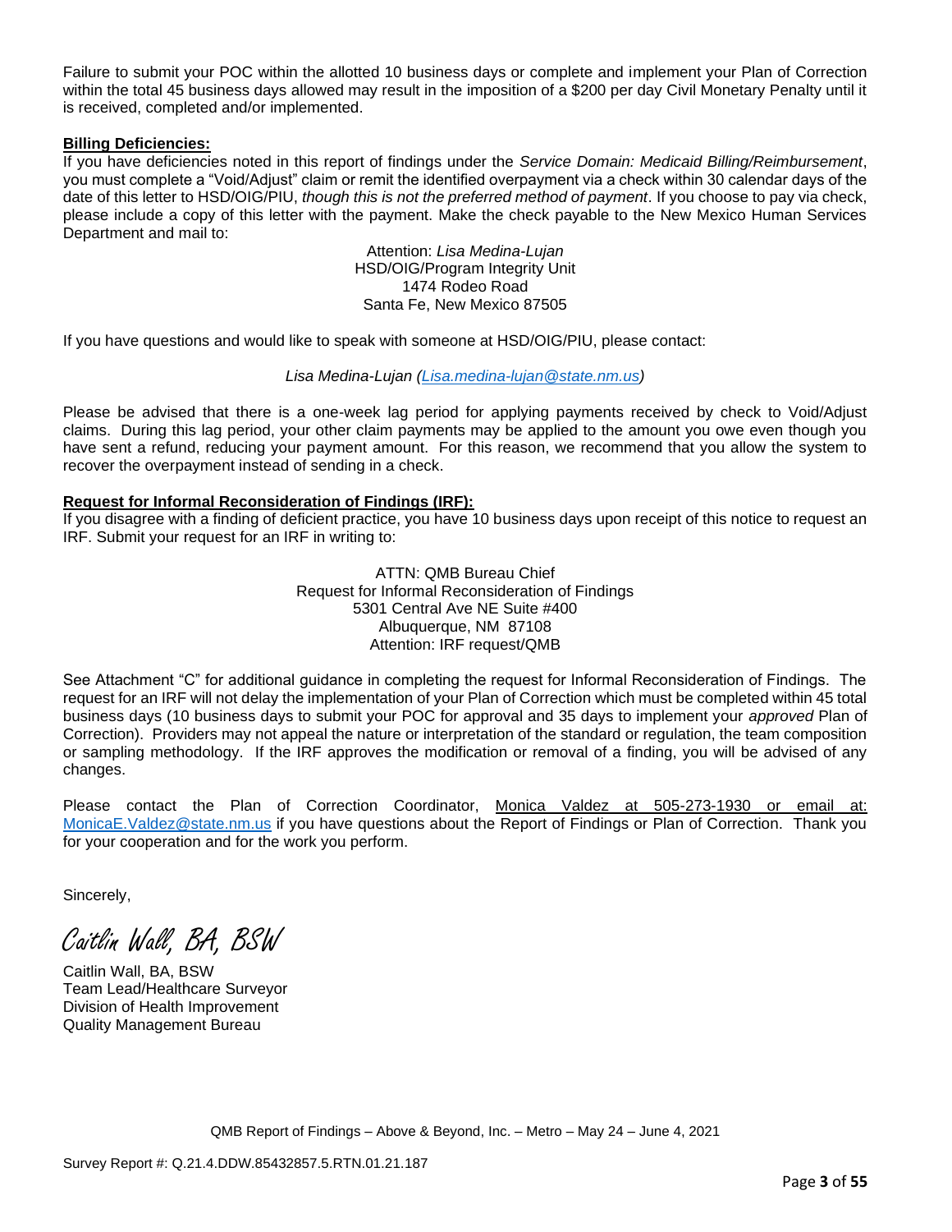Failure to submit your POC within the allotted 10 business days or complete and implement your Plan of Correction within the total 45 business days allowed may result in the imposition of a $200 per day Civil Monetary Penalty until it is received, completed and/or implemented.

**Billing Deficiencies:**

If you have deficiencies noted in this report of findings under the *Service Domain: Medicaid Billing/Reimbursement*, you must complete a "Void/Adjust" claim or remit the identified overpayment via a check within 30 calendar days of the date of this letter to HSD/OIG/PIU, *though this is not the preferred method of payment*. If you choose to pay via check, please include a copy of this letter with the payment. Make the check payable to the New Mexico Human Services Department and mail to:

Attention: *Lisa Medina-Lujan*
HSD/OIG/Program Integrity Unit
1474 Rodeo Road
Santa Fe, New Mexico 87505

If you have questions and would like to speak with someone at HSD/OIG/PIU, please contact:

*Lisa Medina-Lujan (Lisa.medina-lujan@state.nm.us)*

Please be advised that there is a one-week lag period for applying payments received by check to Void/Adjust claims. During this lag period, your other claim payments may be applied to the amount you owe even though you have sent a refund, reducing your payment amount. For this reason, we recommend that you allow the system to recover the overpayment instead of sending in a check.

**Request for Informal Reconsideration of Findings (IRF):**

If you disagree with a finding of deficient practice, you have 10 business days upon receipt of this notice to request an IRF. Submit your request for an IRF in writing to:

ATTN: QMB Bureau Chief
Request for Informal Reconsideration of Findings
5301 Central Ave NE Suite #400
Albuquerque, NM 87108
Attention: IRF request/QMB

See Attachment "C" for additional guidance in completing the request for Informal Reconsideration of Findings. The request for an IRF will not delay the implementation of your Plan of Correction which must be completed within 45 total business days (10 business days to submit your POC for approval and 35 days to implement your *approved* Plan of Correction). Providers may not appeal the nature or interpretation of the standard or regulation, the team composition or sampling methodology. If the IRF approves the modification or removal of a finding, you will be advised of any changes.

Please contact the Plan of Correction Coordinator, Monica Valdez at 505-273-1930 or email at: MonicaE.Valdez@state.nm.us if you have questions about the Report of Findings or Plan of Correction. Thank you for your cooperation and for the work you perform.

Sincerely,

*Caitlin Wall, BA, BSW*

Caitlin Wall, BA, BSW
Team Lead/Healthcare Surveyor
Division of Health Improvement
Quality Management Bureau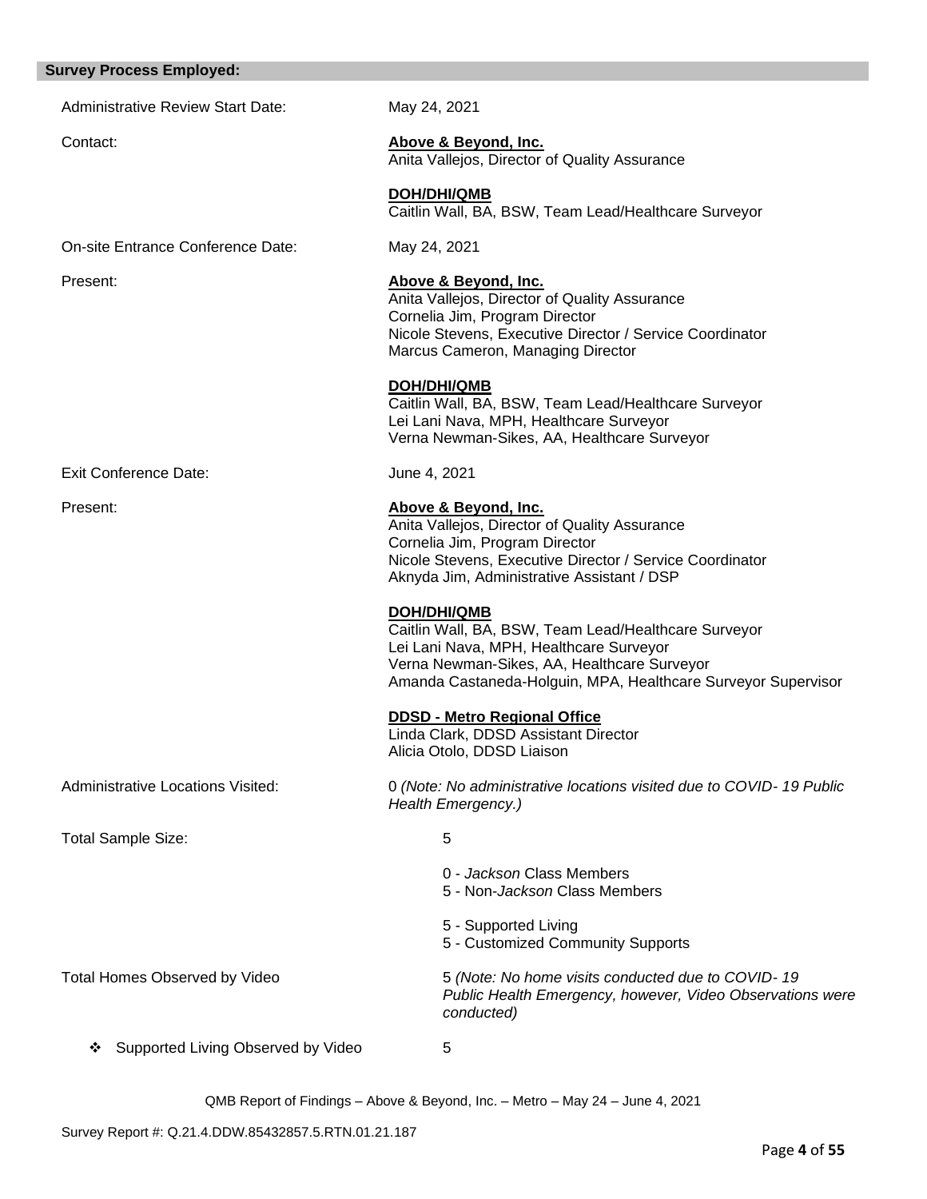**Survey Process Employed:**

Administrative Review Start Date: May 24, 2021

Contact:

**Above & Beyond, Inc.**
Anita Vallejos, Director of Quality Assurance

**DOH/DHI/QMB**
Caitlin Wall, BA, BSW, Team Lead/Healthcare Surveyor

On-site Entrance Conference Date: May 24, 2021

Present:

**Above & Beyond, Inc.**
Anita Vallejos, Director of Quality Assurance
Cornelia Jim, Program Director
Nicole Stevens, Executive Director / Service Coordinator
Marcus Cameron, Managing Director

**DOH/DHI/QMB**
Caitlin Wall, BA, BSW, Team Lead/Healthcare Surveyor
Lei Lani Nava, MPH, Healthcare Surveyor
Verna Newman-Sikes, AA, Healthcare Surveyor

Exit Conference Date: June 4, 2021

Present:

**Above & Beyond, Inc.**
Anita Vallejos, Director of Quality Assurance
Cornelia Jim, Program Director
Nicole Stevens, Executive Director / Service Coordinator
Aknyda Jim, Administrative Assistant / DSP

**DOH/DHI/QMB**
Caitlin Wall, BA, BSW, Team Lead/Healthcare Surveyor
Lei Lani Nava, MPH, Healthcare Surveyor
Verna Newman-Sikes, AA, Healthcare Surveyor
Amanda Castaneda-Holguin, MPA, Healthcare Surveyor Supervisor

**DDSD - Metro Regional Office**
Linda Clark, DDSD Assistant Director
Alicia Otolo, DDSD Liaison

Administrative Locations Visited: 0 *(Note: No administrative locations visited due to COVID- 19 Public Health Emergency.)*

Total Sample Size: 5

- 0 - *Jackson* Class Members
- 5 - Non-*Jackson* Class Members

- 5 - Supported Living
- 5 - Customized Community Supports

Total Homes Observed by Video: 5 *(Note: No home visits conducted due to COVID- 19 Public Health Emergency, however, Video Observations were conducted)*

- Supported Living Observed by Video: 5

QMB Report of Findings – Above & Beyond, Inc. – Metro – May 24 – June 4, 2021

Survey Report #: Q.21.4.DDW.85432857.5.RTN.01.21.187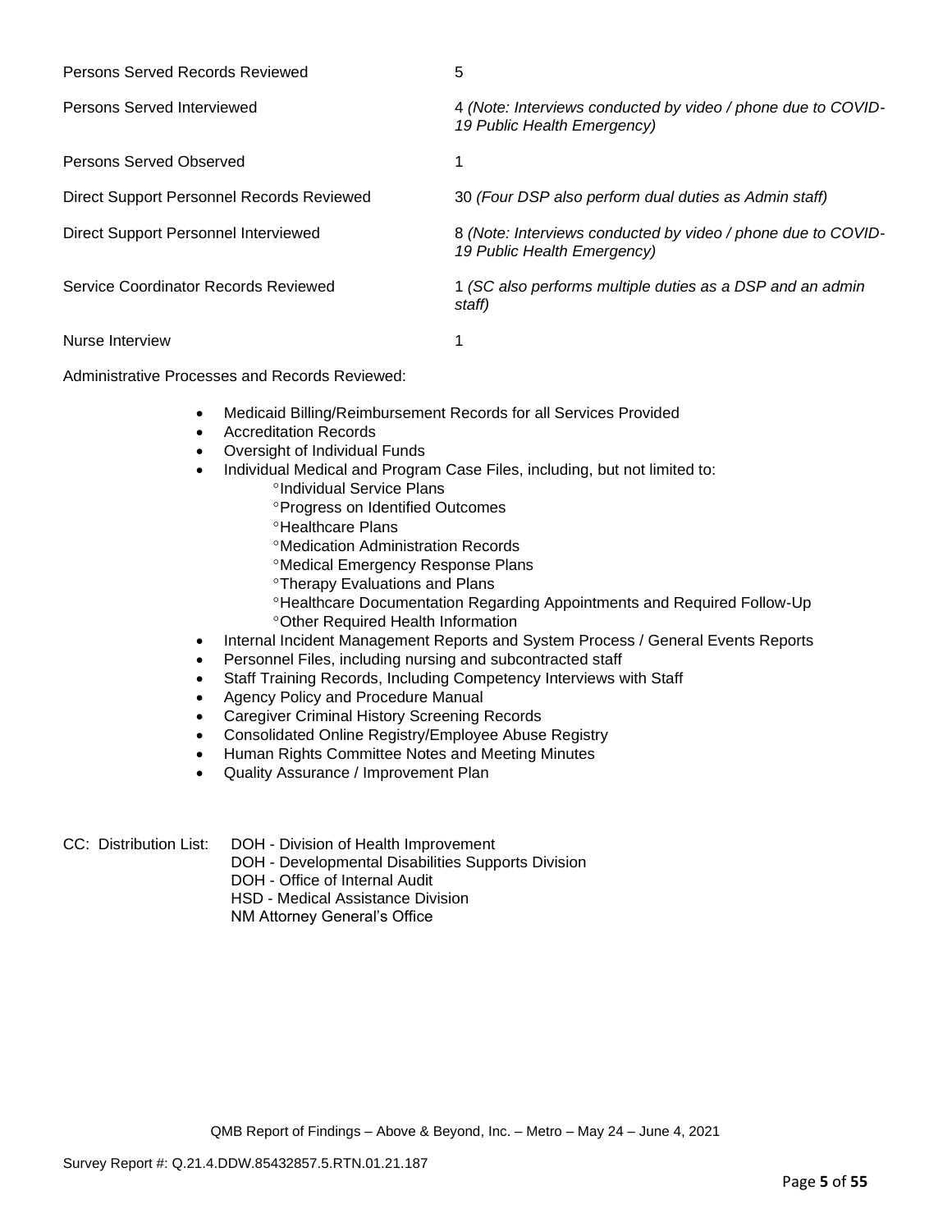| | |
|---|---|
| Persons Served Records Reviewed | 5 |
| Persons Served Interviewed | 4 *(Note: Interviews conducted by video / phone due to COVID-19 Public Health Emergency)* |
| Persons Served Observed | 1 |
| Direct Support Personnel Records Reviewed | 30 *(Four DSP also perform dual duties as Admin staff)* |
| Direct Support Personnel Interviewed | 8 *(Note: Interviews conducted by video / phone due to COVID-19 Public Health Emergency)* |
| Service Coordinator Records Reviewed | 1 *(SC also performs multiple duties as a DSP and an admin staff)* |
| Nurse Interview | 1 |

Administrative Processes and Records Reviewed:

- Medicaid Billing/Reimbursement Records for all Services Provided
- Accreditation Records
- Oversight of Individual Funds
- Individual Medical and Program Case Files, including, but not limited to:
  - °Individual Service Plans
  - °Progress on Identified Outcomes
  - °Healthcare Plans
  - °Medication Administration Records
  - °Medical Emergency Response Plans
  - °Therapy Evaluations and Plans
  - °Healthcare Documentation Regarding Appointments and Required Follow-Up
  - °Other Required Health Information
- Internal Incident Management Reports and System Process / General Events Reports
- Personnel Files, including nursing and subcontracted staff
- Staff Training Records, Including Competency Interviews with Staff
- Agency Policy and Procedure Manual
- Caregiver Criminal History Screening Records
- Consolidated Online Registry/Employee Abuse Registry
- Human Rights Committee Notes and Meeting Minutes
- Quality Assurance / Improvement Plan

CC: Distribution List: DOH - Division of Health Improvement
DOH - Developmental Disabilities Supports Division
DOH - Office of Internal Audit
HSD - Medical Assistance Division
NM Attorney General's Office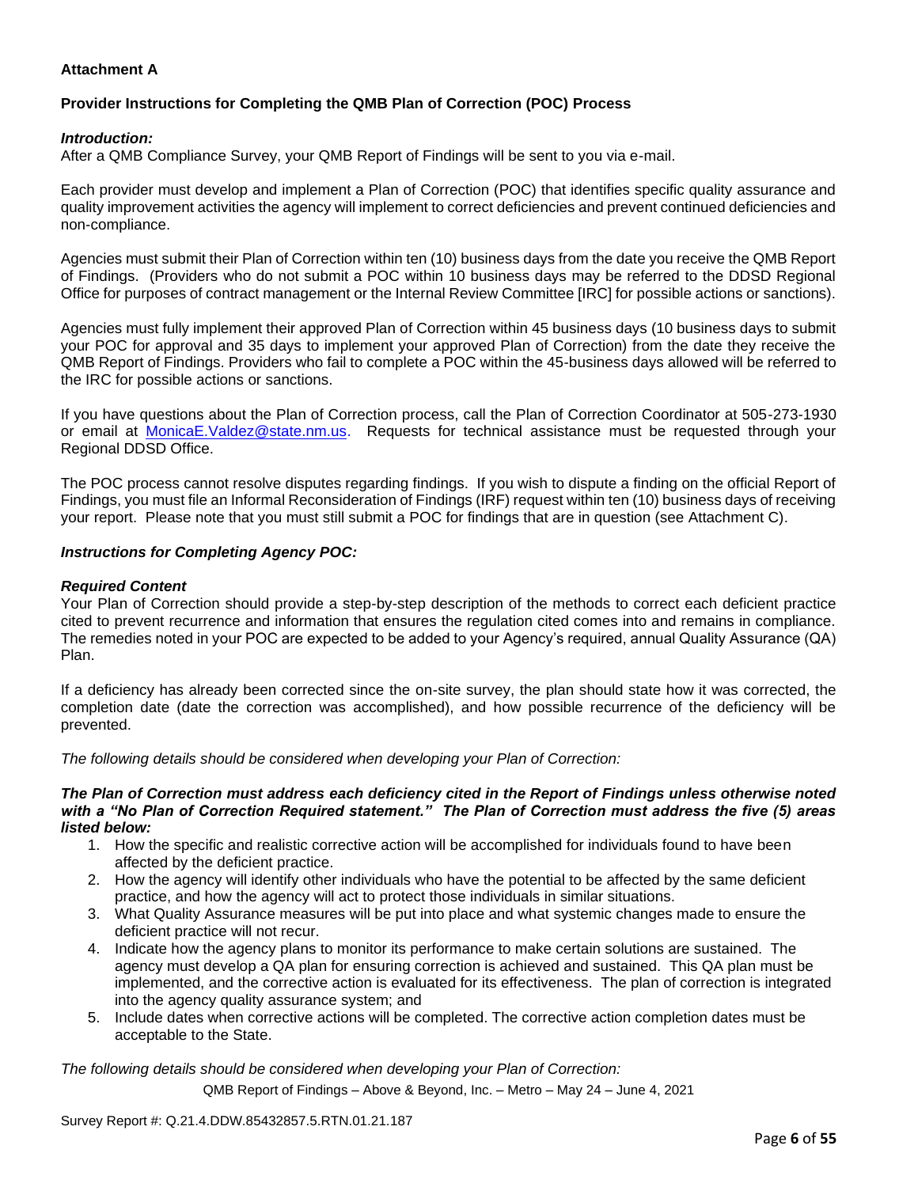**Attachment A**

**Provider Instructions for Completing the QMB Plan of Correction (POC) Process**

***Introduction:***

After a QMB Compliance Survey, your QMB Report of Findings will be sent to you via e-mail.

Each provider must develop and implement a Plan of Correction (POC) that identifies specific quality assurance and quality improvement activities the agency will implement to correct deficiencies and prevent continued deficiencies and non-compliance.

Agencies must submit their Plan of Correction within ten (10) business days from the date you receive the QMB Report of Findings. (Providers who do not submit a POC within 10 business days may be referred to the DDSD Regional Office for purposes of contract management or the Internal Review Committee [IRC] for possible actions or sanctions).

Agencies must fully implement their approved Plan of Correction within 45 business days (10 business days to submit your POC for approval and 35 days to implement your approved Plan of Correction) from the date they receive the QMB Report of Findings. Providers who fail to complete a POC within the 45-business days allowed will be referred to the IRC for possible actions or sanctions.

If you have questions about the Plan of Correction process, call the Plan of Correction Coordinator at 505-273-1930 or email at MonicaE.Valdez@state.nm.us. Requests for technical assistance must be requested through your Regional DDSD Office.

The POC process cannot resolve disputes regarding findings. If you wish to dispute a finding on the official Report of Findings, you must file an Informal Reconsideration of Findings (IRF) request within ten (10) business days of receiving your report. Please note that you must still submit a POC for findings that are in question (see Attachment C).

***Instructions for Completing Agency POC:***

***Required Content***

Your Plan of Correction should provide a step-by-step description of the methods to correct each deficient practice cited to prevent recurrence and information that ensures the regulation cited comes into and remains in compliance. The remedies noted in your POC are expected to be added to your Agency's required, annual Quality Assurance (QA) Plan.

If a deficiency has already been corrected since the on-site survey, the plan should state how it was corrected, the completion date (date the correction was accomplished), and how possible recurrence of the deficiency will be prevented.

*The following details should be considered when developing your Plan of Correction:*

***The Plan of Correction must address each deficiency cited in the Report of Findings unless otherwise noted with a "No Plan of Correction Required statement." The Plan of Correction must address the five (5) areas listed below:***

1. How the specific and realistic corrective action will be accomplished for individuals found to have been affected by the deficient practice.
2. How the agency will identify other individuals who have the potential to be affected by the same deficient practice, and how the agency will act to protect those individuals in similar situations.
3. What Quality Assurance measures will be put into place and what systemic changes made to ensure the deficient practice will not recur.
4. Indicate how the agency plans to monitor its performance to make certain solutions are sustained. The agency must develop a QA plan for ensuring correction is achieved and sustained. This QA plan must be implemented, and the corrective action is evaluated for its effectiveness. The plan of correction is integrated into the agency quality assurance system; and
5. Include dates when corrective actions will be completed. The corrective action completion dates must be acceptable to the State.

*The following details should be considered when developing your Plan of Correction:*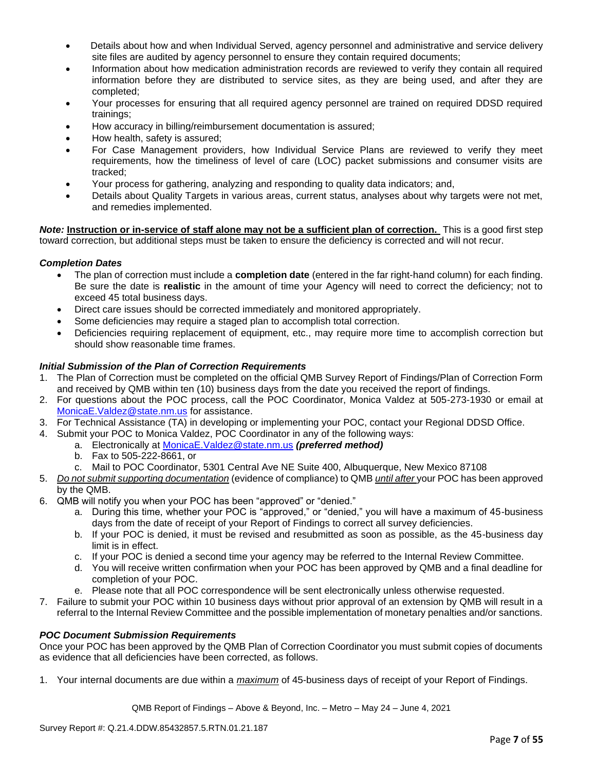- Details about how and when Individual Served, agency personnel and administrative and service delivery site files are audited by agency personnel to ensure they contain required documents;
- Information about how medication administration records are reviewed to verify they contain all required information before they are distributed to service sites, as they are being used, and after they are completed;
- Your processes for ensuring that all required agency personnel are trained on required DDSD required trainings;
- How accuracy in billing/reimbursement documentation is assured;
- How health, safety is assured;
- For Case Management providers, how Individual Service Plans are reviewed to verify they meet requirements, how the timeliness of level of care (LOC) packet submissions and consumer visits are tracked;
- Your process for gathering, analyzing and responding to quality data indicators; and,
- Details about Quality Targets in various areas, current status, analyses about why targets were not met, and remedies implemented.

***Note:*** **Instruction or in-service of staff alone may not be a sufficient plan of correction.** This is a good first step toward correction, but additional steps must be taken to ensure the deficiency is corrected and will not recur.

### *Completion Dates*

- The plan of correction must include a **completion date** (entered in the far right-hand column) for each finding. Be sure the date is **realistic** in the amount of time your Agency will need to correct the deficiency; not to exceed 45 total business days.
- Direct care issues should be corrected immediately and monitored appropriately.
- Some deficiencies may require a staged plan to accomplish total correction.
- Deficiencies requiring replacement of equipment, etc., may require more time to accomplish correction but should show reasonable time frames.

### *Initial Submission of the Plan of Correction Requirements*

1. The Plan of Correction must be completed on the official QMB Survey Report of Findings/Plan of Correction Form and received by QMB within ten (10) business days from the date you received the report of findings.
2. For questions about the POC process, call the POC Coordinator, Monica Valdez at 505-273-1930 or email at MonicaE.Valdez@state.nm.us for assistance.
3. For Technical Assistance (TA) in developing or implementing your POC, contact your Regional DDSD Office.
4. Submit your POC to Monica Valdez, POC Coordinator in any of the following ways:
   a. Electronically at MonicaE.Valdez@state.nm.us ***(preferred method)***
   b. Fax to 505-222-8661, or
   c. Mail to POC Coordinator, 5301 Central Ave NE Suite 400, Albuquerque, New Mexico 87108
5. *Do not submit supporting documentation* (evidence of compliance) to QMB *until after* your POC has been approved by the QMB.
6. QMB will notify you when your POC has been "approved" or "denied."
   a. During this time, whether your POC is "approved," or "denied," you will have a maximum of 45-business days from the date of receipt of your Report of Findings to correct all survey deficiencies.
   b. If your POC is denied, it must be revised and resubmitted as soon as possible, as the 45-business day limit is in effect.
   c. If your POC is denied a second time your agency may be referred to the Internal Review Committee.
   d. You will receive written confirmation when your POC has been approved by QMB and a final deadline for completion of your POC.
   e. Please note that all POC correspondence will be sent electronically unless otherwise requested.
7. Failure to submit your POC within 10 business days without prior approval of an extension by QMB will result in a referral to the Internal Review Committee and the possible implementation of monetary penalties and/or sanctions.

### *POC Document Submission Requirements*

Once your POC has been approved by the QMB Plan of Correction Coordinator you must submit copies of documents as evidence that all deficiencies have been corrected, as follows.

1. Your internal documents are due within a *maximum* of 45-business days of receipt of your Report of Findings.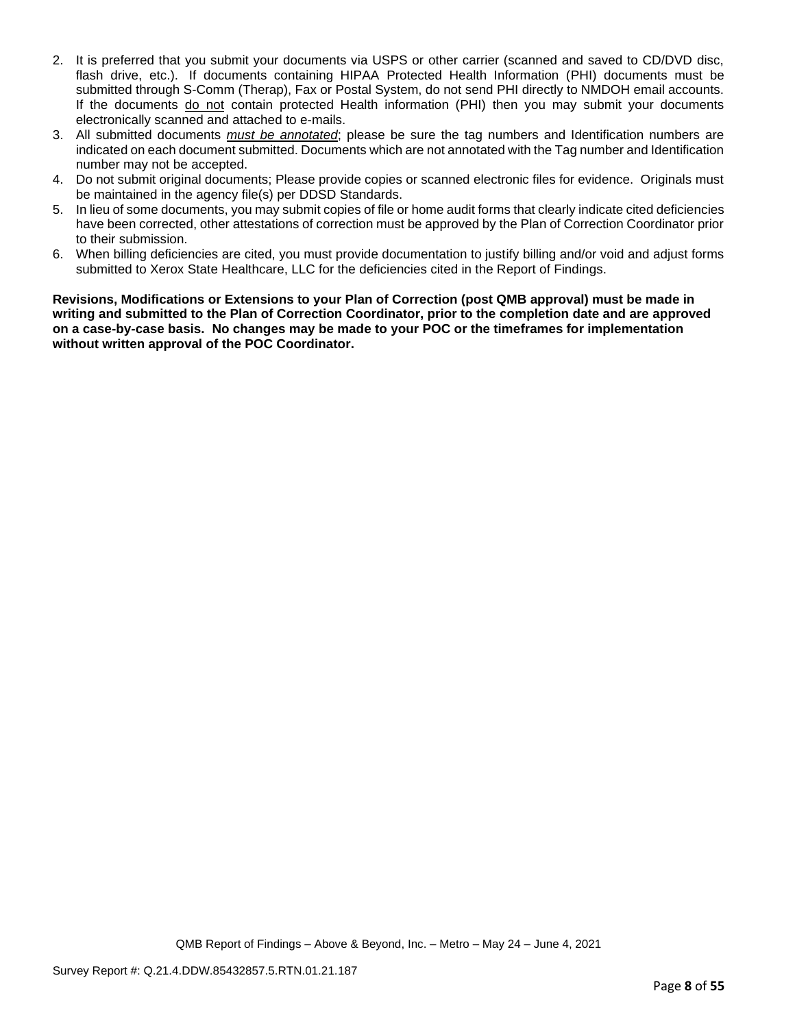2. It is preferred that you submit your documents via USPS or other carrier (scanned and saved to CD/DVD disc, flash drive, etc.). If documents containing HIPAA Protected Health Information (PHI) documents must be submitted through S-Comm (Therap), Fax or Postal System, do not send PHI directly to NMDOH email accounts. If the documents do not contain protected Health information (PHI) then you may submit your documents electronically scanned and attached to e-mails.
3. All submitted documents ***must be annotated***; please be sure the tag numbers and Identification numbers are indicated on each document submitted. Documents which are not annotated with the Tag number and Identification number may not be accepted.
4. Do not submit original documents; Please provide copies or scanned electronic files for evidence. Originals must be maintained in the agency file(s) per DDSD Standards.
5. In lieu of some documents, you may submit copies of file or home audit forms that clearly indicate cited deficiencies have been corrected, other attestations of correction must be approved by the Plan of Correction Coordinator prior to their submission.
6. When billing deficiencies are cited, you must provide documentation to justify billing and/or void and adjust forms submitted to Xerox State Healthcare, LLC for the deficiencies cited in the Report of Findings.

**Revisions, Modifications or Extensions to your Plan of Correction (post QMB approval) must be made in writing and submitted to the Plan of Correction Coordinator, prior to the completion date and are approved on a case-by-case basis. No changes may be made to your POC or the timeframes for implementation without written approval of the POC Coordinator.**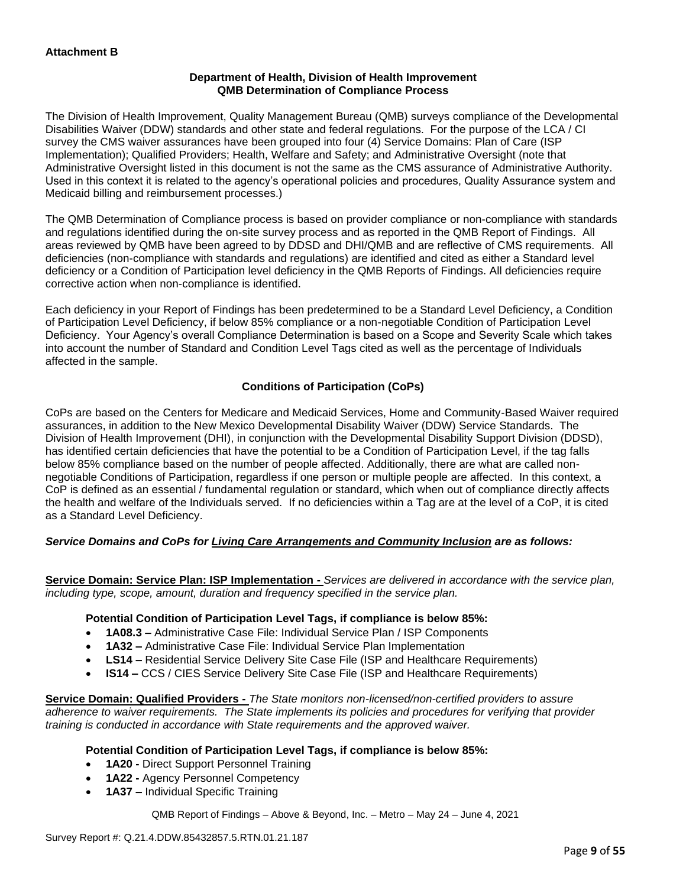**Attachment B**

**Department of Health, Division of Health Improvement**
**QMB Determination of Compliance Process**

The Division of Health Improvement, Quality Management Bureau (QMB) surveys compliance of the Developmental Disabilities Waiver (DDW) standards and other state and federal regulations. For the purpose of the LCA / CI survey the CMS waiver assurances have been grouped into four (4) Service Domains: Plan of Care (ISP Implementation); Qualified Providers; Health, Welfare and Safety; and Administrative Oversight (note that Administrative Oversight listed in this document is not the same as the CMS assurance of Administrative Authority. Used in this context it is related to the agency's operational policies and procedures, Quality Assurance system and Medicaid billing and reimbursement processes.)

The QMB Determination of Compliance process is based on provider compliance or non-compliance with standards and regulations identified during the on-site survey process and as reported in the QMB Report of Findings. All areas reviewed by QMB have been agreed to by DDSD and DHI/QMB and are reflective of CMS requirements. All deficiencies (non-compliance with standards and regulations) are identified and cited as either a Standard level deficiency or a Condition of Participation level deficiency in the QMB Reports of Findings. All deficiencies require corrective action when non-compliance is identified.

Each deficiency in your Report of Findings has been predetermined to be a Standard Level Deficiency, a Condition of Participation Level Deficiency, if below 85% compliance or a non-negotiable Condition of Participation Level Deficiency. Your Agency's overall Compliance Determination is based on a Scope and Severity Scale which takes into account the number of Standard and Condition Level Tags cited as well as the percentage of Individuals affected in the sample.

**Conditions of Participation (CoPs)**

CoPs are based on the Centers for Medicare and Medicaid Services, Home and Community-Based Waiver required assurances, in addition to the New Mexico Developmental Disability Waiver (DDW) Service Standards. The Division of Health Improvement (DHI), in conjunction with the Developmental Disability Support Division (DDSD), has identified certain deficiencies that have the potential to be a Condition of Participation Level, if the tag falls below 85% compliance based on the number of people affected. Additionally, there are what are called non-negotiable Conditions of Participation, regardless if one person or multiple people are affected. In this context, a CoP is defined as an essential / fundamental regulation or standard, which when out of compliance directly affects the health and welfare of the Individuals served. If no deficiencies within a Tag are at the level of a CoP, it is cited as a Standard Level Deficiency.

***Service Domains and CoPs for Living Care Arrangements and Community Inclusion are as follows:***

**Service Domain: Service Plan: ISP Implementation -** *Services are delivered in accordance with the service plan, including type, scope, amount, duration and frequency specified in the service plan.*

**Potential Condition of Participation Level Tags, if compliance is below 85%:**

- **1A08.3 –** Administrative Case File: Individual Service Plan / ISP Components
- **1A32 –** Administrative Case File: Individual Service Plan Implementation
- **LS14 –** Residential Service Delivery Site Case File (ISP and Healthcare Requirements)
- **IS14 –** CCS / CIES Service Delivery Site Case File (ISP and Healthcare Requirements)

**Service Domain: Qualified Providers -** *The State monitors non-licensed/non-certified providers to assure adherence to waiver requirements. The State implements its policies and procedures for verifying that provider training is conducted in accordance with State requirements and the approved waiver.*

**Potential Condition of Participation Level Tags, if compliance is below 85%:**

- **1A20 -** Direct Support Personnel Training
- **1A22 -** Agency Personnel Competency
- **1A37 –** Individual Specific Training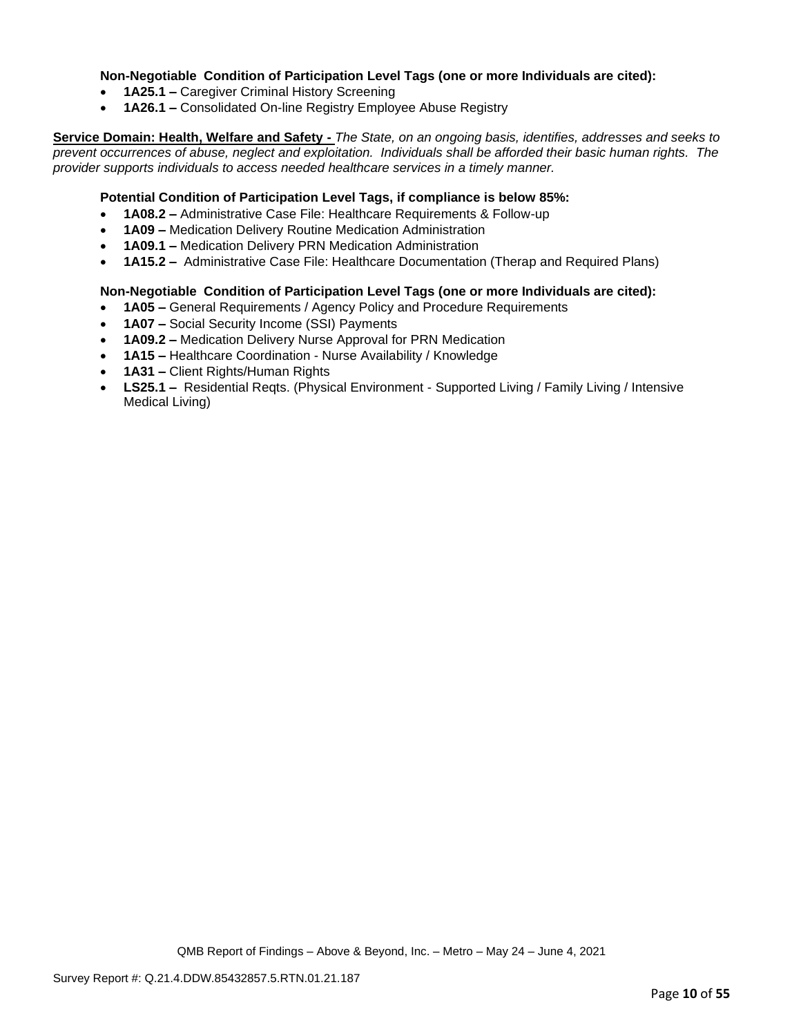**Non-Negotiable Condition of Participation Level Tags (one or more Individuals are cited):**

- **1A25.1 –** Caregiver Criminal History Screening
- **1A26.1 –** Consolidated On-line Registry Employee Abuse Registry

**Service Domain: Health, Welfare and Safety -** *The State, on an ongoing basis, identifies, addresses and seeks to prevent occurrences of abuse, neglect and exploitation. Individuals shall be afforded their basic human rights. The provider supports individuals to access needed healthcare services in a timely manner.*

**Potential Condition of Participation Level Tags, if compliance is below 85%:**

- **1A08.2 –** Administrative Case File: Healthcare Requirements & Follow-up
- **1A09 –** Medication Delivery Routine Medication Administration
- **1A09.1 –** Medication Delivery PRN Medication Administration
- **1A15.2 –** Administrative Case File: Healthcare Documentation (Therap and Required Plans)

**Non-Negotiable Condition of Participation Level Tags (one or more Individuals are cited):**

- **1A05 –** General Requirements / Agency Policy and Procedure Requirements
- **1A07 –** Social Security Income (SSI) Payments
- **1A09.2 –** Medication Delivery Nurse Approval for PRN Medication
- **1A15 –** Healthcare Coordination - Nurse Availability / Knowledge
- **1A31 –** Client Rights/Human Rights
- **LS25.1 –** Residential Reqts. (Physical Environment - Supported Living / Family Living / Intensive Medical Living)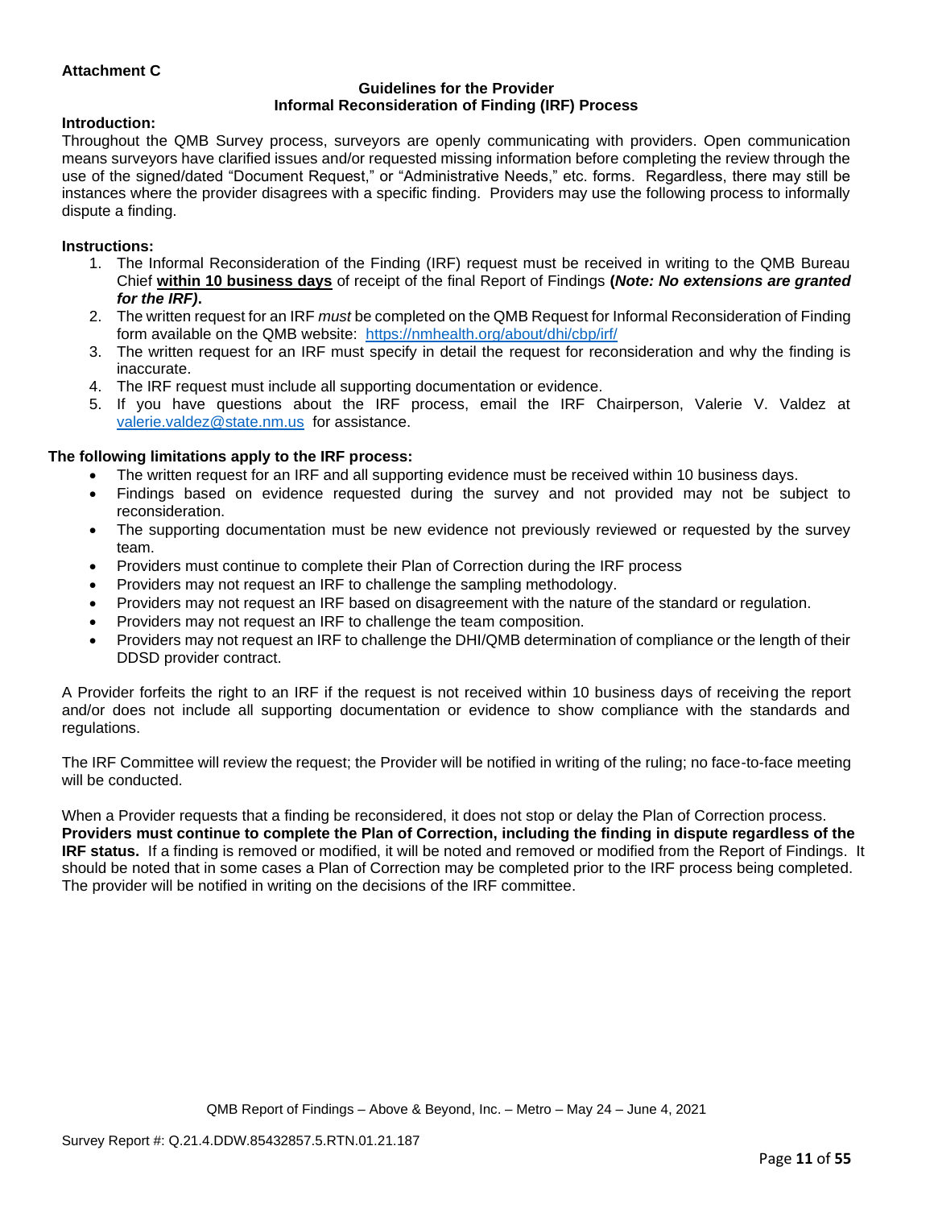**Attachment C**

## Guidelines for the Provider
## Informal Reconsideration of Finding (IRF) Process

**Introduction:**

Throughout the QMB Survey process, surveyors are openly communicating with providers. Open communication means surveyors have clarified issues and/or requested missing information before completing the review through the use of the signed/dated "Document Request," or "Administrative Needs," etc. forms. Regardless, there may still be instances where the provider disagrees with a specific finding. Providers may use the following process to informally dispute a finding.

**Instructions:**

1. The Informal Reconsideration of the Finding (IRF) request must be received in writing to the QMB Bureau Chief **within 10 business days** of receipt of the final Report of Findings **(*Note: No extensions are granted for the IRF)*.**
2. The written request for an IRF *must* be completed on the QMB Request for Informal Reconsideration of Finding form available on the QMB website: https://nmhealth.org/about/dhi/cbp/irf/
3. The written request for an IRF must specify in detail the request for reconsideration and why the finding is inaccurate.
4. The IRF request must include all supporting documentation or evidence.
5. If you have questions about the IRF process, email the IRF Chairperson, Valerie V. Valdez at valerie.valdez@state.nm.us for assistance.

**The following limitations apply to the IRF process:**

- The written request for an IRF and all supporting evidence must be received within 10 business days.
- Findings based on evidence requested during the survey and not provided may not be subject to reconsideration.
- The supporting documentation must be new evidence not previously reviewed or requested by the survey team.
- Providers must continue to complete their Plan of Correction during the IRF process
- Providers may not request an IRF to challenge the sampling methodology.
- Providers may not request an IRF based on disagreement with the nature of the standard or regulation.
- Providers may not request an IRF to challenge the team composition.
- Providers may not request an IRF to challenge the DHI/QMB determination of compliance or the length of their DDSD provider contract.

A Provider forfeits the right to an IRF if the request is not received within 10 business days of receiving the report and/or does not include all supporting documentation or evidence to show compliance with the standards and regulations.

The IRF Committee will review the request; the Provider will be notified in writing of the ruling; no face-to-face meeting will be conducted.

When a Provider requests that a finding be reconsidered, it does not stop or delay the Plan of Correction process. **Providers must continue to complete the Plan of Correction, including the finding in dispute regardless of the IRF status.** If a finding is removed or modified, it will be noted and removed or modified from the Report of Findings. It should be noted that in some cases a Plan of Correction may be completed prior to the IRF process being completed. The provider will be notified in writing on the decisions of the IRF committee.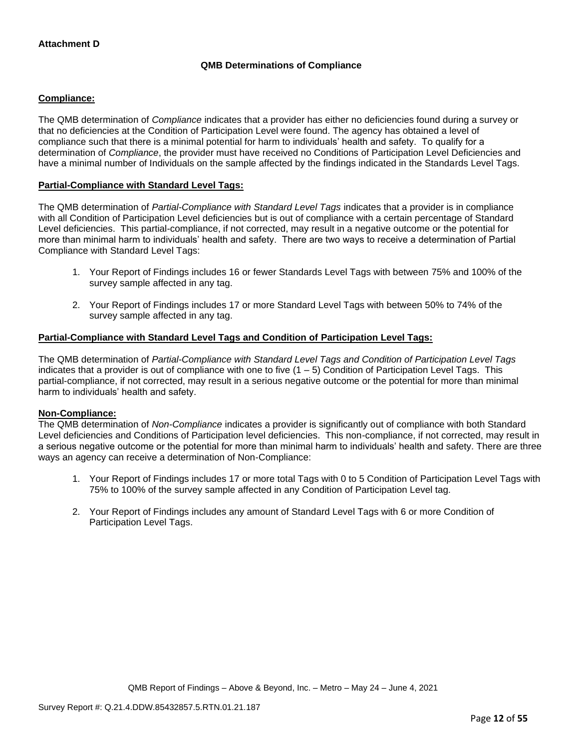**Attachment D**

**QMB Determinations of Compliance**

**Compliance:**

The QMB determination of *Compliance* indicates that a provider has either no deficiencies found during a survey or that no deficiencies at the Condition of Participation Level were found. The agency has obtained a level of compliance such that there is a minimal potential for harm to individuals' health and safety. To qualify for a determination of *Compliance*, the provider must have received no Conditions of Participation Level Deficiencies and have a minimal number of Individuals on the sample affected by the findings indicated in the Standards Level Tags.

**Partial-Compliance with Standard Level Tags:**

The QMB determination of *Partial-Compliance with Standard Level Tags* indicates that a provider is in compliance with all Condition of Participation Level deficiencies but is out of compliance with a certain percentage of Standard Level deficiencies. This partial-compliance, if not corrected, may result in a negative outcome or the potential for more than minimal harm to individuals' health and safety. There are two ways to receive a determination of Partial Compliance with Standard Level Tags:

1. Your Report of Findings includes 16 or fewer Standards Level Tags with between 75% and 100% of the survey sample affected in any tag.
2. Your Report of Findings includes 17 or more Standard Level Tags with between 50% to 74% of the survey sample affected in any tag.

**Partial-Compliance with Standard Level Tags and Condition of Participation Level Tags:**

The QMB determination of *Partial-Compliance with Standard Level Tags and Condition of Participation Level Tags* indicates that a provider is out of compliance with one to five (1 – 5) Condition of Participation Level Tags. This partial-compliance, if not corrected, may result in a serious negative outcome or the potential for more than minimal harm to individuals' health and safety.

**Non-Compliance:**

The QMB determination of *Non-Compliance* indicates a provider is significantly out of compliance with both Standard Level deficiencies and Conditions of Participation level deficiencies. This non-compliance, if not corrected, may result in a serious negative outcome or the potential for more than minimal harm to individuals' health and safety. There are three ways an agency can receive a determination of Non-Compliance:

1. Your Report of Findings includes 17 or more total Tags with 0 to 5 Condition of Participation Level Tags with 75% to 100% of the survey sample affected in any Condition of Participation Level tag.
2. Your Report of Findings includes any amount of Standard Level Tags with 6 or more Condition of Participation Level Tags.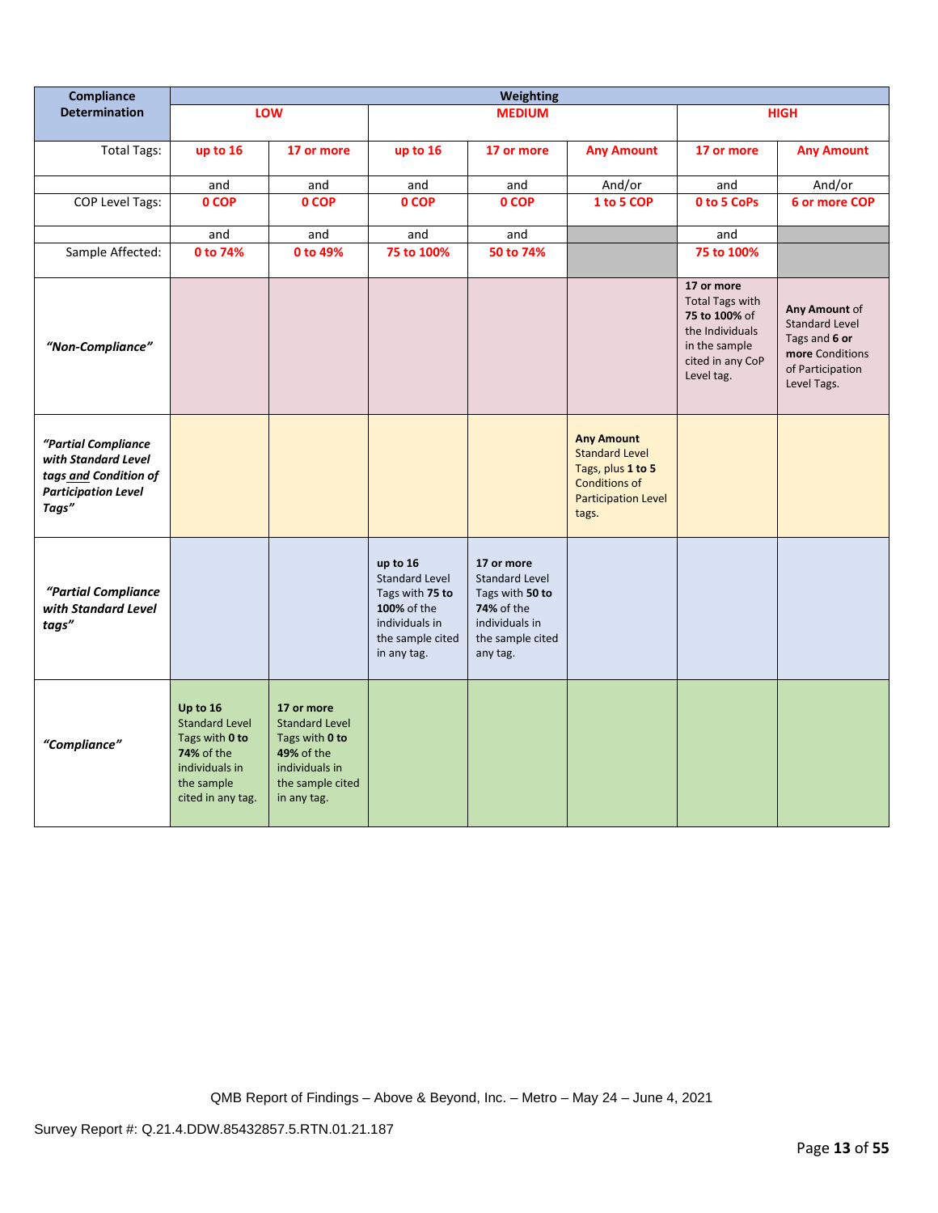| Compliance Determination | Weighting | | | | | | |
|---|---|---|---|---|---|---|---|
| | LOW | | MEDIUM | | | HIGH | |
| Total Tags: | up to 16 | 17 or more | up to 16 | 17 or more | Any Amount | 17 or more | Any Amount |
| | and | and | and | and | And/or | and | And/or |
| COP Level Tags: | 0 COP | 0 COP | 0 COP | 0 COP | 1 to 5 COP | 0 to 5 CoPs | 6 or more COP |
| | and | and | and | and | | and | |
| Sample Affected: | 0 to 74% | 0 to 49% | 75 to 100% | 50 to 74% | | 75 to 100% | |
| *"Non-Compliance"* | | | | | | **17 or more** Total Tags with **75 to 100%** of the Individuals in the sample cited in any CoP Level tag. | **Any Amount** of Standard Level Tags and **6 or more** Conditions of Participation Level Tags. |
| ***"Partial Compliance with Standard Level tags and Condition of Participation Level Tags"*** | | | | | **Any Amount** Standard Level Tags, plus **1 to 5** Conditions of Participation Level tags. | | |
| ***"Partial Compliance with Standard Level tags"*** | | | **up to 16** Standard Level Tags with **75 to 100%** of the individuals in the sample cited in any tag. | **17 or more** Standard Level Tags with **50 to 74%** of the individuals in the sample cited any tag. | | | |
| *"Compliance"* | **Up to 16** Standard Level Tags with **0 to 74%** of the individuals in the sample cited in any tag. | **17 or more** Standard Level Tags with **0 to 49%** of the individuals in the sample cited in any tag. | | | | | |

QMB Report of Findings – Above & Beyond, Inc. – Metro – May 24 – June 4, 2021

Survey Report #: Q.21.4.DDW.85432857.5.RTN.01.21.187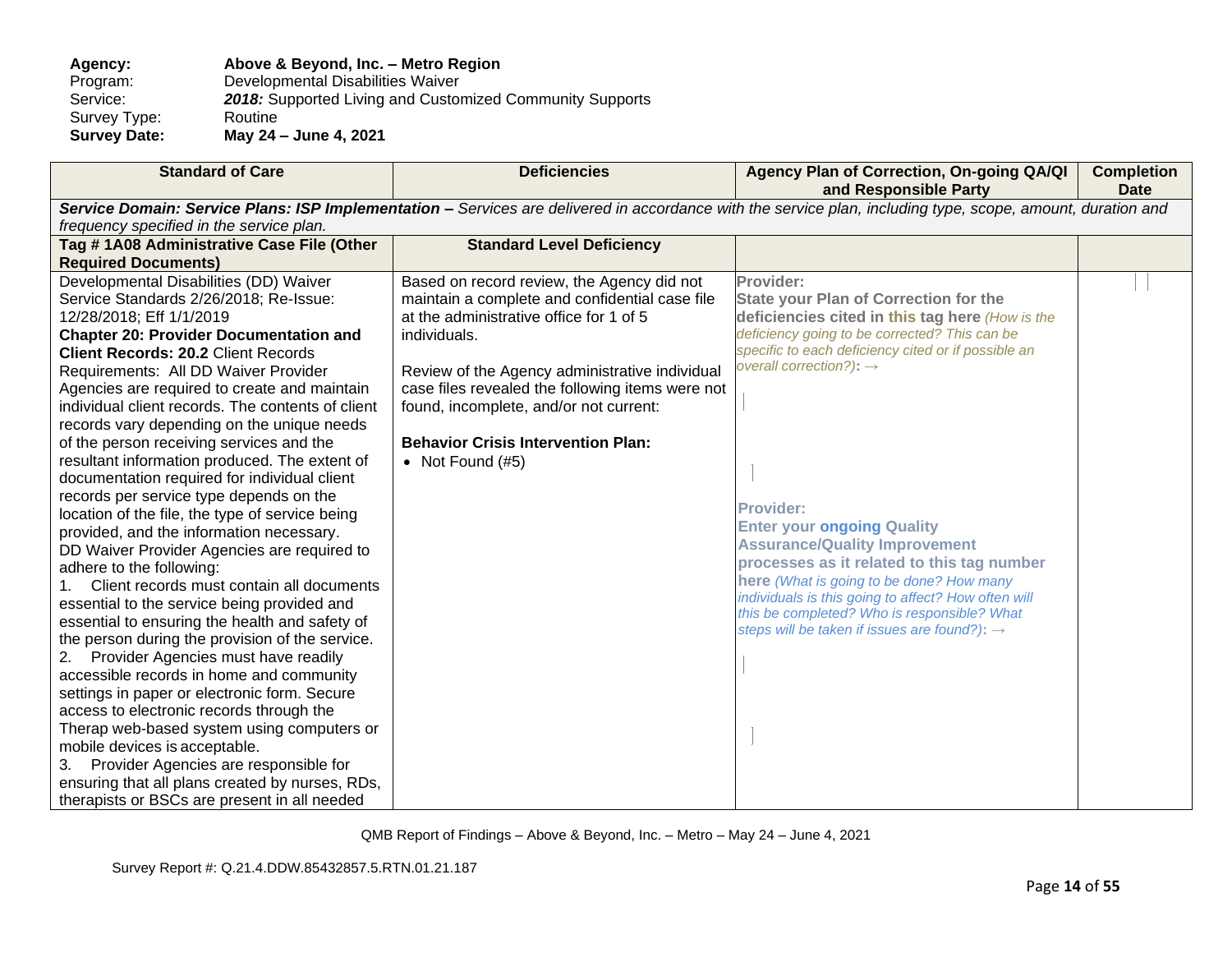**Agency:** **Above & Beyond, Inc. – Metro Region**
Program: Developmental Disabilities Waiver
Service: ***2018:*** Supported Living and Customized Community Supports
Survey Type: Routine
**Survey Date:** **May 24 – June 4, 2021**

| Standard of Care | Deficiencies | Agency Plan of Correction, On-going QA/QI and Responsible Party | Completion Date |
|---|---|---|---|
| ***Service Domain: Service Plans: ISP Implementation –*** *Services are delivered in accordance with the service plan, including type, scope, amount, duration and frequency specified in the service plan.* | | | |
| **Tag # 1A08 Administrative Case File (Other Required Documents)** | **Standard Level Deficiency** | | |
| Developmental Disabilities (DD) Waiver Service Standards 2/26/2018; Re-Issue: 12/28/2018; Eff 1/1/2019<br>**Chapter 20: Provider Documentation and Client Records: 20.2** Client Records Requirements: All DD Waiver Provider Agencies are required to create and maintain individual client records. The contents of client records vary depending on the unique needs of the person receiving services and the resultant information produced. The extent of documentation required for individual client records per service type depends on the location of the file, the type of service being provided, and the information necessary.<br>DD Waiver Provider Agencies are required to adhere to the following:<br>1. Client records must contain all documents essential to the service being provided and essential to ensuring the health and safety of the person during the provision of the service.<br>2. Provider Agencies must have readily accessible records in home and community settings in paper or electronic form. Secure access to electronic records through the Therap web-based system using computers or mobile devices is acceptable.<br>3. Provider Agencies are responsible for ensuring that all plans created by nurses, RDs, therapists or BSCs are present in all needed | Based on record review, the Agency did not maintain a complete and confidential case file at the administrative office for 1 of 5 individuals.<br><br>Review of the Agency administrative individual case files revealed the following items were not found, incomplete, and/or not current:<br><br>**Behavior Crisis Intervention Plan:**<br>• Not Found (#5) | **Provider:**<br>**State your Plan of Correction for the deficiencies cited in this tag here** *(How is the deficiency going to be corrected? This can be specific to each deficiency cited or if possible an overall correction?)*: →<br><br>**Provider:**<br>**Enter your ongoing Quality Assurance/Quality Improvement processes as it related to this tag number here** *(What is going to be done? How many individuals is this going to affect? How often will this be completed? Who is responsible? What steps will be taken if issues are found?)*: → | |

QMB Report of Findings – Above & Beyond, Inc. – Metro – May 24 – June 4, 2021

Survey Report #: Q.21.4.DDW.85432857.5.RTN.01.21.187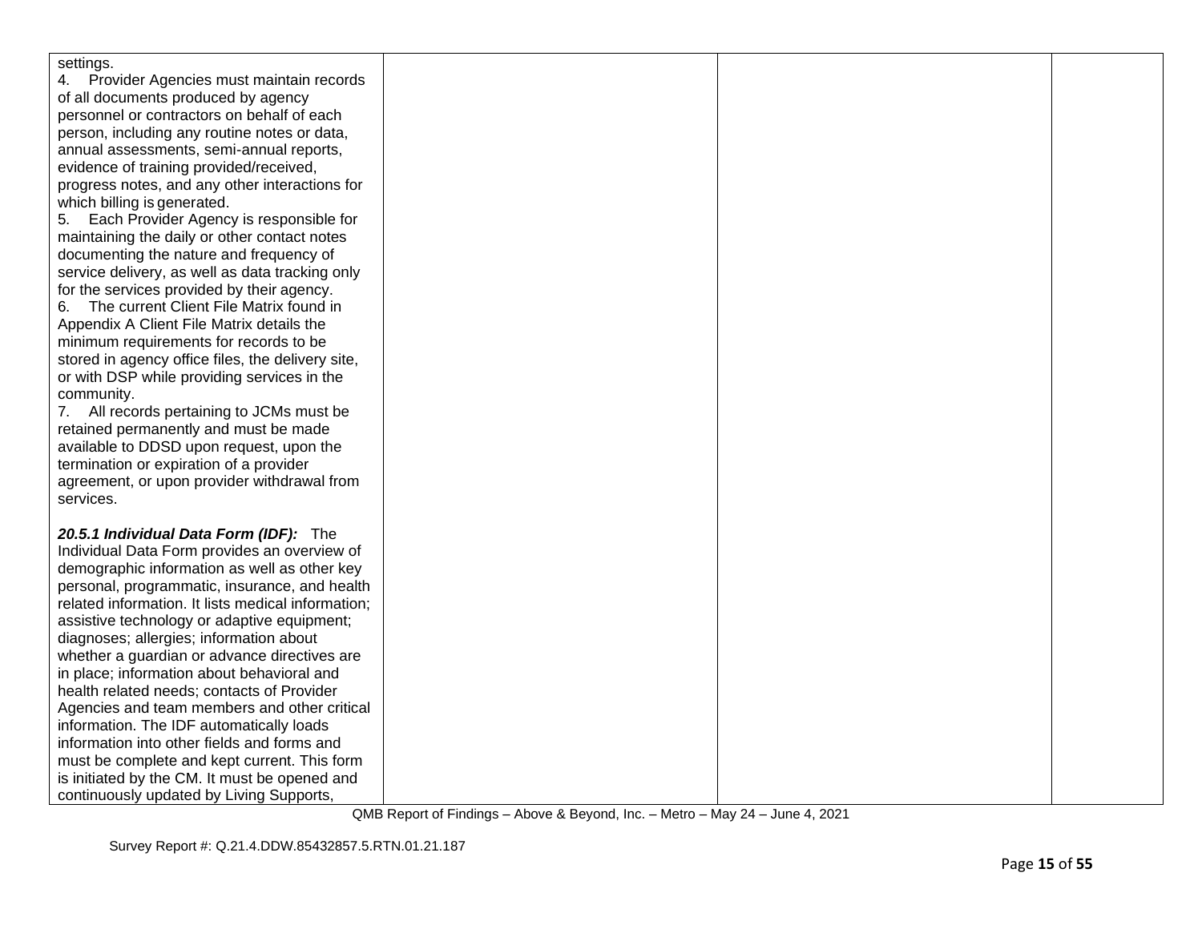| | | | |
|---|---|---|---|
| settings.<br>4. Provider Agencies must maintain records of all documents produced by agency personnel or contractors on behalf of each person, including any routine notes or data, annual assessments, semi-annual reports, evidence of training provided/received, progress notes, and any other interactions for which billing is generated.<br>5. Each Provider Agency is responsible for maintaining the daily or other contact notes documenting the nature and frequency of service delivery, as well as data tracking only for the services provided by their agency.<br>6. The current Client File Matrix found in Appendix A Client File Matrix details the minimum requirements for records to be stored in agency office files, the delivery site, or with DSP while providing services in the community.<br>7. All records pertaining to JCMs must be retained permanently and must be made available to DDSD upon request, upon the termination or expiration of a provider agreement, or upon provider withdrawal from services.<br><br>***20.5.1 Individual Data Form (IDF):*** The Individual Data Form provides an overview of demographic information as well as other key personal, programmatic, insurance, and health related information. It lists medical information; assistive technology or adaptive equipment; diagnoses; allergies; information about whether a guardian or advance directives are in place; information about behavioral and health related needs; contacts of Provider Agencies and team members and other critical information. The IDF automatically loads information into other fields and forms and must be complete and kept current. This form is initiated by the CM. It must be opened and continuously updated by Living Supports, | | | |

QMB Report of Findings – Above & Beyond, Inc. – Metro – May 24 – June 4, 2021

Survey Report #: Q.21.4.DDW.85432857.5.RTN.01.21.187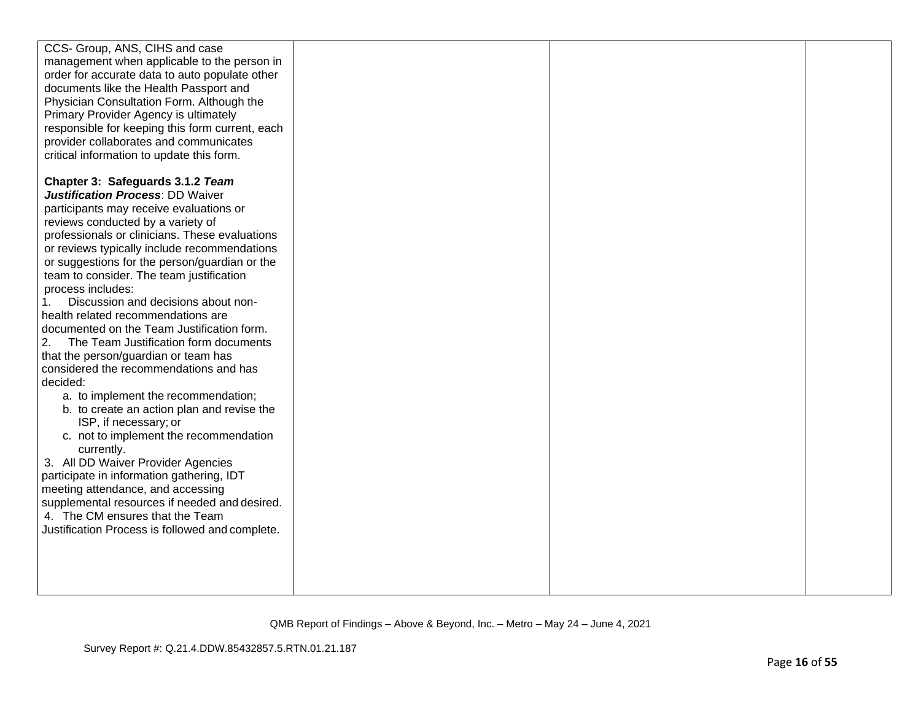| | | | |
|---|---|---|---|
| CCS- Group, ANS, CIHS and case management when applicable to the person in order for accurate data to auto populate other documents like the Health Passport and Physician Consultation Form. Although the Primary Provider Agency is ultimately responsible for keeping this form current, each provider collaborates and communicates critical information to update this form.<br><br>**Chapter 3: Safeguards 3.1.2 *Team Justification Process***: DD Waiver participants may receive evaluations or reviews conducted by a variety of professionals or clinicians. These evaluations or reviews typically include recommendations or suggestions for the person/guardian or the team to consider. The team justification process includes:<br>1. Discussion and decisions about non-health related recommendations are documented on the Team Justification form.<br>2. The Team Justification form documents that the person/guardian or team has considered the recommendations and has decided:<br>a. to implement the recommendation;<br>b. to create an action plan and revise the ISP, if necessary; or<br>c. not to implement the recommendation currently.<br>3. All DD Waiver Provider Agencies participate in information gathering, IDT meeting attendance, and accessing supplemental resources if needed and desired.<br>4. The CM ensures that the Team Justification Process is followed and complete. | | | |

QMB Report of Findings – Above & Beyond, Inc. – Metro – May 24 – June 4, 2021

Survey Report #: Q.21.4.DDW.85432857.5.RTN.01.21.187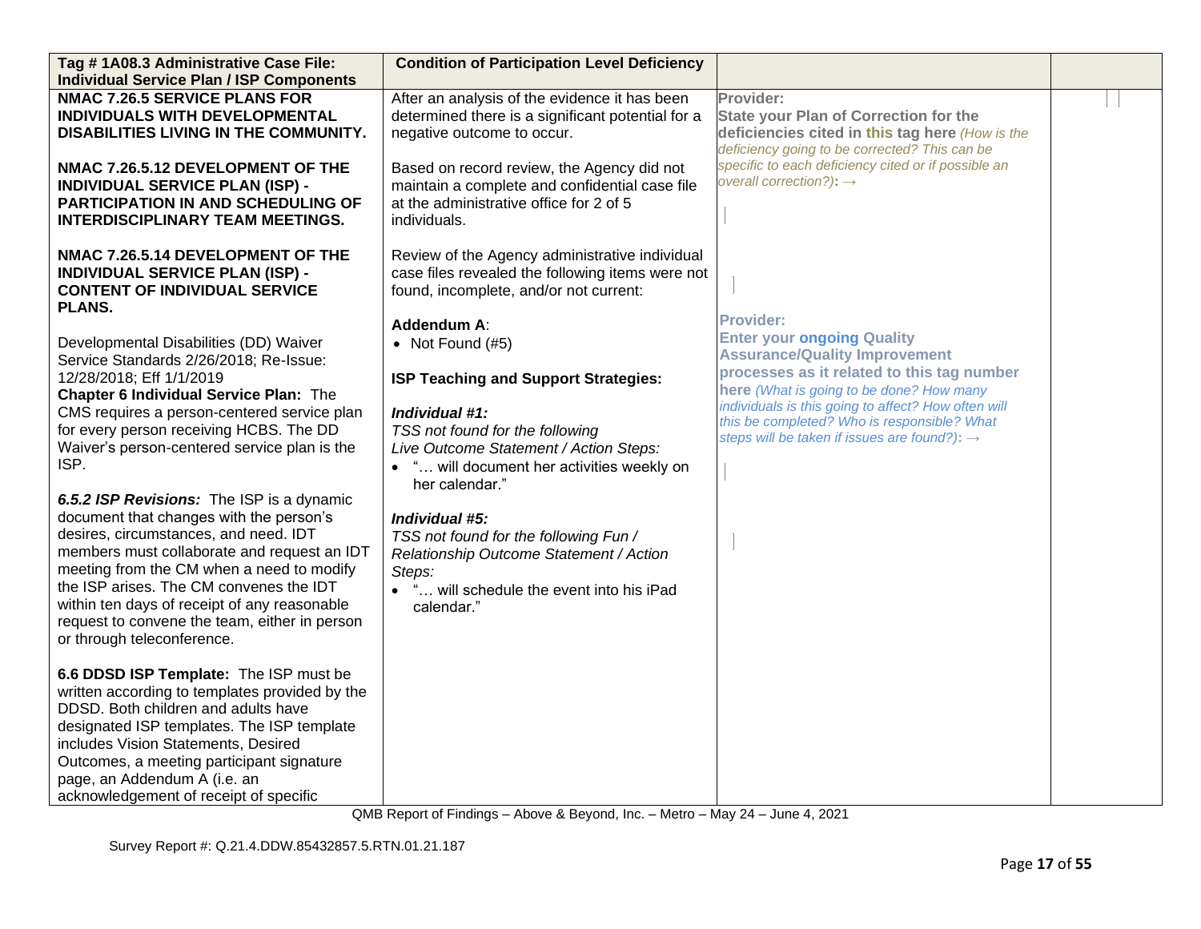| Tag # 1A08.3 Administrative Case File: Individual Service Plan / ISP Components | Condition of Participation Level Deficiency | | |
|---|---|---|---|
| **NMAC 7.26.5 SERVICE PLANS FOR INDIVIDUALS WITH DEVELOPMENTAL DISABILITIES LIVING IN THE COMMUNITY.**<br><br>**NMAC 7.26.5.12 DEVELOPMENT OF THE INDIVIDUAL SERVICE PLAN (ISP) - PARTICIPATION IN AND SCHEDULING OF INTERDISCIPLINARY TEAM MEETINGS.**<br><br>**NMAC 7.26.5.14 DEVELOPMENT OF THE INDIVIDUAL SERVICE PLAN (ISP) - CONTENT OF INDIVIDUAL SERVICE PLANS.**<br><br>Developmental Disabilities (DD) Waiver Service Standards 2/26/2018; Re-Issue: 12/28/2018; Eff 1/1/2019<br>**Chapter 6 Individual Service Plan:** The CMS requires a person-centered service plan for every person receiving HCBS. The DD Waiver's person-centered service plan is the ISP.<br><br>***6.5.2 ISP Revisions:*** The ISP is a dynamic document that changes with the person's desires, circumstances, and need. IDT members must collaborate and request an IDT meeting from the CM when a need to modify the ISP arises. The CM convenes the IDT within ten days of receipt of any reasonable request to convene the team, either in person or through teleconference.<br><br>**6.6 DDSD ISP Template:** The ISP must be written according to templates provided by the DDSD. Both children and adults have designated ISP templates. The ISP template includes Vision Statements, Desired Outcomes, a meeting participant signature page, an Addendum A (i.e. an acknowledgement of receipt of specific | After an analysis of the evidence it has been determined there is a significant potential for a negative outcome to occur.<br><br>Based on record review, the Agency did not maintain a complete and confidential case file at the administrative office for 2 of 5 individuals.<br><br>Review of the Agency administrative individual case files revealed the following items were not found, incomplete, and/or not current:<br><br>**Addendum A**:<br>• Not Found (#5)<br><br>**ISP Teaching and Support Strategies:**<br><br>***Individual #1:***<br>*TSS not found for the following Live Outcome Statement / Action Steps:*<br>• "… will document her activities weekly on her calendar."<br><br>***Individual #5:***<br>*TSS not found for the following Fun / Relationship Outcome Statement / Action Steps:*<br>• "… will schedule the event into his iPad calendar." | **Provider:**<br>**State your Plan of Correction for the deficiencies cited in this tag here** *(How is the deficiency going to be corrected? This can be specific to each deficiency cited or if possible an overall correction?)*: →<br><br>**Provider:**<br>**Enter your ongoing Quality Assurance/Quality Improvement processes as it related to this tag number here** *(What is going to be done? How many individuals is this going to affect? How often will this be completed? Who is responsible? What steps will be taken if issues are found?)*: → | |

QMB Report of Findings – Above & Beyond, Inc. – Metro – May 24 – June 4, 2021

Survey Report #: Q.21.4.DDW.85432857.5.RTN.01.21.187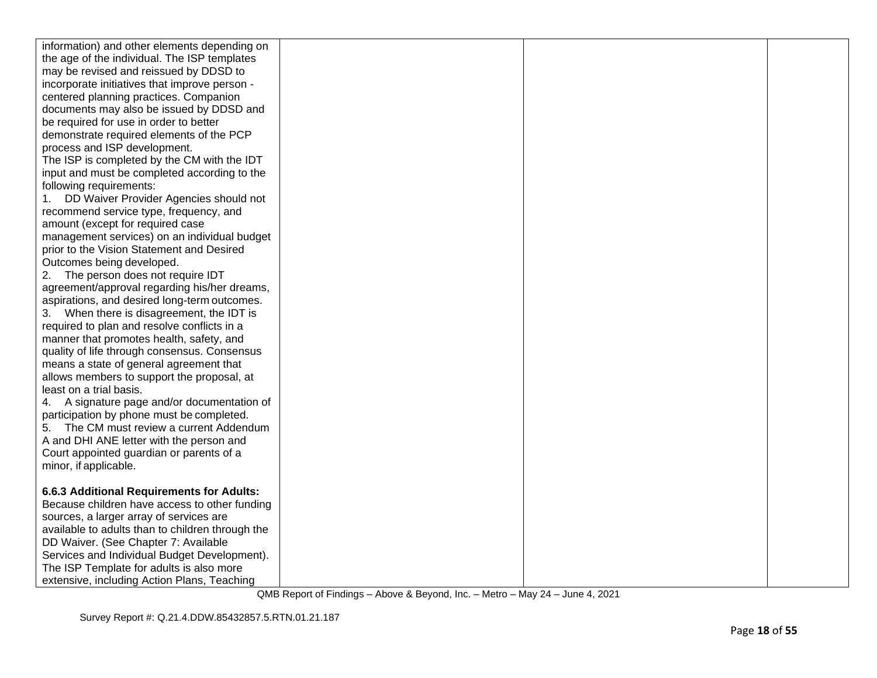| | | | |
|---|---|---|---|
| information) and other elements depending on the age of the individual. The ISP templates may be revised and reissued by DDSD to incorporate initiatives that improve person - centered planning practices. Companion documents may also be issued by DDSD and be required for use in order to better demonstrate required elements of the PCP process and ISP development.<br>The ISP is completed by the CM with the IDT input and must be completed according to the following requirements:<br>1. DD Waiver Provider Agencies should not recommend service type, frequency, and amount (except for required case management services) on an individual budget prior to the Vision Statement and Desired Outcomes being developed.<br>2. The person does not require IDT agreement/approval regarding his/her dreams, aspirations, and desired long-term outcomes.<br>3. When there is disagreement, the IDT is required to plan and resolve conflicts in a manner that promotes health, safety, and quality of life through consensus. Consensus means a state of general agreement that allows members to support the proposal, at least on a trial basis.<br>4. A signature page and/or documentation of participation by phone must be completed.<br>5. The CM must review a current Addendum A and DHI ANE letter with the person and Court appointed guardian or parents of a minor, if applicable.<br><br>**6.6.3 Additional Requirements for Adults:** Because children have access to other funding sources, a larger array of services are available to adults than to children through the DD Waiver. (See Chapter 7: Available Services and Individual Budget Development). The ISP Template for adults is also more extensive, including Action Plans, Teaching | | | |

QMB Report of Findings – Above & Beyond, Inc. – Metro – May 24 – June 4, 2021

Survey Report #: Q.21.4.DDW.85432857.5.RTN.01.21.187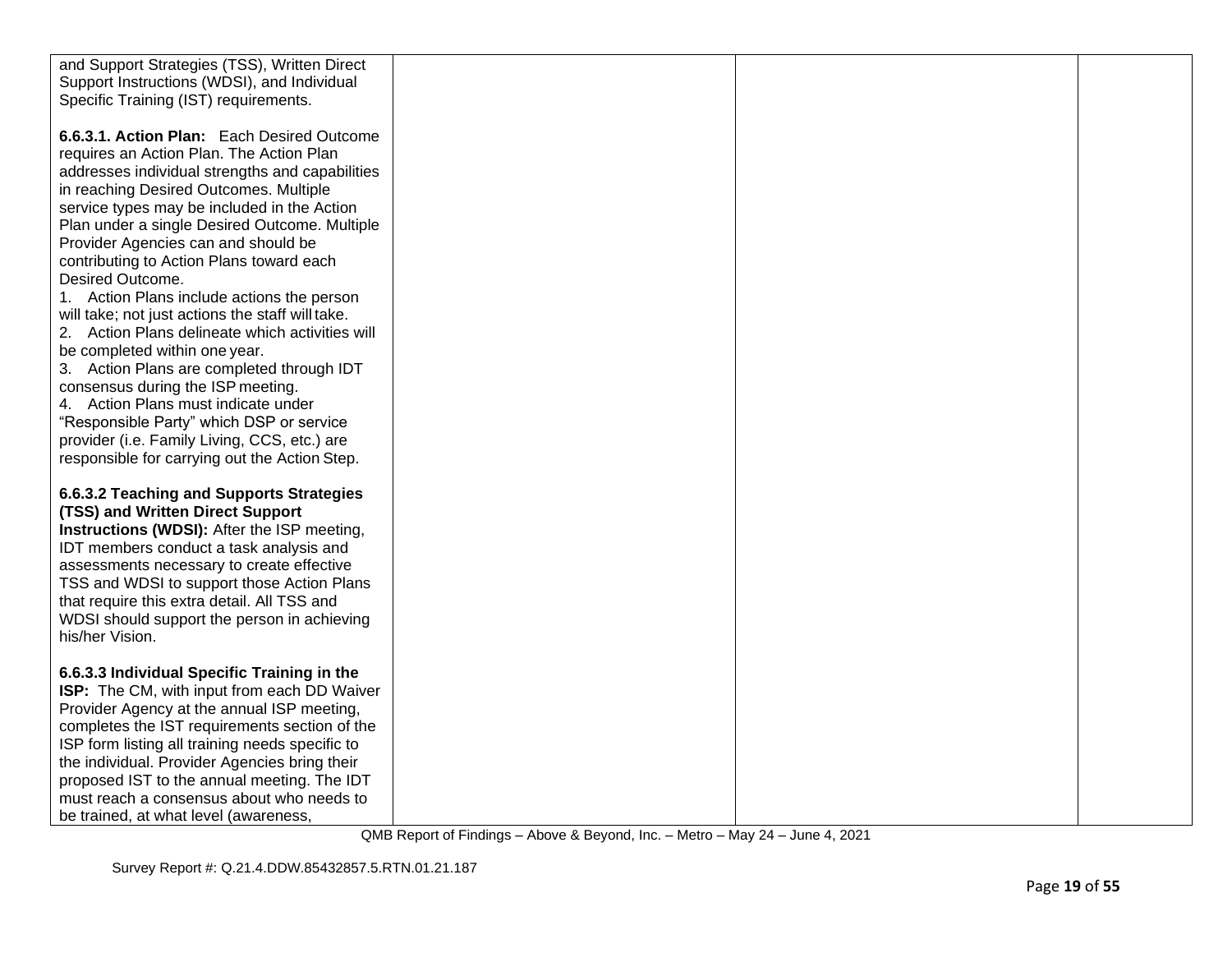| | | | |
|---|---|---|---|
| and Support Strategies (TSS), Written Direct Support Instructions (WDSI), and Individual Specific Training (IST) requirements.<br><br>**6.6.3.1. Action Plan:** Each Desired Outcome requires an Action Plan. The Action Plan addresses individual strengths and capabilities in reaching Desired Outcomes. Multiple service types may be included in the Action Plan under a single Desired Outcome. Multiple Provider Agencies can and should be contributing to Action Plans toward each Desired Outcome.<br>1. Action Plans include actions the person will take; not just actions the staff will take.<br>2. Action Plans delineate which activities will be completed within one year.<br>3. Action Plans are completed through IDT consensus during the ISP meeting.<br>4. Action Plans must indicate under "Responsible Party" which DSP or service provider (i.e. Family Living, CCS, etc.) are responsible for carrying out the Action Step.<br><br>**6.6.3.2 Teaching and Supports Strategies (TSS) and Written Direct Support Instructions (WDSI):** After the ISP meeting, IDT members conduct a task analysis and assessments necessary to create effective TSS and WDSI to support those Action Plans that require this extra detail. All TSS and WDSI should support the person in achieving his/her Vision.<br><br>**6.6.3.3 Individual Specific Training in the ISP:** The CM, with input from each DD Waiver Provider Agency at the annual ISP meeting, completes the IST requirements section of the ISP form listing all training needs specific to the individual. Provider Agencies bring their proposed IST to the annual meeting. The IDT must reach a consensus about who needs to be trained, at what level (awareness, | | | |

QMB Report of Findings – Above & Beyond, Inc. – Metro – May 24 – June 4, 2021

Survey Report #: Q.21.4.DDW.85432857.5.RTN.01.21.187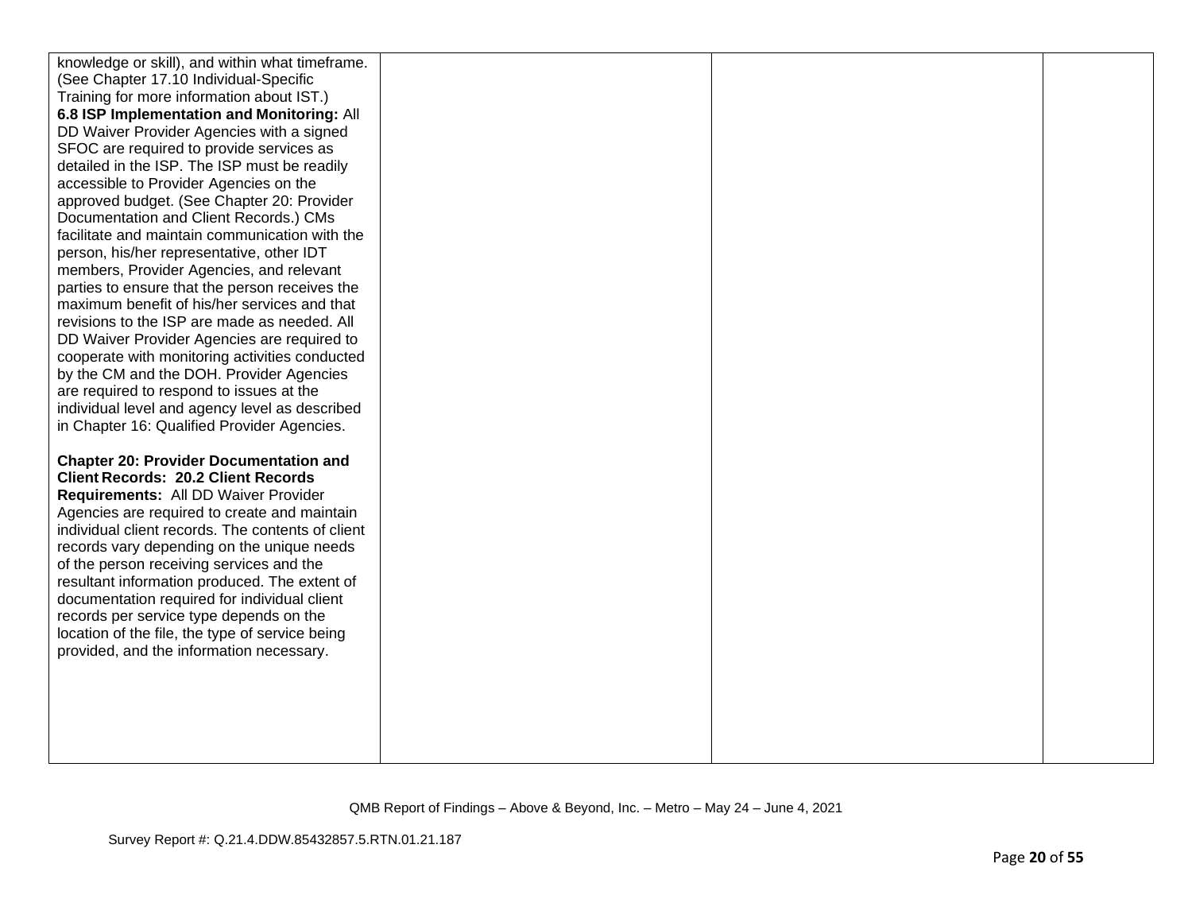| | | | |
|---|---|---|---|
| knowledge or skill), and within what timeframe. (See Chapter 17.10 Individual-Specific Training for more information about IST.)<br>**6.8 ISP Implementation and Monitoring:** All DD Waiver Provider Agencies with a signed SFOC are required to provide services as detailed in the ISP. The ISP must be readily accessible to Provider Agencies on the approved budget. (See Chapter 20: Provider Documentation and Client Records.) CMs facilitate and maintain communication with the person, his/her representative, other IDT members, Provider Agencies, and relevant parties to ensure that the person receives the maximum benefit of his/her services and that revisions to the ISP are made as needed. All DD Waiver Provider Agencies are required to cooperate with monitoring activities conducted by the CM and the DOH. Provider Agencies are required to respond to issues at the individual level and agency level as described in Chapter 16: Qualified Provider Agencies.<br><br>**Chapter 20: Provider Documentation and Client Records: 20.2 Client Records Requirements:** All DD Waiver Provider Agencies are required to create and maintain individual client records. The contents of client records vary depending on the unique needs of the person receiving services and the resultant information produced. The extent of documentation required for individual client records per service type depends on the location of the file, the type of service being provided, and the information necessary. | | | |

QMB Report of Findings – Above & Beyond, Inc. – Metro – May 24 – June 4, 2021

Survey Report #: Q.21.4.DDW.85432857.5.RTN.01.21.187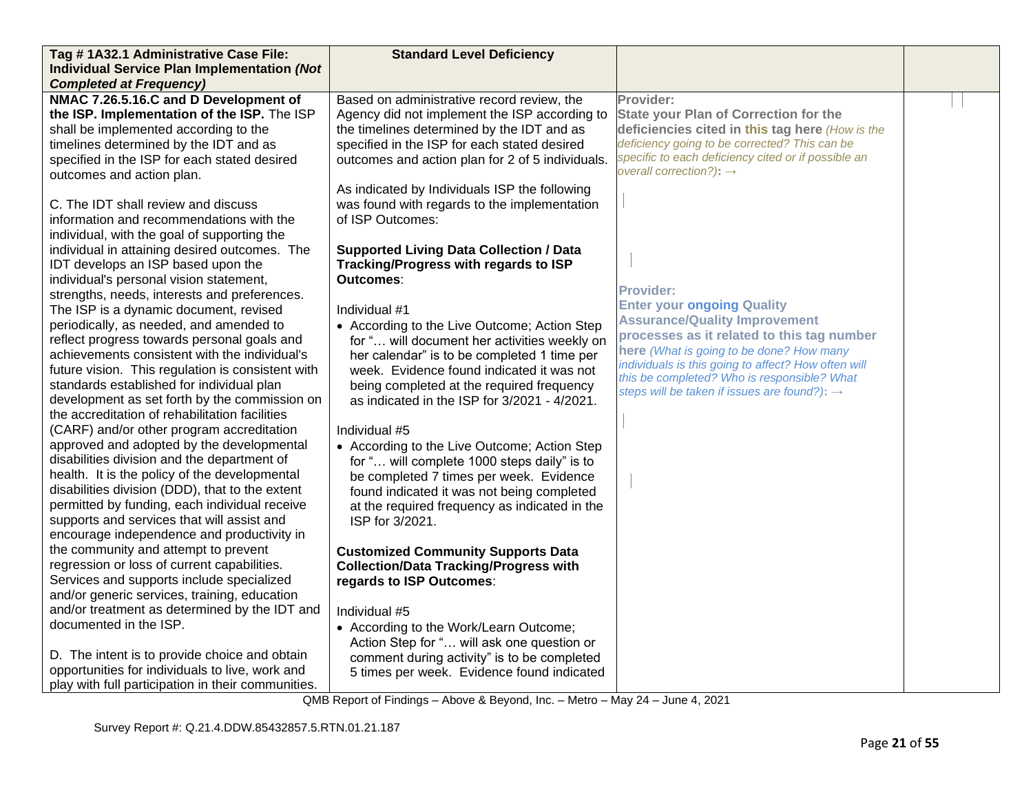| Tag # 1A32.1 Administrative Case File: Individual Service Plan Implementation *(Not Completed at Frequency)* | Standard Level Deficiency | | |
|---|---|---|---|
| **NMAC 7.26.5.16.C and D Development of the ISP. Implementation of the ISP.** The ISP shall be implemented according to the timelines determined by the IDT and as specified in the ISP for each stated desired outcomes and action plan.<br><br>C. The IDT shall review and discuss information and recommendations with the individual, with the goal of supporting the individual in attaining desired outcomes. The IDT develops an ISP based upon the individual's personal vision statement, strengths, needs, interests and preferences. The ISP is a dynamic document, revised periodically, as needed, and amended to reflect progress towards personal goals and achievements consistent with the individual's future vision. This regulation is consistent with standards established for individual plan development as set forth by the commission on the accreditation of rehabilitation facilities (CARF) and/or other program accreditation approved and adopted by the developmental disabilities division and the department of health. It is the policy of the developmental disabilities division (DDD), that to the extent permitted by funding, each individual receive supports and services that will assist and encourage independence and productivity in the community and attempt to prevent regression or loss of current capabilities. Services and supports include specialized and/or generic services, training, education and/or treatment as determined by the IDT and documented in the ISP.<br><br>D. The intent is to provide choice and obtain opportunities for individuals to live, work and play with full participation in their communities. | Based on administrative record review, the Agency did not implement the ISP according to the timelines determined by the IDT and as specified in the ISP for each stated desired outcomes and action plan for 2 of 5 individuals.<br><br>As indicated by Individuals ISP the following was found with regards to the implementation of ISP Outcomes:<br><br>**Supported Living Data Collection / Data Tracking/Progress with regards to ISP Outcomes**:<br><br>Individual #1<br>• According to the Live Outcome; Action Step for "… will document her activities weekly on her calendar" is to be completed 1 time per week. Evidence found indicated it was not being completed at the required frequency as indicated in the ISP for 3/2021 - 4/2021.<br><br>Individual #5<br>• According to the Live Outcome; Action Step for "… will complete 1000 steps daily" is to be completed 7 times per week. Evidence found indicated it was not being completed at the required frequency as indicated in the ISP for 3/2021.<br><br>**Customized Community Supports Data Collection/Data Tracking/Progress with regards to ISP Outcomes**:<br><br>Individual #5<br>• According to the Work/Learn Outcome; Action Step for "… will ask one question or comment during activity" is to be completed 5 times per week. Evidence found indicated | **Provider:**<br>**State your Plan of Correction for the deficiencies cited in this tag here** *(How is the deficiency going to be corrected? This can be specific to each deficiency cited or if possible an overall correction?)*: →<br><br>**Provider:**<br>**Enter your ongoing Quality Assurance/Quality Improvement processes as it related to this tag number here** *(What is going to be done? How many individuals is this going to affect? How often will this be completed? Who is responsible? What steps will be taken if issues are found?)*: → | |

QMB Report of Findings – Above & Beyond, Inc. – Metro – May 24 – June 4, 2021

Survey Report #: Q.21.4.DDW.85432857.5.RTN.01.21.187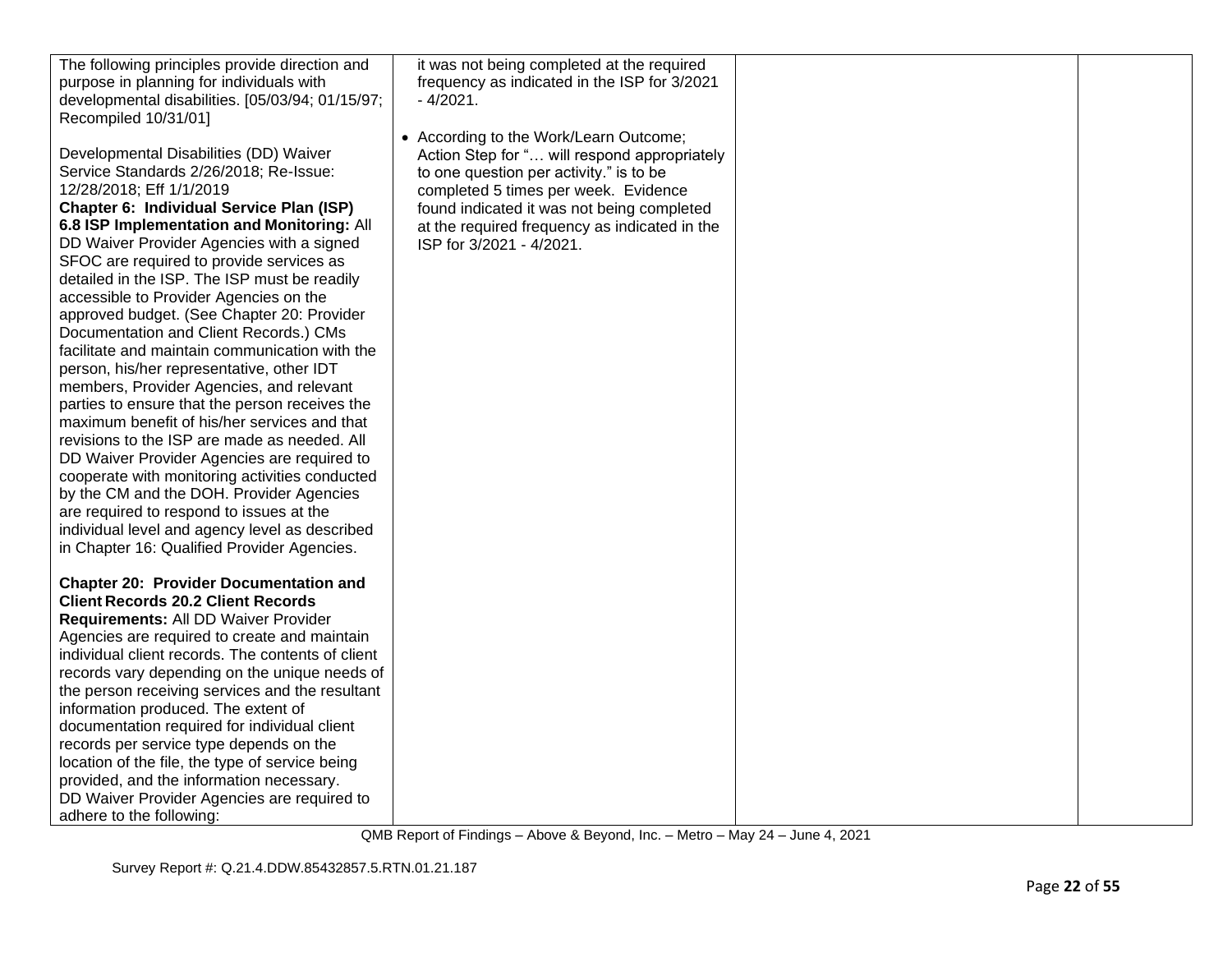| | | | |
|---|---|---|---|
| The following principles provide direction and purpose in planning for individuals with developmental disabilities. [05/03/94; 01/15/97; Recompiled 10/31/01]<br><br>Developmental Disabilities (DD) Waiver Service Standards 2/26/2018; Re-Issue: 12/28/2018; Eff 1/1/2019<br>**Chapter 6: Individual Service Plan (ISP) 6.8 ISP Implementation and Monitoring:** All DD Waiver Provider Agencies with a signed SFOC are required to provide services as detailed in the ISP. The ISP must be readily accessible to Provider Agencies on the approved budget. (See Chapter 20: Provider Documentation and Client Records.) CMs facilitate and maintain communication with the person, his/her representative, other IDT members, Provider Agencies, and relevant parties to ensure that the person receives the maximum benefit of his/her services and that revisions to the ISP are made as needed. All DD Waiver Provider Agencies are required to cooperate with monitoring activities conducted by the CM and the DOH. Provider Agencies are required to respond to issues at the individual level and agency level as described in Chapter 16: Qualified Provider Agencies.<br><br>**Chapter 20: Provider Documentation and Client Records 20.2 Client Records Requirements:** All DD Waiver Provider Agencies are required to create and maintain individual client records. The contents of client records vary depending on the unique needs of the person receiving services and the resultant information produced. The extent of documentation required for individual client records per service type depends on the location of the file, the type of service being provided, and the information necessary.<br>DD Waiver Provider Agencies are required to adhere to the following: | it was not being completed at the required frequency as indicated in the ISP for 3/2021 - 4/2021.<br><br>• According to the Work/Learn Outcome; Action Step for "… will respond appropriately to one question per activity." is to be completed 5 times per week. Evidence found indicated it was not being completed at the required frequency as indicated in the ISP for 3/2021 - 4/2021. | | |

QMB Report of Findings – Above & Beyond, Inc. – Metro – May 24 – June 4, 2021

Survey Report #: Q.21.4.DDW.85432857.5.RTN.01.21.187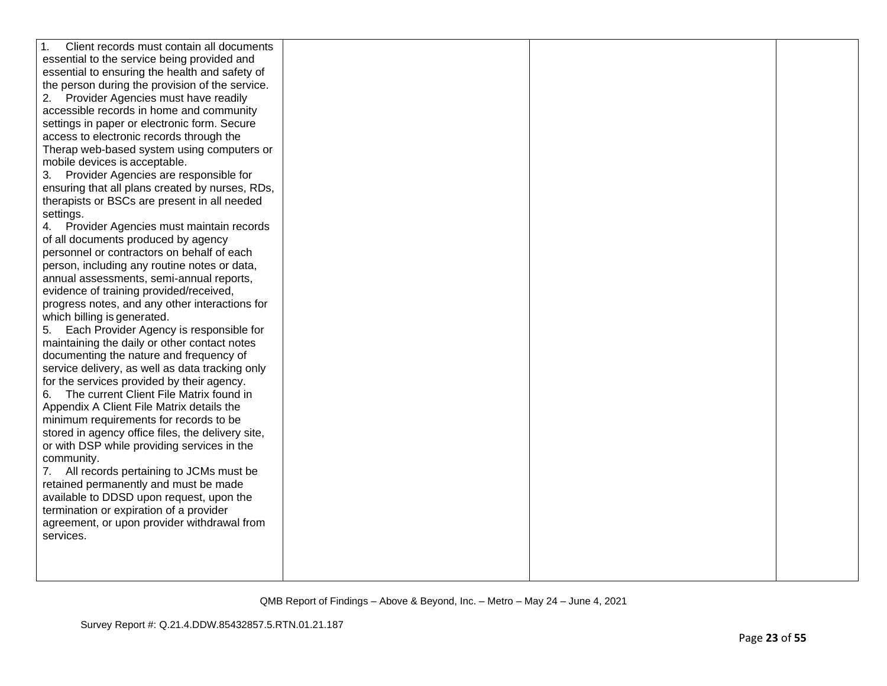| | | | |
|---|---|---|---|
| 1. Client records must contain all documents essential to the service being provided and essential to ensuring the health and safety of the person during the provision of the service.<br>2. Provider Agencies must have readily accessible records in home and community settings in paper or electronic form. Secure access to electronic records through the Therap web-based system using computers or mobile devices is acceptable.<br>3. Provider Agencies are responsible for ensuring that all plans created by nurses, RDs, therapists or BSCs are present in all needed settings.<br>4. Provider Agencies must maintain records of all documents produced by agency personnel or contractors on behalf of each person, including any routine notes or data, annual assessments, semi-annual reports, evidence of training provided/received, progress notes, and any other interactions for which billing is generated.<br>5. Each Provider Agency is responsible for maintaining the daily or other contact notes documenting the nature and frequency of service delivery, as well as data tracking only for the services provided by their agency.<br>6. The current Client File Matrix found in Appendix A Client File Matrix details the minimum requirements for records to be stored in agency office files, the delivery site, or with DSP while providing services in the community.<br>7. All records pertaining to JCMs must be retained permanently and must be made available to DDSD upon request, upon the termination or expiration of a provider agreement, or upon provider withdrawal from services. | | | |

QMB Report of Findings – Above & Beyond, Inc. – Metro – May 24 – June 4, 2021

Survey Report #: Q.21.4.DDW.85432857.5.RTN.01.21.187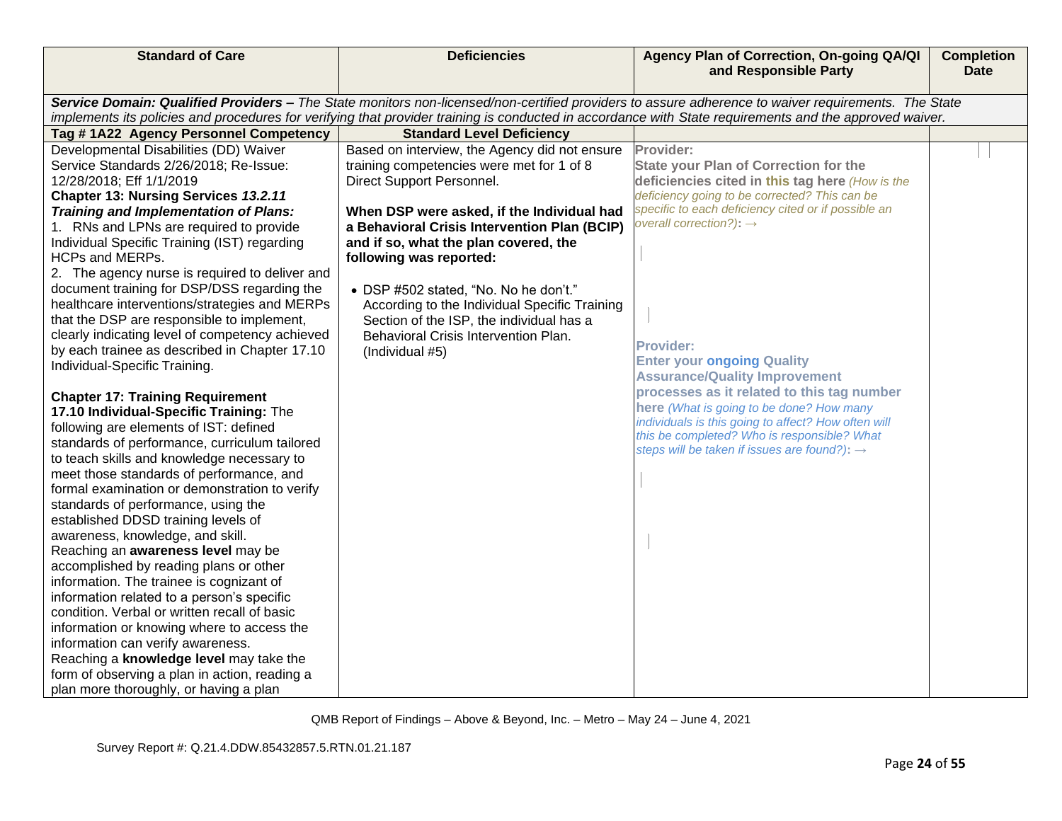| Standard of Care | Deficiencies | Agency Plan of Correction, On-going QA/QI and Responsible Party | Completion Date |
|---|---|---|---|
| ***Service Domain: Qualified Providers –*** *The State monitors non-licensed/non-certified providers to assure adherence to waiver requirements. The State implements its policies and procedures for verifying that provider training is conducted in accordance with State requirements and the approved waiver.* | | | |
| **Tag # 1A22 Agency Personnel Competency** | **Standard Level Deficiency** | | |
| Developmental Disabilities (DD) Waiver Service Standards 2/26/2018; Re-Issue: 12/28/2018; Eff 1/1/2019<br>**Chapter 13: Nursing Services *13.2.11 Training and Implementation of Plans:***<br>1. RNs and LPNs are required to provide Individual Specific Training (IST) regarding HCPs and MERPs.<br>2. The agency nurse is required to deliver and document training for DSP/DSS regarding the healthcare interventions/strategies and MERPs that the DSP are responsible to implement, clearly indicating level of competency achieved by each trainee as described in Chapter 17.10 Individual-Specific Training.<br><br>**Chapter 17: Training Requirement 17.10 Individual-Specific Training:** The following are elements of IST: defined standards of performance, curriculum tailored to teach skills and knowledge necessary to meet those standards of performance, and formal examination or demonstration to verify standards of performance, using the established DDSD training levels of awareness, knowledge, and skill.<br>Reaching an **awareness level** may be accomplished by reading plans or other information. The trainee is cognizant of information related to a person's specific condition. Verbal or written recall of basic information or knowing where to access the information can verify awareness.<br>Reaching a **knowledge level** may take the form of observing a plan in action, reading a plan more thoroughly, or having a plan | Based on interview, the Agency did not ensure training competencies were met for 1 of 8 Direct Support Personnel.<br><br>**When DSP were asked, if the Individual had a Behavioral Crisis Intervention Plan (BCIP) and if so, what the plan covered, the following was reported:**<br><br>• DSP #502 stated, "No. No he don't." According to the Individual Specific Training Section of the ISP, the individual has a Behavioral Crisis Intervention Plan. (Individual #5) | **Provider:**<br>**State your Plan of Correction for the deficiencies cited in this tag here** *(How is the deficiency going to be corrected? This can be specific to each deficiency cited or if possible an overall correction?)*: →<br><br><br><br>**Provider:**<br>**Enter your ongoing Quality Assurance/Quality Improvement processes as it related to this tag number here** *(What is going to be done? How many individuals is this going to affect? How often will this be completed? Who is responsible? What steps will be taken if issues are found?)*: → | |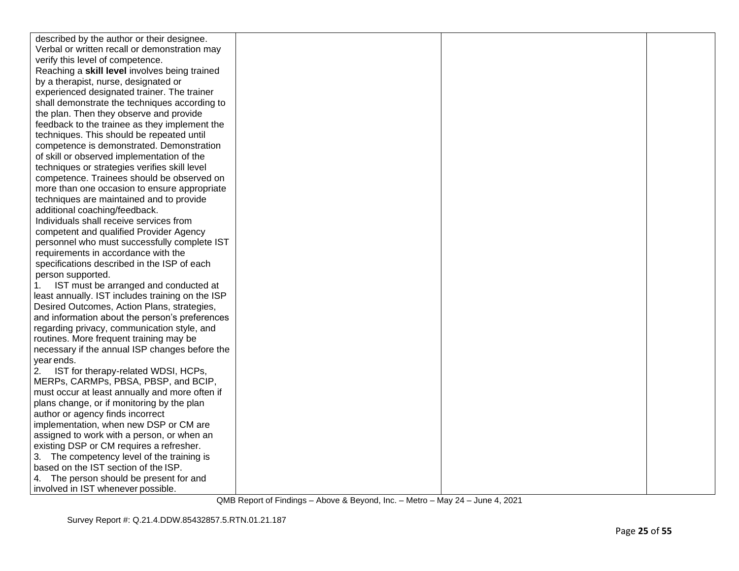| | | | |
|---|---|---|---|
| described by the author or their designee. Verbal or written recall or demonstration may verify this level of competence.<br>Reaching a **skill level** involves being trained by a therapist, nurse, designated or experienced designated trainer. The trainer shall demonstrate the techniques according to the plan. Then they observe and provide feedback to the trainee as they implement the techniques. This should be repeated until competence is demonstrated. Demonstration of skill or observed implementation of the techniques or strategies verifies skill level competence. Trainees should be observed on more than one occasion to ensure appropriate techniques are maintained and to provide additional coaching/feedback.<br>Individuals shall receive services from competent and qualified Provider Agency personnel who must successfully complete IST requirements in accordance with the specifications described in the ISP of each person supported.<br>1. IST must be arranged and conducted at least annually. IST includes training on the ISP Desired Outcomes, Action Plans, strategies, and information about the person's preferences regarding privacy, communication style, and routines. More frequent training may be necessary if the annual ISP changes before the year ends.<br>2. IST for therapy-related WDSI, HCPs, MERPs, CARMPs, PBSA, PBSP, and BCIP, must occur at least annually and more often if plans change, or if monitoring by the plan author or agency finds incorrect implementation, when new DSP or CM are assigned to work with a person, or when an existing DSP or CM requires a refresher.<br>3. The competency level of the training is based on the IST section of the ISP.<br>4. The person should be present for and involved in IST whenever possible. | | | |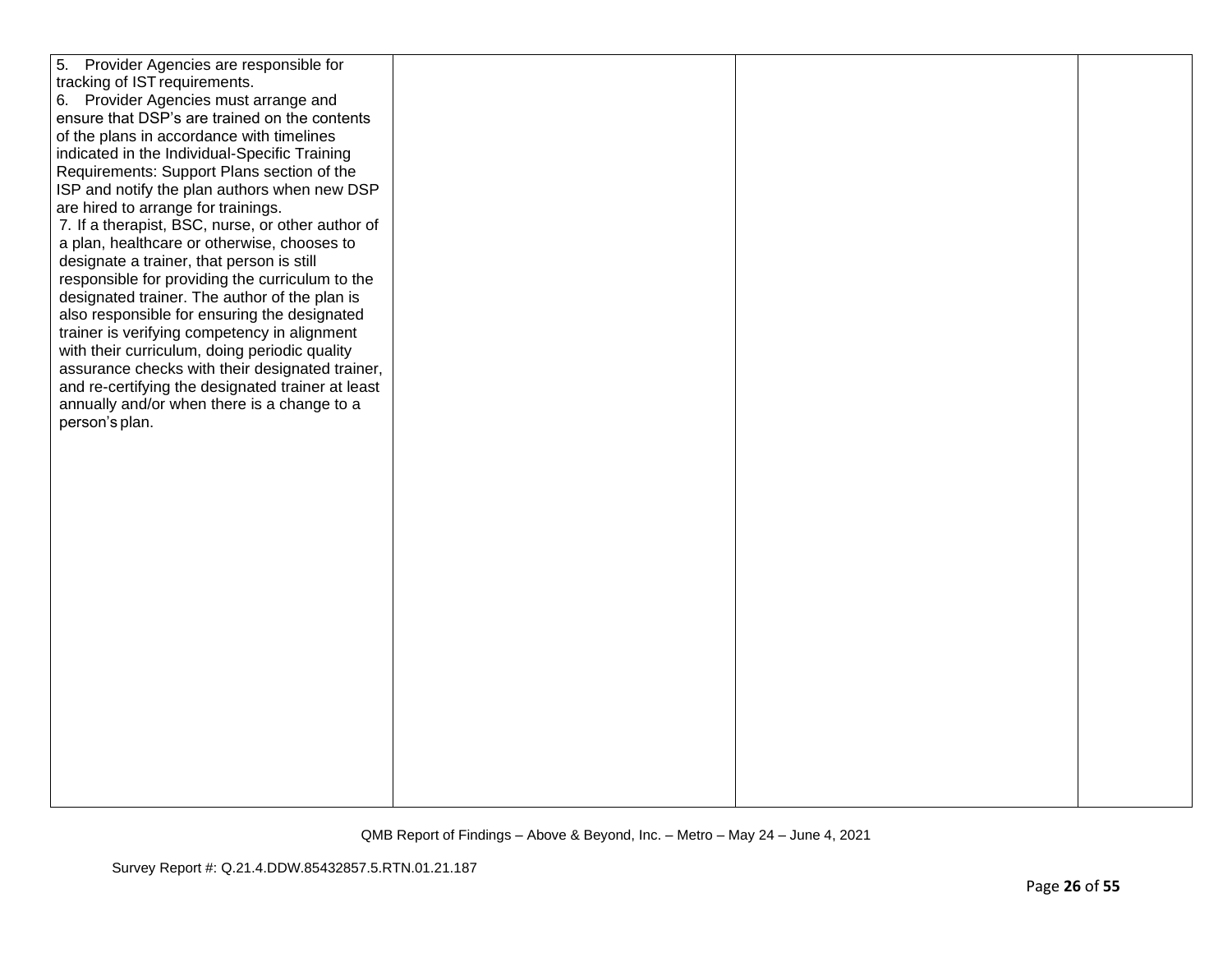| | | | |
|---|---|---|---|
| 5. Provider Agencies are responsible for tracking of IST requirements.<br>6. Provider Agencies must arrange and ensure that DSP's are trained on the contents of the plans in accordance with timelines indicated in the Individual-Specific Training Requirements: Support Plans section of the ISP and notify the plan authors when new DSP are hired to arrange for trainings.<br>7. If a therapist, BSC, nurse, or other author of a plan, healthcare or otherwise, chooses to designate a trainer, that person is still responsible for providing the curriculum to the designated trainer. The author of the plan is also responsible for ensuring the designated trainer is verifying competency in alignment with their curriculum, doing periodic quality assurance checks with their designated trainer, and re-certifying the designated trainer at least annually and/or when there is a change to a person's plan. | | | |

QMB Report of Findings – Above & Beyond, Inc. – Metro – May 24 – June 4, 2021

Survey Report #: Q.21.4.DDW.85432857.5.RTN.01.21.187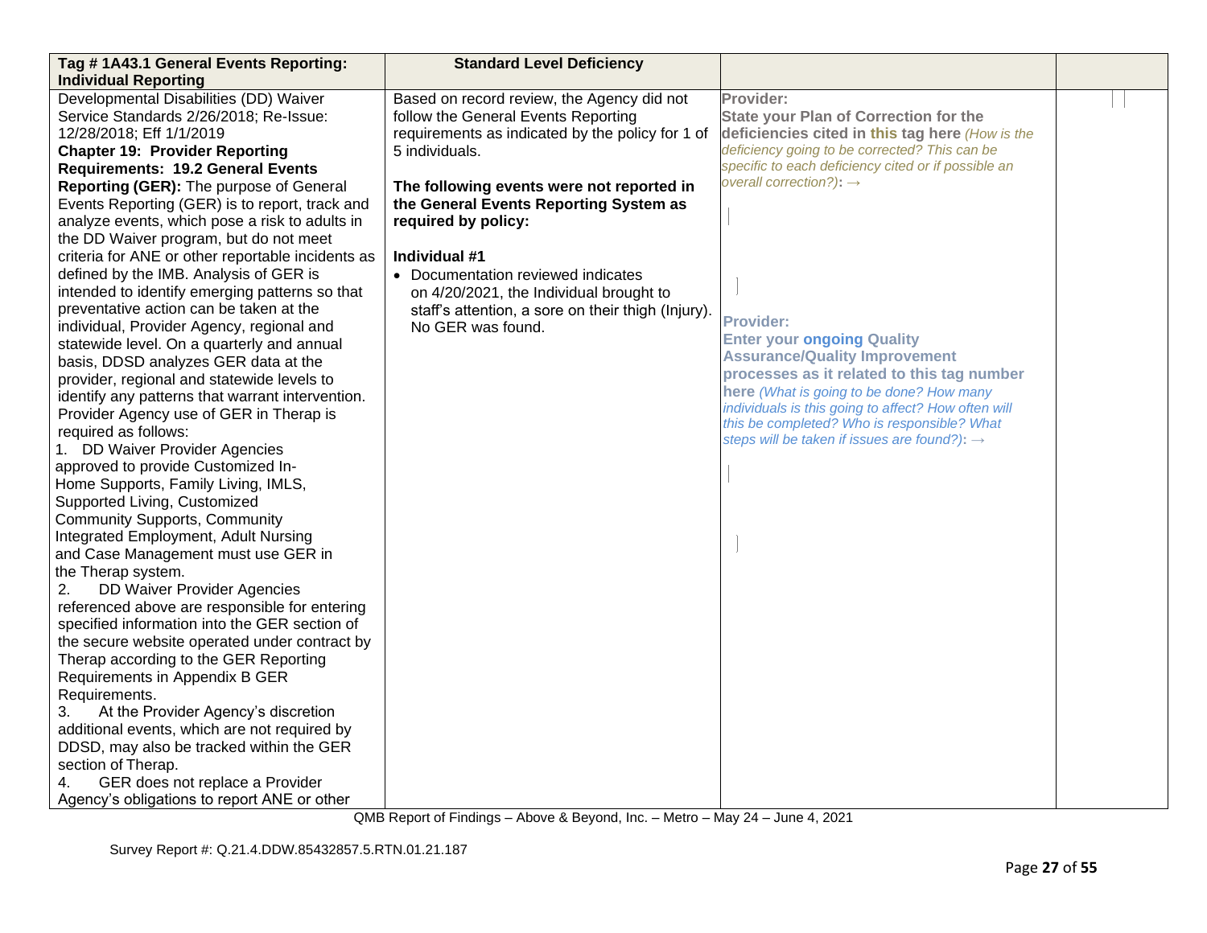| Tag # 1A43.1 General Events Reporting: Individual Reporting | Standard Level Deficiency | | |
|---|---|---|---|
| Developmental Disabilities (DD) Waiver Service Standards 2/26/2018; Re-Issue: 12/28/2018; Eff 1/1/2019<br>**Chapter 19: Provider Reporting Requirements: 19.2 General Events Reporting (GER):** The purpose of General Events Reporting (GER) is to report, track and analyze events, which pose a risk to adults in the DD Waiver program, but do not meet criteria for ANE or other reportable incidents as defined by the IMB. Analysis of GER is intended to identify emerging patterns so that preventative action can be taken at the individual, Provider Agency, regional and statewide level. On a quarterly and annual basis, DDSD analyzes GER data at the provider, regional and statewide levels to identify any patterns that warrant intervention. Provider Agency use of GER in Therap is required as follows:<br>1. DD Waiver Provider Agencies approved to provide Customized In-Home Supports, Family Living, IMLS, Supported Living, Customized Community Supports, Community Integrated Employment, Adult Nursing and Case Management must use GER in the Therap system.<br>2. DD Waiver Provider Agencies referenced above are responsible for entering specified information into the GER section of the secure website operated under contract by Therap according to the GER Reporting Requirements in Appendix B GER Requirements.<br>3. At the Provider Agency's discretion additional events, which are not required by DDSD, may also be tracked within the GER section of Therap.<br>4. GER does not replace a Provider Agency's obligations to report ANE or other | Based on record review, the Agency did not follow the General Events Reporting requirements as indicated by the policy for 1 of 5 individuals.<br><br>**The following events were not reported in the General Events Reporting System as required by policy:**<br><br>**Individual #1**<br>• Documentation reviewed indicates on 4/20/2021, the Individual brought to staff's attention, a sore on their thigh (Injury). No GER was found. | **Provider:**<br>**State your Plan of Correction for the deficiencies cited in this tag here** *(How is the deficiency going to be corrected? This can be specific to each deficiency cited or if possible an overall correction?)*: →<br><br>**Provider:**<br>**Enter your ongoing Quality Assurance/Quality Improvement processes as it related to this tag number here** *(What is going to be done? How many individuals is this going to affect? How often will this be completed? Who is responsible? What steps will be taken if issues are found?)*: → | |

QMB Report of Findings – Above & Beyond, Inc. – Metro – May 24 – June 4, 2021

Survey Report #: Q.21.4.DDW.85432857.5.RTN.01.21.187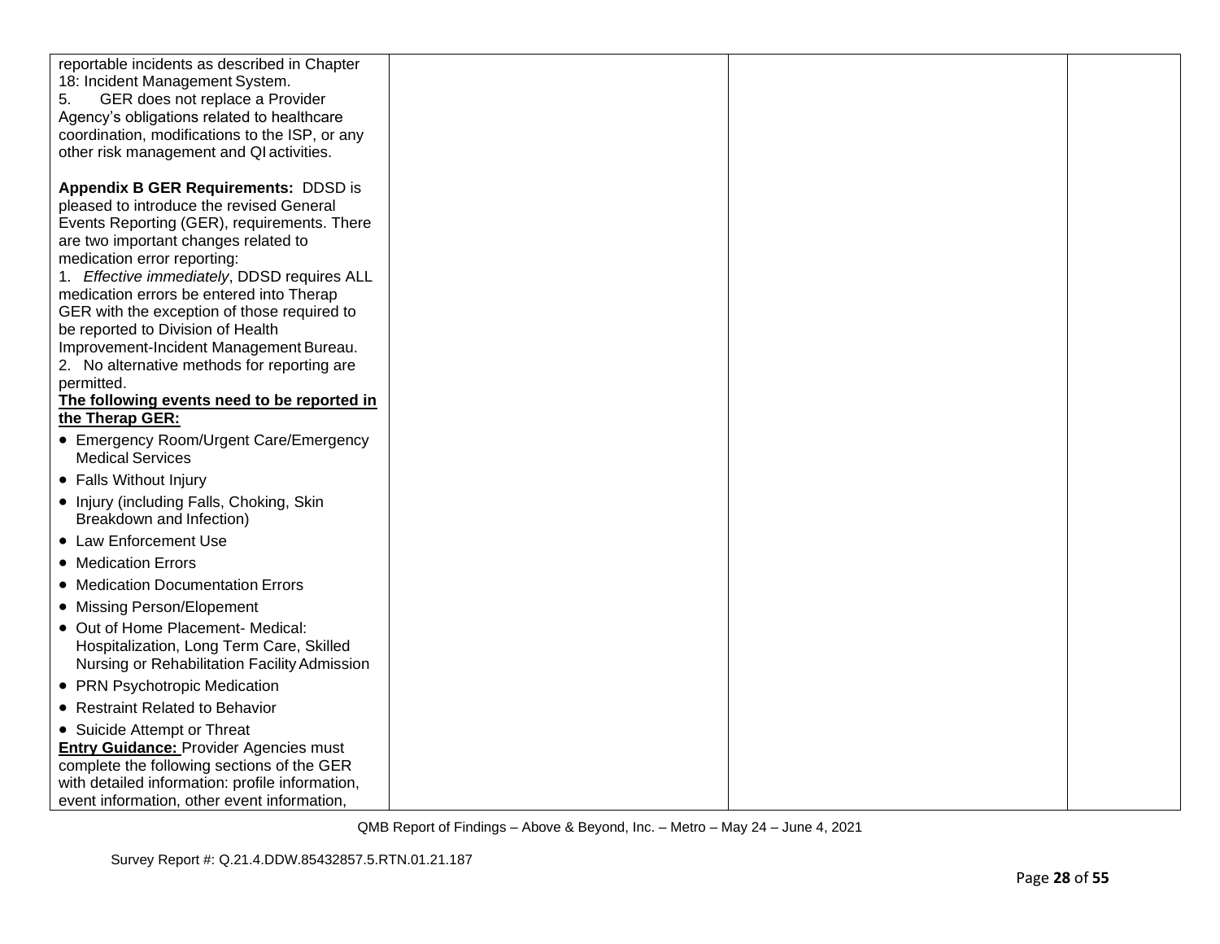| | | | |
|---|---|---|---|
| reportable incidents as described in Chapter 18: Incident Management System.<br>5. GER does not replace a Provider Agency's obligations related to healthcare coordination, modifications to the ISP, or any other risk management and QI activities.<br><br>**Appendix B GER Requirements:** DDSD is pleased to introduce the revised General Events Reporting (GER), requirements. There are two important changes related to medication error reporting:<br>1. *Effective immediately*, DDSD requires ALL medication errors be entered into Therap GER with the exception of those required to be reported to Division of Health Improvement-Incident Management Bureau.<br>2. No alternative methods for reporting are permitted.<br>**The following events need to be reported in the Therap GER:**<br>• Emergency Room/Urgent Care/Emergency Medical Services<br>• Falls Without Injury<br>• Injury (including Falls, Choking, Skin Breakdown and Infection)<br>• Law Enforcement Use<br>• Medication Errors<br>• Medication Documentation Errors<br>• Missing Person/Elopement<br>• Out of Home Placement- Medical: Hospitalization, Long Term Care, Skilled Nursing or Rehabilitation Facility Admission<br>• PRN Psychotropic Medication<br>• Restraint Related to Behavior<br>• Suicide Attempt or Threat<br>**Entry Guidance:** Provider Agencies must complete the following sections of the GER with detailed information: profile information, event information, other event information, | | | |

QMB Report of Findings – Above & Beyond, Inc. – Metro – May 24 – June 4, 2021

Survey Report #: Q.21.4.DDW.85432857.5.RTN.01.21.187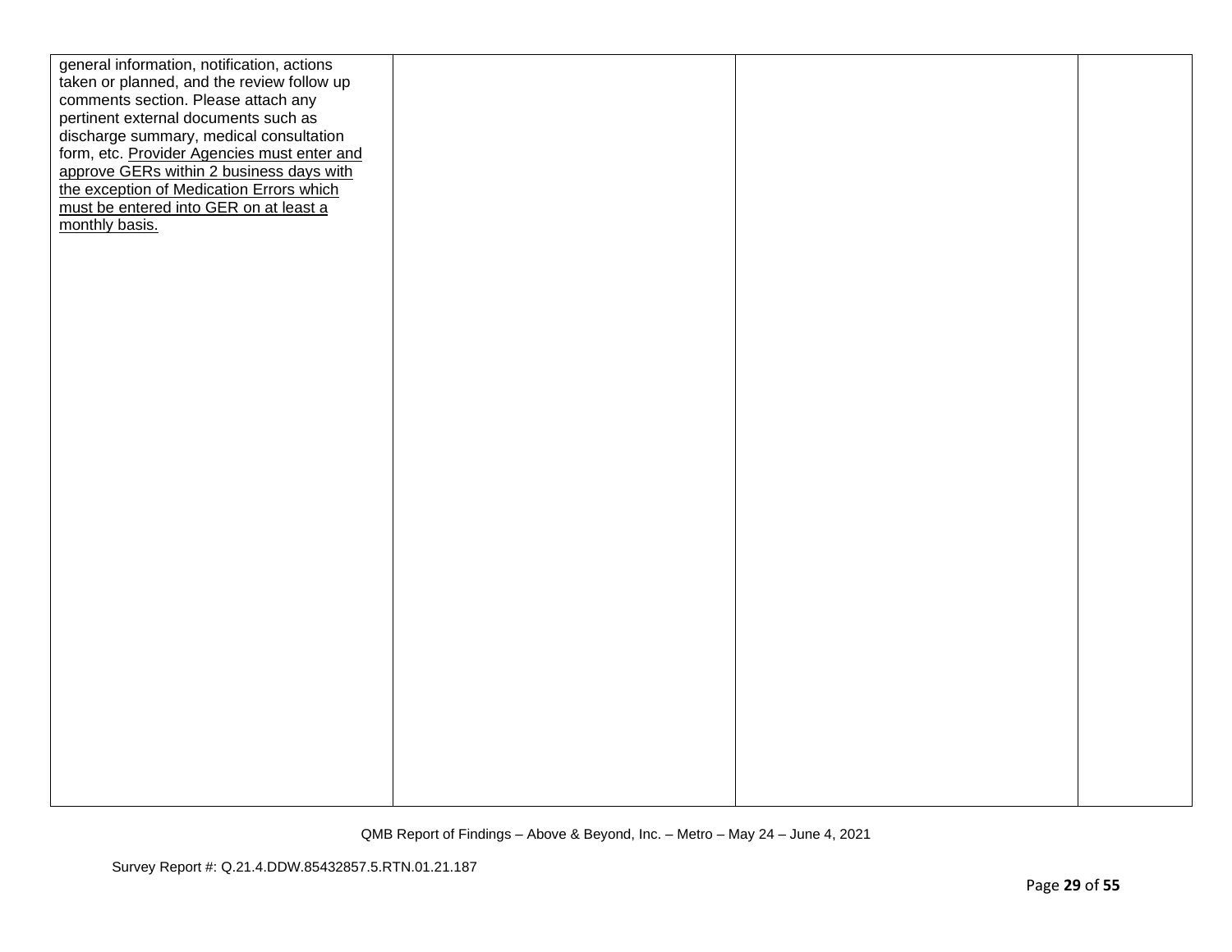| | | | |
|---|---|---|---|
| general information, notification, actions taken or planned, and the review follow up comments section. Please attach any pertinent external documents such as discharge summary, medical consultation form, etc. Provider Agencies must enter and approve GERs within 2 business days with the exception of Medication Errors which must be entered into GER on at least a monthly basis. | | | |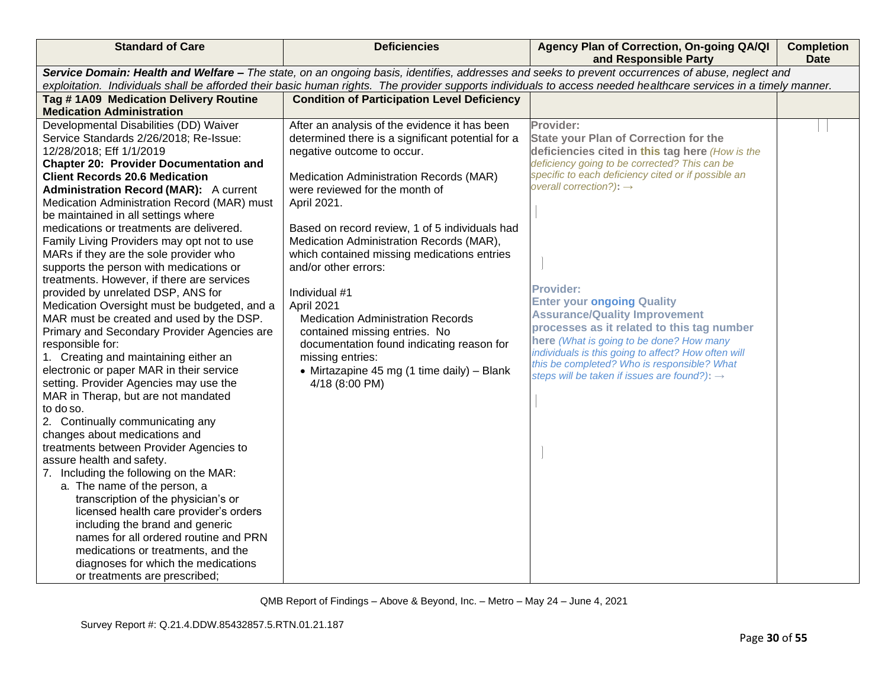| Standard of Care | Deficiencies | Agency Plan of Correction, On-going QA/QI and Responsible Party | Completion Date |
|---|---|---|---|
| ***Service Domain: Health and Welfare –** The state, on an ongoing basis, identifies, addresses and seeks to prevent occurrences of abuse, neglect and exploitation. Individuals shall be afforded their basic human rights. The provider supports individuals to access needed healthcare services in a timely manner.* | | | |
| **Tag # 1A09 Medication Delivery Routine Medication Administration** | **Condition of Participation Level Deficiency** | | |
| Developmental Disabilities (DD) Waiver Service Standards 2/26/2018; Re-Issue: 12/28/2018; Eff 1/1/2019<br>**Chapter 20: Provider Documentation and Client Records 20.6 Medication Administration Record (MAR):** A current Medication Administration Record (MAR) must be maintained in all settings where medications or treatments are delivered. Family Living Providers may opt not to use MARs if they are the sole provider who supports the person with medications or treatments. However, if there are services provided by unrelated DSP, ANS for Medication Oversight must be budgeted, and a MAR must be created and used by the DSP. Primary and Secondary Provider Agencies are responsible for:<br>1. Creating and maintaining either an electronic or paper MAR in their service setting. Provider Agencies may use the MAR in Therap, but are not mandated to do so.<br>2. Continually communicating any changes about medications and treatments between Provider Agencies to assure health and safety.<br>7. Including the following on the MAR:<br>a. The name of the person, a transcription of the physician's or licensed health care provider's orders including the brand and generic names for all ordered routine and PRN medications or treatments, and the diagnoses for which the medications or treatments are prescribed; | After an analysis of the evidence it has been determined there is a significant potential for a negative outcome to occur.<br><br>Medication Administration Records (MAR) were reviewed for the month of April 2021.<br><br>Based on record review, 1 of 5 individuals had Medication Administration Records (MAR), which contained missing medications entries and/or other errors:<br><br>Individual #1<br>April 2021<br>Medication Administration Records contained missing entries. No documentation found indicating reason for missing entries:<br>• Mirtazapine 45 mg (1 time daily) – Blank 4/18 (8:00 PM) | **Provider:**<br>**State your Plan of Correction for the deficiencies cited in this tag here** *(How is the deficiency going to be corrected? This can be specific to each deficiency cited or if possible an overall correction?)*: →<br><br><br><br>**Provider:**<br>**Enter your ongoing Quality Assurance/Quality Improvement processes as it related to this tag number here** *(What is going to be done? How many individuals is this going to affect? How often will this be completed? Who is responsible? What steps will be taken if issues are found?)*: → | |

QMB Report of Findings – Above & Beyond, Inc. – Metro – May 24 – June 4, 2021

Survey Report #: Q.21.4.DDW.85432857.5.RTN.01.21.187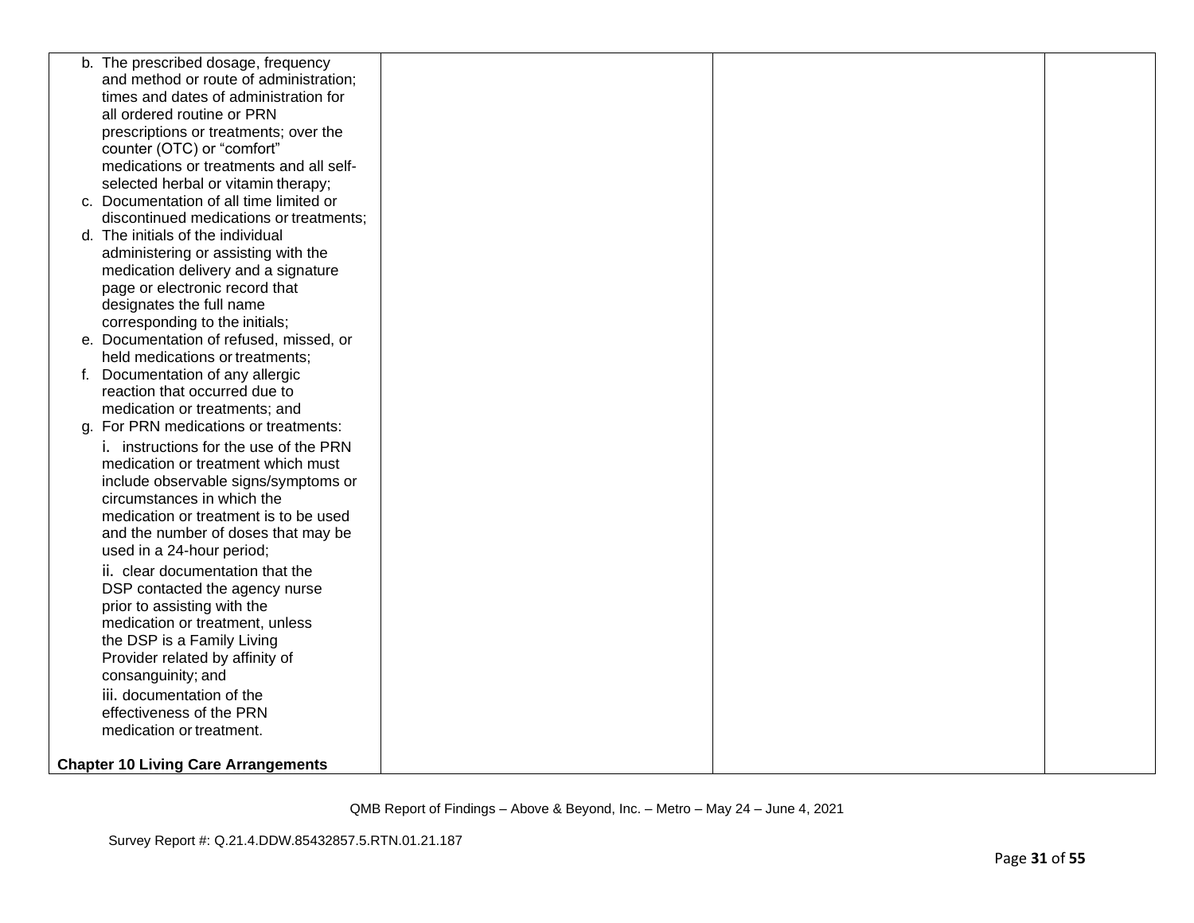| | | | |
|---|---|---|---|
| b. The prescribed dosage, frequency and method or route of administration; times and dates of administration for all ordered routine or PRN prescriptions or treatments; over the counter (OTC) or "comfort" medications or treatments and all self-selected herbal or vitamin therapy;<br>c. Documentation of all time limited or discontinued medications or treatments;<br>d. The initials of the individual administering or assisting with the medication delivery and a signature page or electronic record that designates the full name corresponding to the initials;<br>e. Documentation of refused, missed, or held medications or treatments;<br>f. Documentation of any allergic reaction that occurred due to medication or treatments; and<br>g. For PRN medications or treatments:<br>i. instructions for the use of the PRN medication or treatment which must include observable signs/symptoms or circumstances in which the medication or treatment is to be used and the number of doses that may be used in a 24-hour period;<br>ii. clear documentation that the DSP contacted the agency nurse prior to assisting with the medication or treatment, unless the DSP is a Family Living Provider related by affinity of consanguinity; and<br>iii. documentation of the effectiveness of the PRN medication or treatment.<br><br>**Chapter 10 Living Care Arrangements** | | | |

QMB Report of Findings – Above & Beyond, Inc. – Metro – May 24 – June 4, 2021

Survey Report #: Q.21.4.DDW.85432857.5.RTN.01.21.187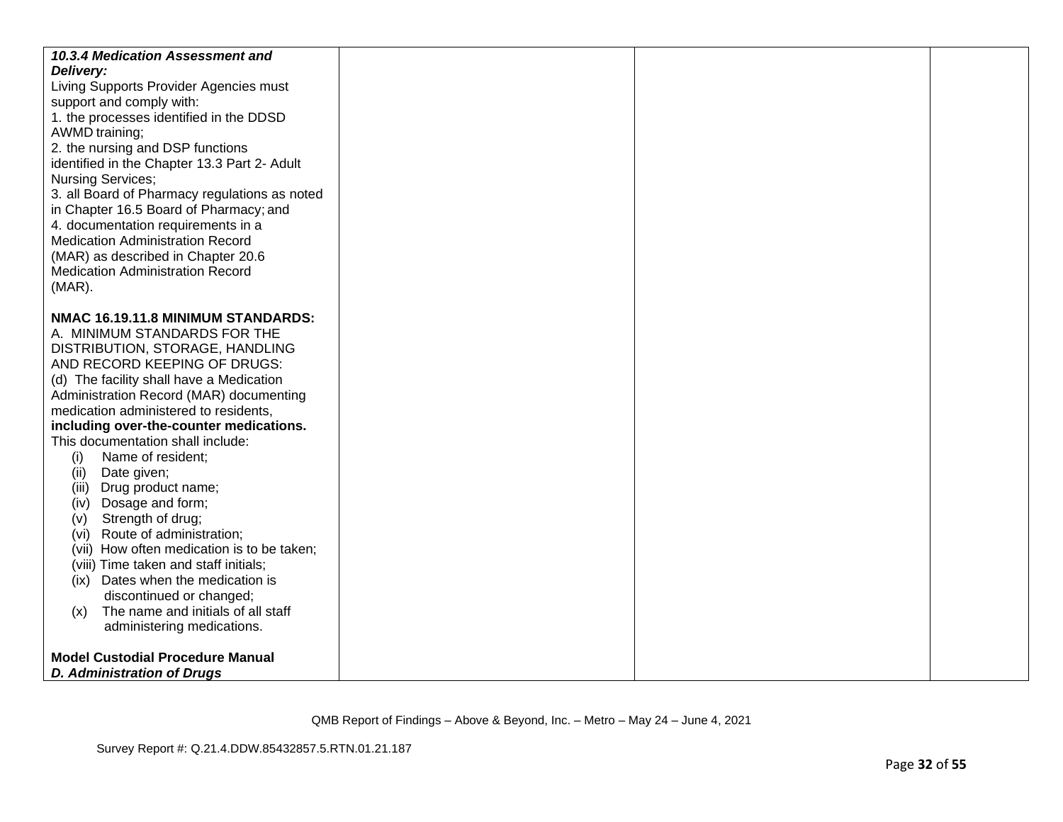| | | | |
|---|---|---|---|
| ***10.3.4 Medication Assessment and Delivery:***<br>Living Supports Provider Agencies must support and comply with:<br>1. the processes identified in the DDSD AWMD training;<br>2. the nursing and DSP functions identified in the Chapter 13.3 Part 2- Adult Nursing Services;<br>3. all Board of Pharmacy regulations as noted in Chapter 16.5 Board of Pharmacy; and<br>4. documentation requirements in a Medication Administration Record (MAR) as described in Chapter 20.6 Medication Administration Record (MAR).<br><br>**NMAC 16.19.11.8 MINIMUM STANDARDS:**<br>A. MINIMUM STANDARDS FOR THE DISTRIBUTION, STORAGE, HANDLING AND RECORD KEEPING OF DRUGS:<br>(d) The facility shall have a Medication Administration Record (MAR) documenting medication administered to residents, **including over-the-counter medications.** This documentation shall include:<br>(i) Name of resident;<br>(ii) Date given;<br>(iii) Drug product name;<br>(iv) Dosage and form;<br>(v) Strength of drug;<br>(vi) Route of administration;<br>(vii) How often medication is to be taken;<br>(viii) Time taken and staff initials;<br>(ix) Dates when the medication is discontinued or changed;<br>(x) The name and initials of all staff administering medications.<br><br>**Model Custodial Procedure Manual**<br>***D. Administration of Drugs*** | | | |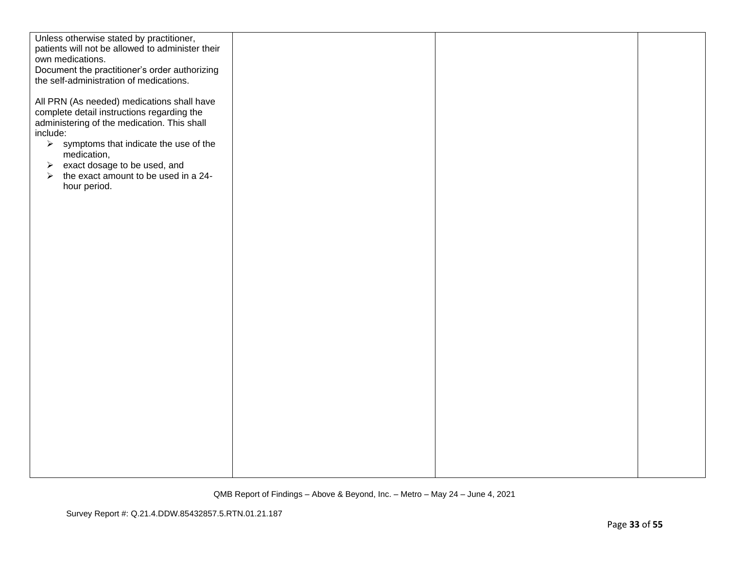| | | | |
|---|---|---|---|
| Unless otherwise stated by practitioner, patients will not be allowed to administer their own medications.<br>Document the practitioner's order authorizing the self-administration of medications.<br><br>All PRN (As needed) medications shall have complete detail instructions regarding the administering of the medication. This shall include:<br>➢ symptoms that indicate the use of the medication,<br>➢ exact dosage to be used, and<br>➢ the exact amount to be used in a 24-hour period. | | | |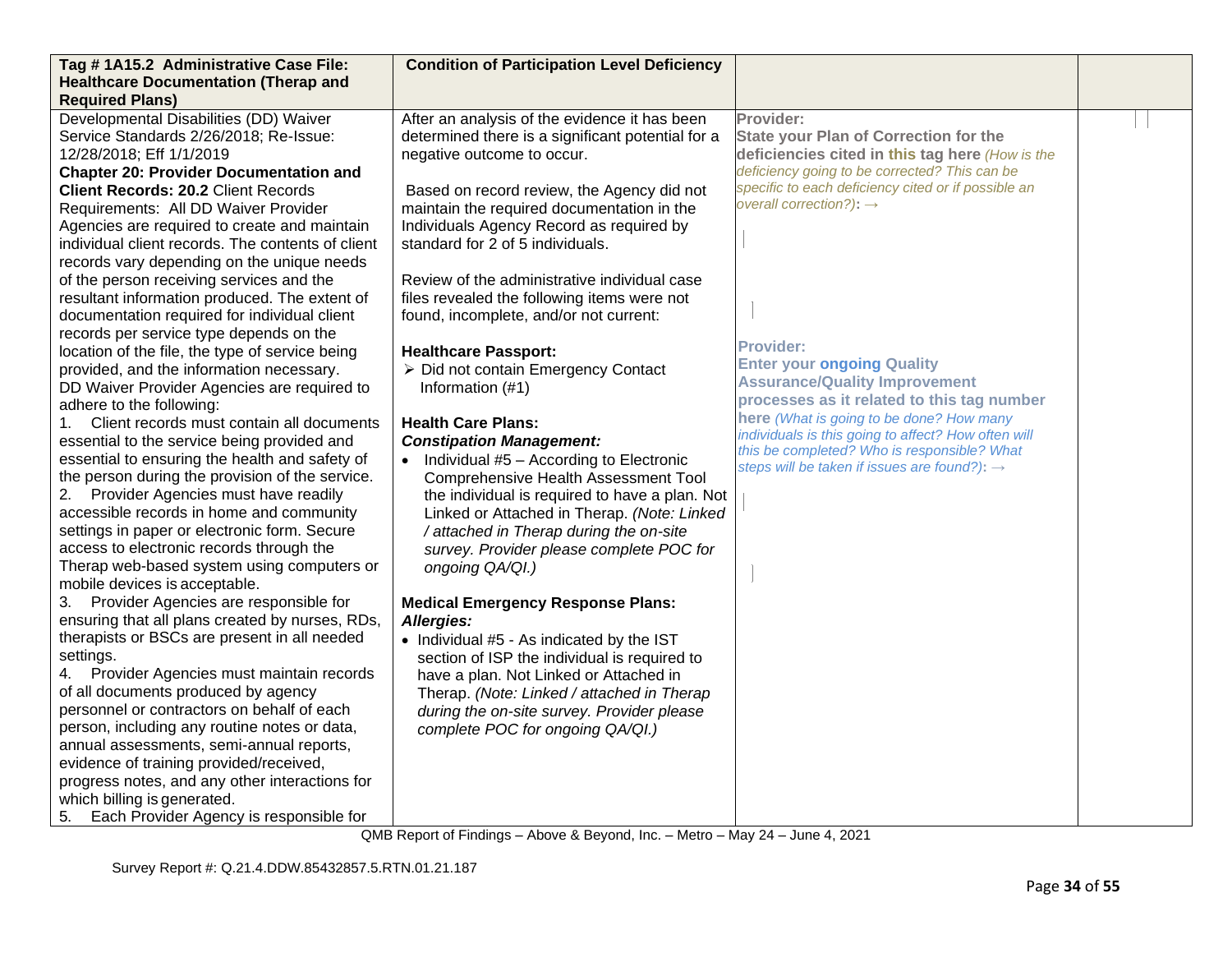| Tag # 1A15.2 Administrative Case File: Healthcare Documentation (Therap and Required Plans) | Condition of Participation Level Deficiency | | |
|---|---|---|---|
| Developmental Disabilities (DD) Waiver Service Standards 2/26/2018; Re-Issue: 12/28/2018; Eff 1/1/2019<br>**Chapter 20: Provider Documentation and Client Records: 20.2** Client Records Requirements: All DD Waiver Provider Agencies are required to create and maintain individual client records. The contents of client records vary depending on the unique needs of the person receiving services and the resultant information produced. The extent of documentation required for individual client records per service type depends on the location of the file, the type of service being provided, and the information necessary.<br>DD Waiver Provider Agencies are required to adhere to the following:<br>1. Client records must contain all documents essential to the service being provided and essential to ensuring the health and safety of the person during the provision of the service.<br>2. Provider Agencies must have readily accessible records in home and community settings in paper or electronic form. Secure access to electronic records through the Therap web-based system using computers or mobile devices is acceptable.<br>3. Provider Agencies are responsible for ensuring that all plans created by nurses, RDs, therapists or BSCs are present in all needed settings.<br>4. Provider Agencies must maintain records of all documents produced by agency personnel or contractors on behalf of each person, including any routine notes or data, annual assessments, semi-annual reports, evidence of training provided/received, progress notes, and any other interactions for which billing is generated.<br>5. Each Provider Agency is responsible for | After an analysis of the evidence it has been determined there is a significant potential for a negative outcome to occur.<br><br>Based on record review, the Agency did not maintain the required documentation in the Individuals Agency Record as required by standard for 2 of 5 individuals.<br><br>Review of the administrative individual case files revealed the following items were not found, incomplete, and/or not current:<br><br>**Healthcare Passport:**<br>➢ Did not contain Emergency Contact Information (#1)<br><br>**Health Care Plans:**<br>***Constipation Management:***<br>• Individual #5 – According to Electronic Comprehensive Health Assessment Tool the individual is required to have a plan. Not Linked or Attached in Therap. *(Note: Linked / attached in Therap during the on-site survey. Provider please complete POC for ongoing QA/QI.)*<br><br>**Medical Emergency Response Plans:**<br>***Allergies:***<br>• Individual #5 - As indicated by the IST section of ISP the individual is required to have a plan. Not Linked or Attached in Therap. *(Note: Linked / attached in Therap during the on-site survey. Provider please complete POC for ongoing QA/QI.)* | **Provider:**<br>**State your Plan of Correction for the deficiencies cited in this tag here** *(How is the deficiency going to be corrected? This can be specific to each deficiency cited or if possible an overall correction?)*: →<br><br>**Provider:**<br>**Enter your ongoing Quality Assurance/Quality Improvement processes as it related to this tag number here** *(What is going to be done? How many individuals is this going to affect? How often will this be completed? Who is responsible? What steps will be taken if issues are found?)*: → | |

QMB Report of Findings – Above & Beyond, Inc. – Metro – May 24 – June 4, 2021

Survey Report #: Q.21.4.DDW.85432857.5.RTN.01.21.187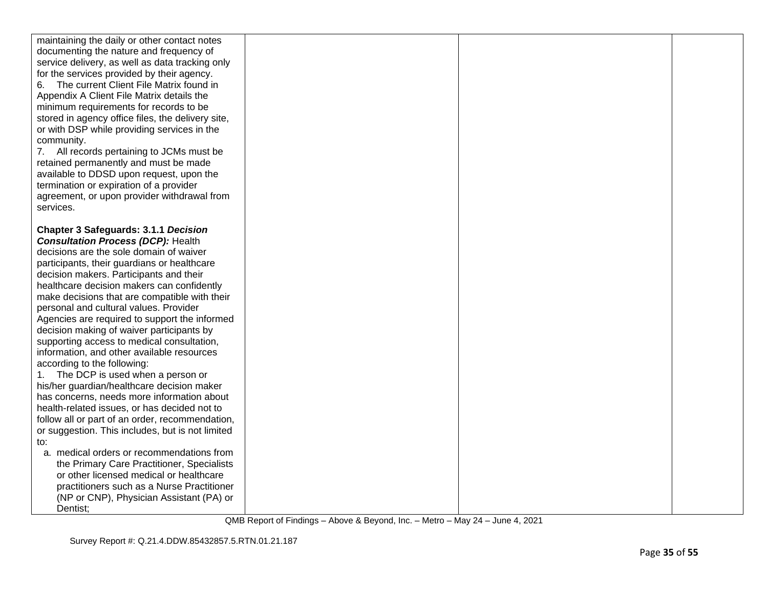| | | | |
|---|---|---|---|
| maintaining the daily or other contact notes documenting the nature and frequency of service delivery, as well as data tracking only for the services provided by their agency.<br>6. The current Client File Matrix found in Appendix A Client File Matrix details the minimum requirements for records to be stored in agency office files, the delivery site, or with DSP while providing services in the community.<br>7. All records pertaining to JCMs must be retained permanently and must be made available to DDSD upon request, upon the termination or expiration of a provider agreement, or upon provider withdrawal from services.<br><br>**Chapter 3 Safeguards: 3.1.1 *Decision Consultation Process (DCP):*** Health decisions are the sole domain of waiver participants, their guardians or healthcare decision makers. Participants and their healthcare decision makers can confidently make decisions that are compatible with their personal and cultural values. Provider Agencies are required to support the informed decision making of waiver participants by supporting access to medical consultation, information, and other available resources according to the following:<br>1. The DCP is used when a person or his/her guardian/healthcare decision maker has concerns, needs more information about health-related issues, or has decided not to follow all or part of an order, recommendation, or suggestion. This includes, but is not limited to:<br>a. medical orders or recommendations from the Primary Care Practitioner, Specialists or other licensed medical or healthcare practitioners such as a Nurse Practitioner (NP or CNP), Physician Assistant (PA) or Dentist; | | | |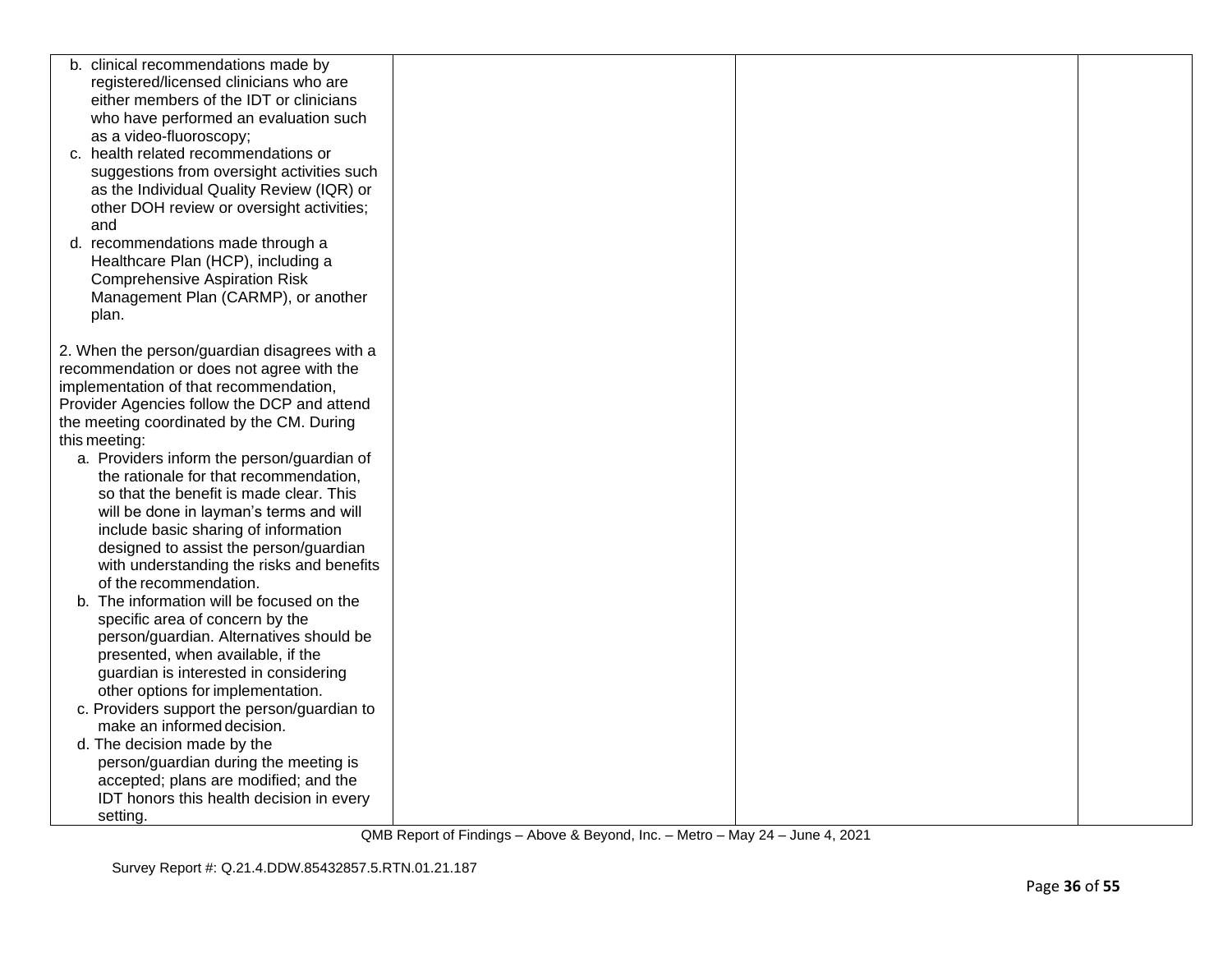| | | | |
|---|---|---|---|
| b. clinical recommendations made by registered/licensed clinicians who are either members of the IDT or clinicians who have performed an evaluation such as a video-fluoroscopy;<br>c. health related recommendations or suggestions from oversight activities such as the Individual Quality Review (IQR) or other DOH review or oversight activities; and<br>d. recommendations made through a Healthcare Plan (HCP), including a Comprehensive Aspiration Risk Management Plan (CARMP), or another plan.<br><br>2. When the person/guardian disagrees with a recommendation or does not agree with the implementation of that recommendation, Provider Agencies follow the DCP and attend the meeting coordinated by the CM. During this meeting:<br>a. Providers inform the person/guardian of the rationale for that recommendation, so that the benefit is made clear. This will be done in layman's terms and will include basic sharing of information designed to assist the person/guardian with understanding the risks and benefits of the recommendation.<br>b. The information will be focused on the specific area of concern by the person/guardian. Alternatives should be presented, when available, if the guardian is interested in considering other options for implementation.<br>c. Providers support the person/guardian to make an informed decision.<br>d. The decision made by the person/guardian during the meeting is accepted; plans are modified; and the IDT honors this health decision in every setting. | | | |

QMB Report of Findings – Above & Beyond, Inc. – Metro – May 24 – June 4, 2021

Survey Report #: Q.21.4.DDW.85432857.5.RTN.01.21.187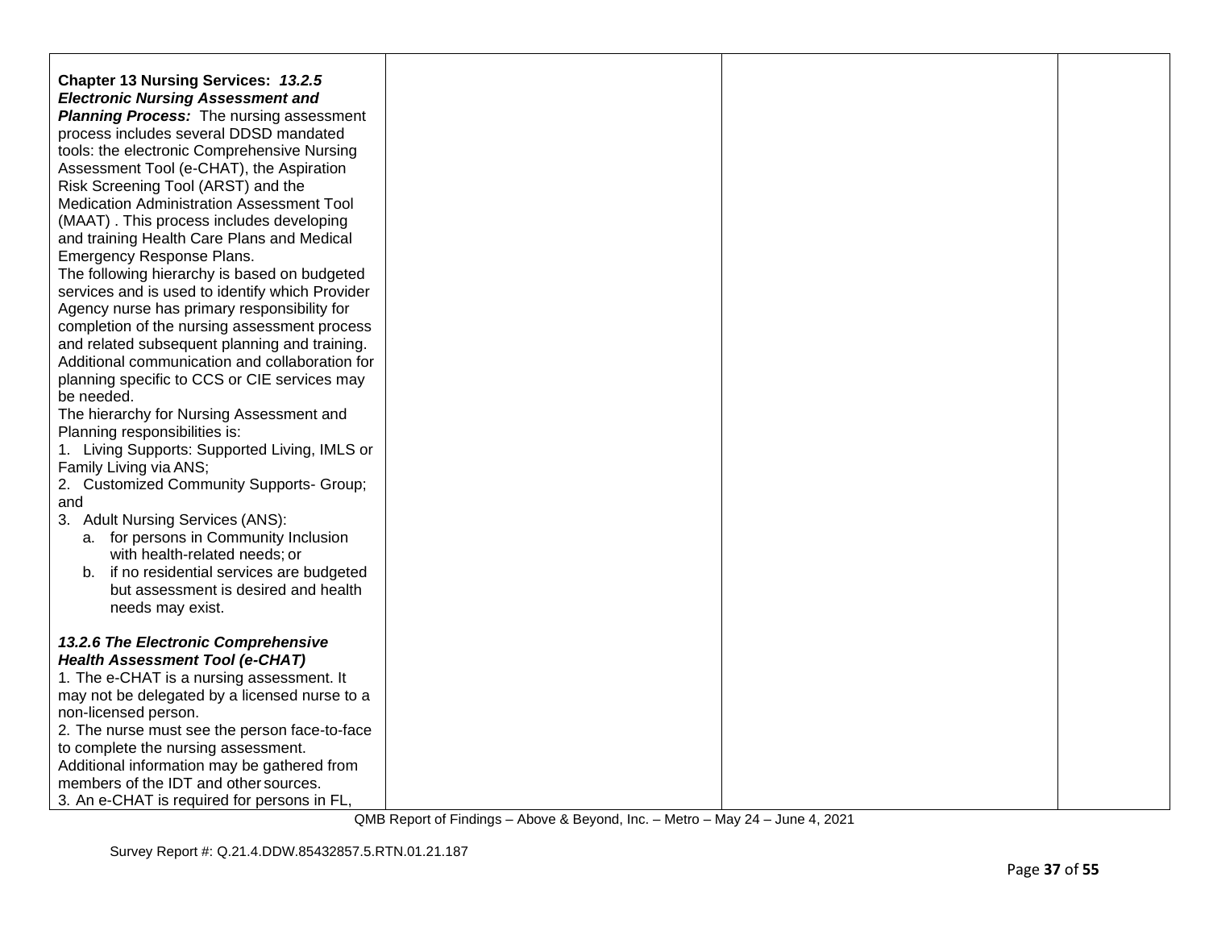| | | | |
|---|---|---|---|
| **Chapter 13 Nursing Services:** ***13.2.5 Electronic Nursing Assessment and Planning Process:*** The nursing assessment process includes several DDSD mandated tools: the electronic Comprehensive Nursing Assessment Tool (e-CHAT), the Aspiration Risk Screening Tool (ARST) and the Medication Administration Assessment Tool (MAAT) . This process includes developing and training Health Care Plans and Medical Emergency Response Plans.<br>The following hierarchy is based on budgeted services and is used to identify which Provider Agency nurse has primary responsibility for completion of the nursing assessment process and related subsequent planning and training. Additional communication and collaboration for planning specific to CCS or CIE services may be needed.<br>The hierarchy for Nursing Assessment and Planning responsibilities is:<br>1. Living Supports: Supported Living, IMLS or Family Living via ANS;<br>2. Customized Community Supports- Group; and<br>3. Adult Nursing Services (ANS):<br>a. for persons in Community Inclusion with health-related needs; or<br>b. if no residential services are budgeted but assessment is desired and health needs may exist.<br><br>***13.2.6 The Electronic Comprehensive Health Assessment Tool (e-CHAT)***<br>1. The e-CHAT is a nursing assessment. It may not be delegated by a licensed nurse to a non-licensed person.<br>2. The nurse must see the person face-to-face to complete the nursing assessment. Additional information may be gathered from members of the IDT and other sources.<br>3. An e-CHAT is required for persons in FL, | | | |

QMB Report of Findings – Above & Beyond, Inc. – Metro – May 24 – June 4, 2021

Survey Report #: Q.21.4.DDW.85432857.5.RTN.01.21.187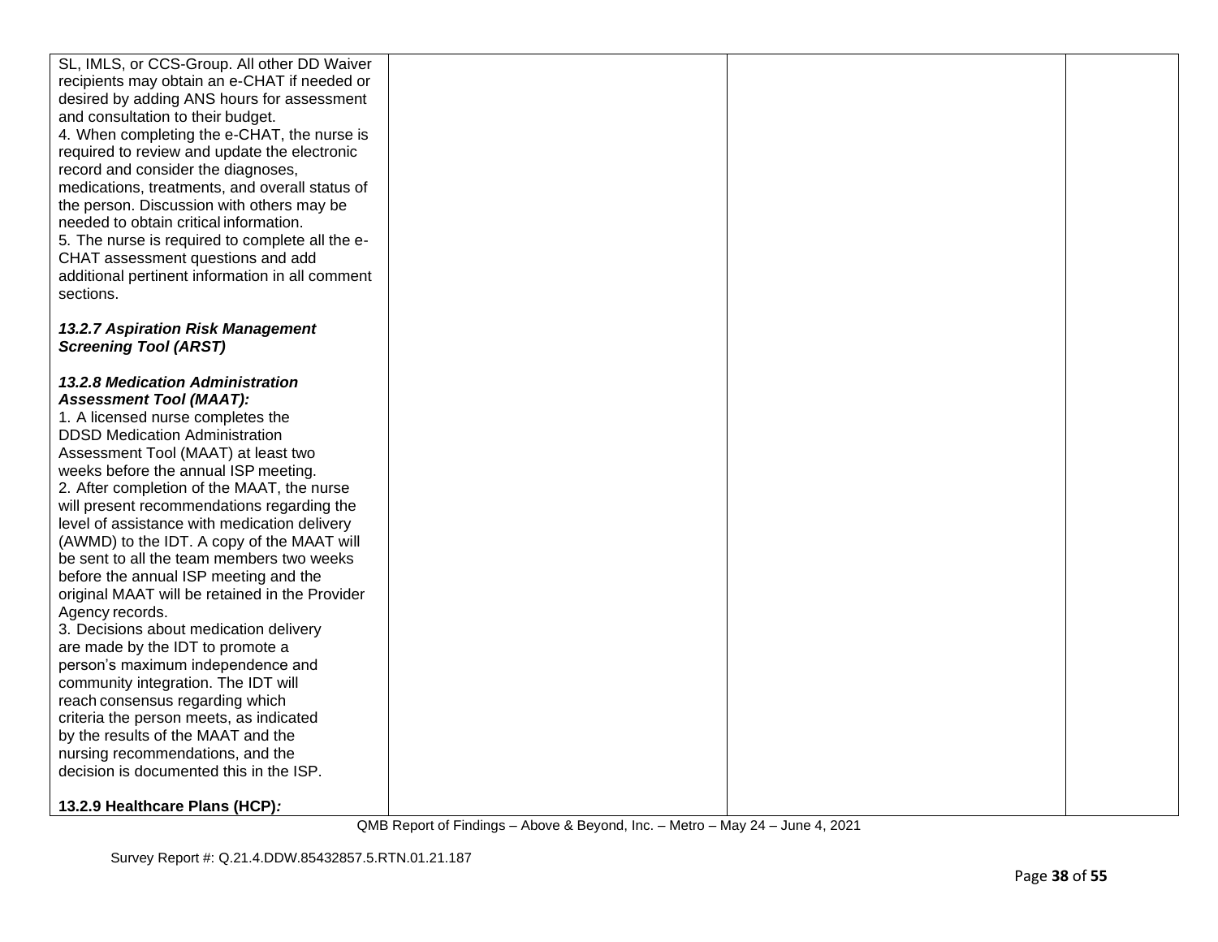| | | | |
|---|---|---|---|
| SL, IMLS, or CCS-Group. All other DD Waiver recipients may obtain an e-CHAT if needed or desired by adding ANS hours for assessment and consultation to their budget.<br>4. When completing the e-CHAT, the nurse is required to review and update the electronic record and consider the diagnoses, medications, treatments, and overall status of the person. Discussion with others may be needed to obtain critical information.<br>5. The nurse is required to complete all the e-CHAT assessment questions and add additional pertinent information in all comment sections.<br><br>***13.2.7 Aspiration Risk Management Screening Tool (ARST)***<br><br>***13.2.8 Medication Administration Assessment Tool (MAAT):***<br>1. A licensed nurse completes the DDSD Medication Administration Assessment Tool (MAAT) at least two weeks before the annual ISP meeting.<br>2. After completion of the MAAT, the nurse will present recommendations regarding the level of assistance with medication delivery (AWMD) to the IDT. A copy of the MAAT will be sent to all the team members two weeks before the annual ISP meeting and the original MAAT will be retained in the Provider Agency records.<br>3. Decisions about medication delivery are made by the IDT to promote a person's maximum independence and community integration. The IDT will reach consensus regarding which criteria the person meets, as indicated by the results of the MAAT and the nursing recommendations, and the decision is documented this in the ISP.<br><br>**13.2.9 Healthcare Plans (HCP)*:*** | | | |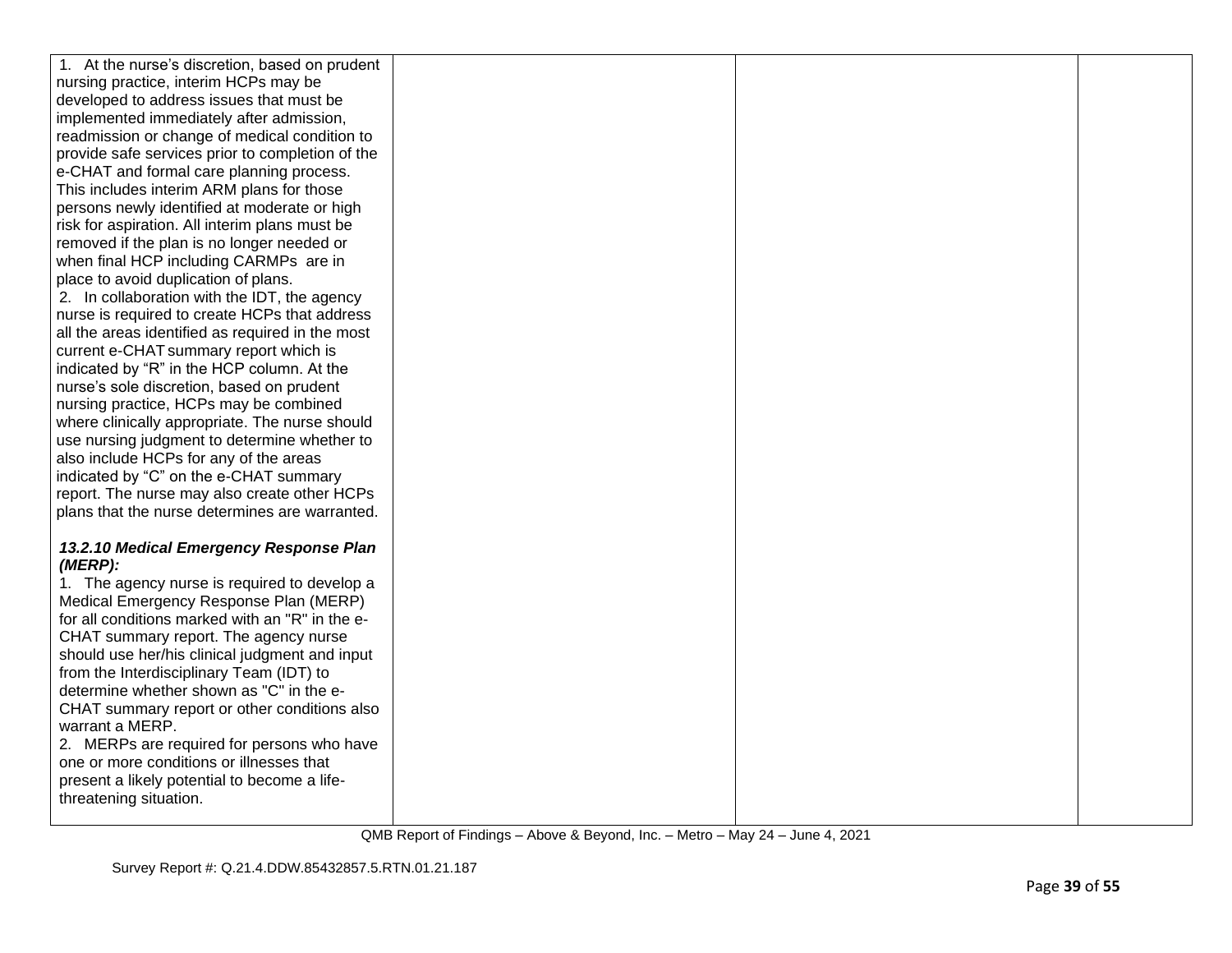| | | | |
|---|---|---|---|
| 1. At the nurse's discretion, based on prudent nursing practice, interim HCPs may be developed to address issues that must be implemented immediately after admission, readmission or change of medical condition to provide safe services prior to completion of the e-CHAT and formal care planning process. This includes interim ARM plans for those persons newly identified at moderate or high risk for aspiration. All interim plans must be removed if the plan is no longer needed or when final HCP including CARMPs are in place to avoid duplication of plans.<br>2. In collaboration with the IDT, the agency nurse is required to create HCPs that address all the areas identified as required in the most current e-CHAT summary report which is indicated by "R" in the HCP column. At the nurse's sole discretion, based on prudent nursing practice, HCPs may be combined where clinically appropriate. The nurse should use nursing judgment to determine whether to also include HCPs for any of the areas indicated by "C" on the e-CHAT summary report. The nurse may also create other HCPs plans that the nurse determines are warranted.<br><br>***13.2.10 Medical Emergency Response Plan (MERP):***<br>1. The agency nurse is required to develop a Medical Emergency Response Plan (MERP) for all conditions marked with an "R" in the e-CHAT summary report. The agency nurse should use her/his clinical judgment and input from the Interdisciplinary Team (IDT) to determine whether shown as "C" in the e-CHAT summary report or other conditions also warrant a MERP.<br>2. MERPs are required for persons who have one or more conditions or illnesses that present a likely potential to become a life-threatening situation. | | | |

QMB Report of Findings – Above & Beyond, Inc. – Metro – May 24 – June 4, 2021

Survey Report #: Q.21.4.DDW.85432857.5.RTN.01.21.187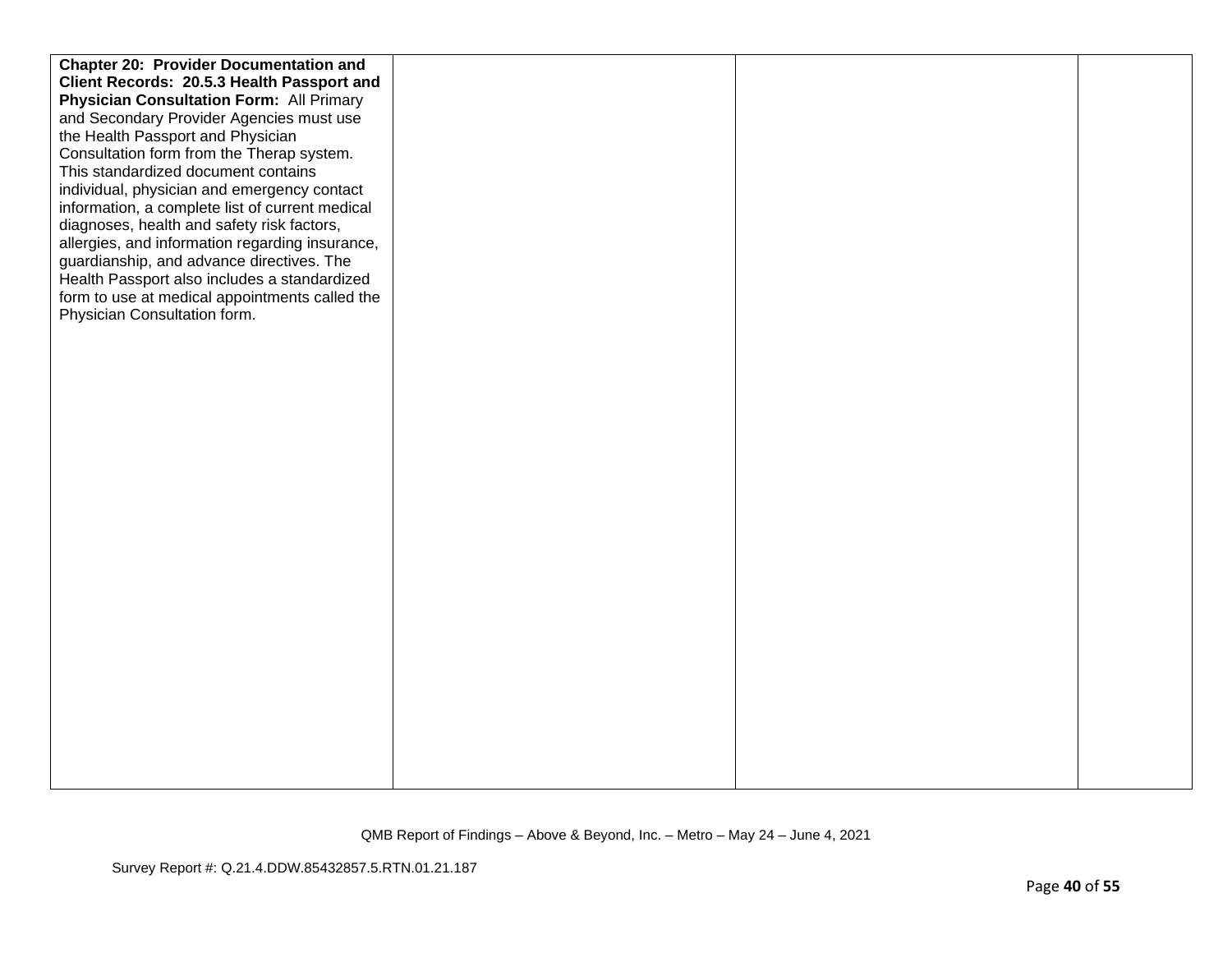| | | | |
|---|---|---|---|
| **Chapter 20: Provider Documentation and Client Records: 20.5.3 Health Passport and Physician Consultation Form:** All Primary and Secondary Provider Agencies must use the Health Passport and Physician Consultation form from the Therap system. This standardized document contains individual, physician and emergency contact information, a complete list of current medical diagnoses, health and safety risk factors, allergies, and information regarding insurance, guardianship, and advance directives. The Health Passport also includes a standardized form to use at medical appointments called the Physician Consultation form. | | | |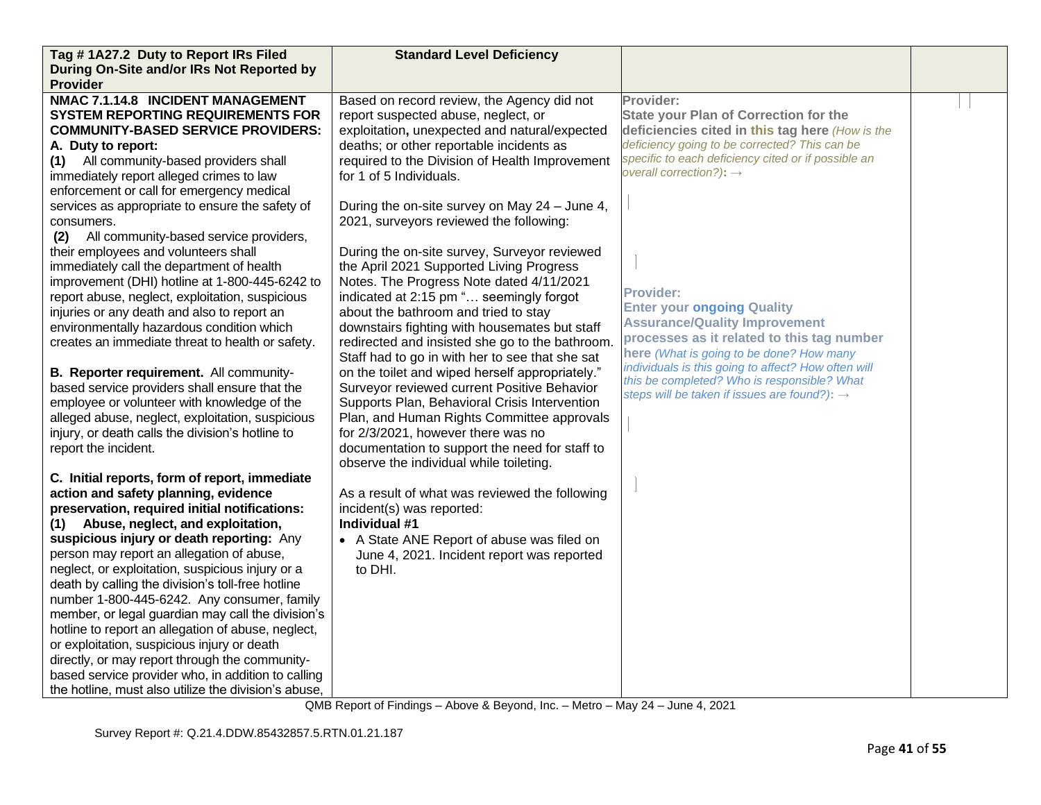| Tag # 1A27.2 Duty to Report IRs Filed During On-Site and/or IRs Not Reported by Provider | Standard Level Deficiency | | |
|---|---|---|---|
| **NMAC 7.1.14.8 INCIDENT MANAGEMENT SYSTEM REPORTING REQUIREMENTS FOR COMMUNITY-BASED SERVICE PROVIDERS:**<br>**A. Duty to report:**<br>**(1)** All community-based providers shall immediately report alleged crimes to law enforcement or call for emergency medical services as appropriate to ensure the safety of consumers.<br>**(2)** All community-based service providers, their employees and volunteers shall immediately call the department of health improvement (DHI) hotline at 1-800-445-6242 to report abuse, neglect, exploitation, suspicious injuries or any death and also to report an environmentally hazardous condition which creates an immediate threat to health or safety.<br><br>**B. Reporter requirement.** All community-based service providers shall ensure that the employee or volunteer with knowledge of the alleged abuse, neglect, exploitation, suspicious injury, or death calls the division's hotline to report the incident.<br><br>**C. Initial reports, form of report, immediate action and safety planning, evidence preservation, required initial notifications:**<br>**(1) Abuse, neglect, and exploitation, suspicious injury or death reporting:** Any person may report an allegation of abuse, neglect, or exploitation, suspicious injury or a death by calling the division's toll-free hotline number 1-800-445-6242. Any consumer, family member, or legal guardian may call the division's hotline to report an allegation of abuse, neglect, or exploitation, suspicious injury or death directly, or may report through the community-based service provider who, in addition to calling the hotline, must also utilize the division's abuse, | Based on record review, the Agency did not report suspected abuse, neglect, or exploitation**,** unexpected and natural/expected deaths; or other reportable incidents as required to the Division of Health Improvement for 1 of 5 Individuals.<br><br>During the on-site survey on May 24 – June 4, 2021, surveyors reviewed the following:<br><br>During the on-site survey, Surveyor reviewed the April 2021 Supported Living Progress Notes. The Progress Note dated 4/11/2021 indicated at 2:15 pm "… seemingly forgot about the bathroom and tried to stay downstairs fighting with housemates but staff redirected and insisted she go to the bathroom. Staff had to go in with her to see that she sat on the toilet and wiped herself appropriately." Surveyor reviewed current Positive Behavior Supports Plan, Behavioral Crisis Intervention Plan, and Human Rights Committee approvals for 2/3/2021, however there was no documentation to support the need for staff to observe the individual while toileting.<br><br>As a result of what was reviewed the following incident(s) was reported:<br>**Individual #1**<br>• A State ANE Report of abuse was filed on June 4, 2021. Incident report was reported to DHI. | **Provider:**<br>**State your Plan of Correction for the deficiencies cited in this tag here** *(How is the deficiency going to be corrected? This can be specific to each deficiency cited or if possible an overall correction?)***:** →<br><br>**Provider:**<br>**Enter your ongoing Quality Assurance/Quality Improvement processes as it related to this tag number here** *(What is going to be done? How many individuals is this going to affect? How often will this be completed? Who is responsible? What steps will be taken if issues are found?)***:** → | |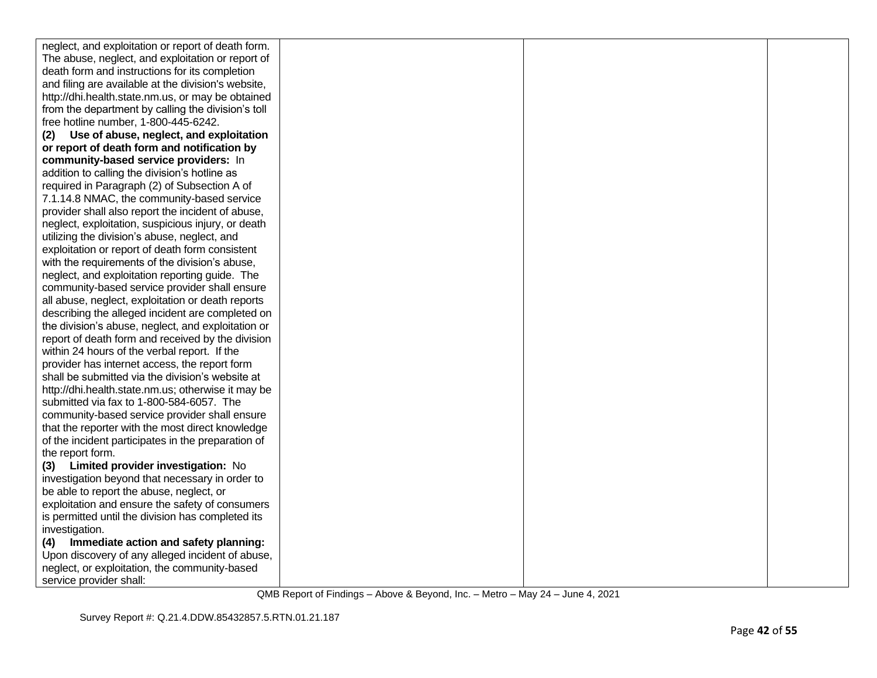| | | | |
|---|---|---|---|
| neglect, and exploitation or report of death form. The abuse, neglect, and exploitation or report of death form and instructions for its completion and filing are available at the division's website, http://dhi.health.state.nm.us, or may be obtained from the department by calling the division's toll free hotline number, 1-800-445-6242.<br>**(2) Use of abuse, neglect, and exploitation or report of death form and notification by community-based service providers:** In addition to calling the division's hotline as required in Paragraph (2) of Subsection A of 7.1.14.8 NMAC, the community-based service provider shall also report the incident of abuse, neglect, exploitation, suspicious injury, or death utilizing the division's abuse, neglect, and exploitation or report of death form consistent with the requirements of the division's abuse, neglect, and exploitation reporting guide. The community-based service provider shall ensure all abuse, neglect, exploitation or death reports describing the alleged incident are completed on the division's abuse, neglect, and exploitation or report of death form and received by the division within 24 hours of the verbal report. If the provider has internet access, the report form shall be submitted via the division's website at http://dhi.health.state.nm.us; otherwise it may be submitted via fax to 1-800-584-6057. The community-based service provider shall ensure that the reporter with the most direct knowledge of the incident participates in the preparation of the report form.<br>**(3) Limited provider investigation:** No investigation beyond that necessary in order to be able to report the abuse, neglect, or exploitation and ensure the safety of consumers is permitted until the division has completed its investigation.<br>**(4) Immediate action and safety planning:** Upon discovery of any alleged incident of abuse, neglect, or exploitation, the community-based service provider shall: | | | |

QMB Report of Findings – Above & Beyond, Inc. – Metro – May 24 – June 4, 2021

Survey Report #: Q.21.4.DDW.85432857.5.RTN.01.21.187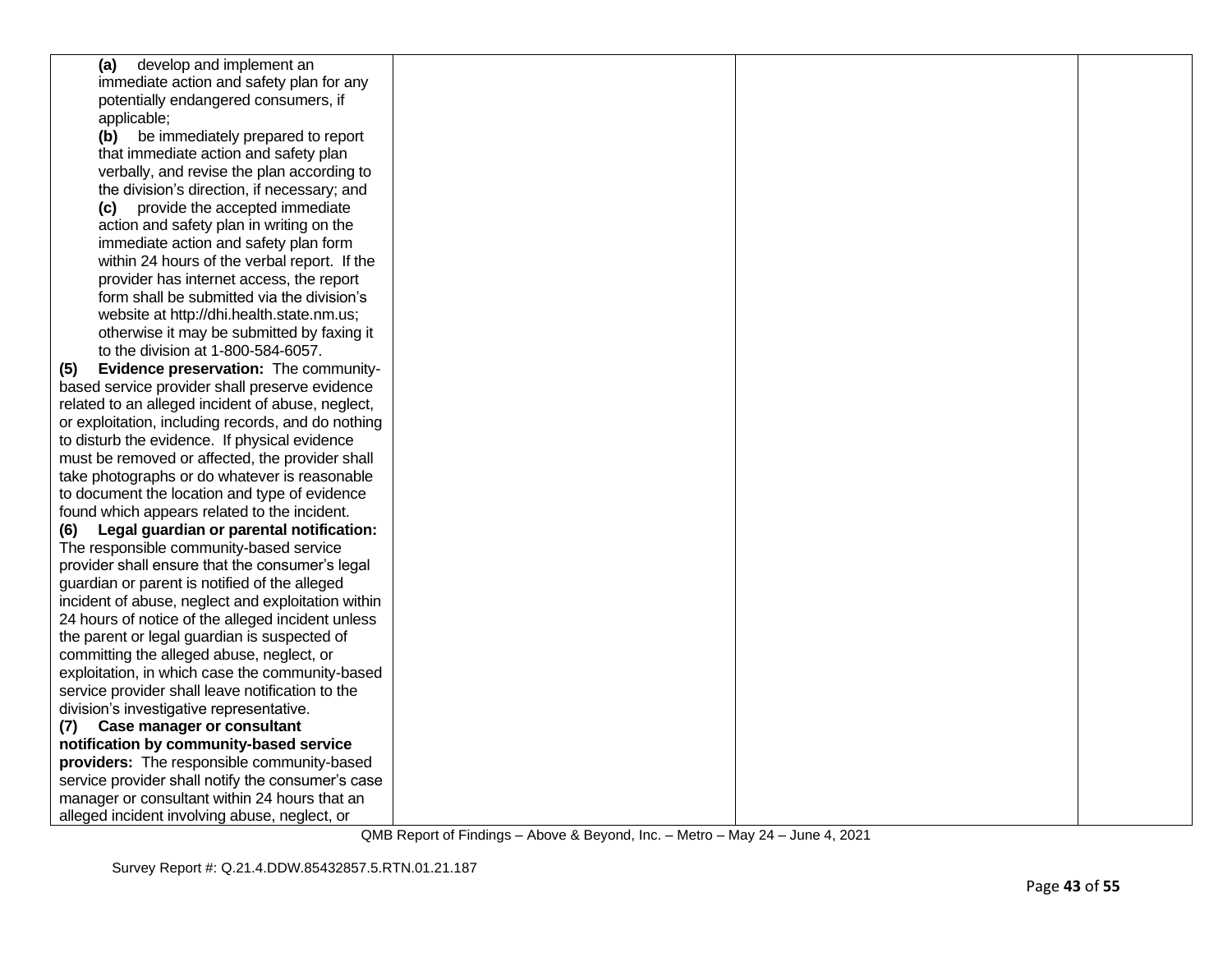| | | | |
|---|---|---|---|
| **(a)** develop and implement an immediate action and safety plan for any potentially endangered consumers, if applicable;<br>**(b)** be immediately prepared to report that immediate action and safety plan verbally, and revise the plan according to the division's direction, if necessary; and<br>**(c)** provide the accepted immediate action and safety plan in writing on the immediate action and safety plan form within 24 hours of the verbal report. If the provider has internet access, the report form shall be submitted via the division's website at http://dhi.health.state.nm.us; otherwise it may be submitted by faxing it to the division at 1-800-584-6057.<br>**(5) Evidence preservation:** The community-based service provider shall preserve evidence related to an alleged incident of abuse, neglect, or exploitation, including records, and do nothing to disturb the evidence. If physical evidence must be removed or affected, the provider shall take photographs or do whatever is reasonable to document the location and type of evidence found which appears related to the incident.<br>**(6) Legal guardian or parental notification:** The responsible community-based service provider shall ensure that the consumer's legal guardian or parent is notified of the alleged incident of abuse, neglect and exploitation within 24 hours of notice of the alleged incident unless the parent or legal guardian is suspected of committing the alleged abuse, neglect, or exploitation, in which case the community-based service provider shall leave notification to the division's investigative representative.<br>**(7) Case manager or consultant notification by community-based service providers:** The responsible community-based service provider shall notify the consumer's case manager or consultant within 24 hours that an alleged incident involving abuse, neglect, or | | | |

QMB Report of Findings – Above & Beyond, Inc. – Metro – May 24 – June 4, 2021

Survey Report #: Q.21.4.DDW.85432857.5.RTN.01.21.187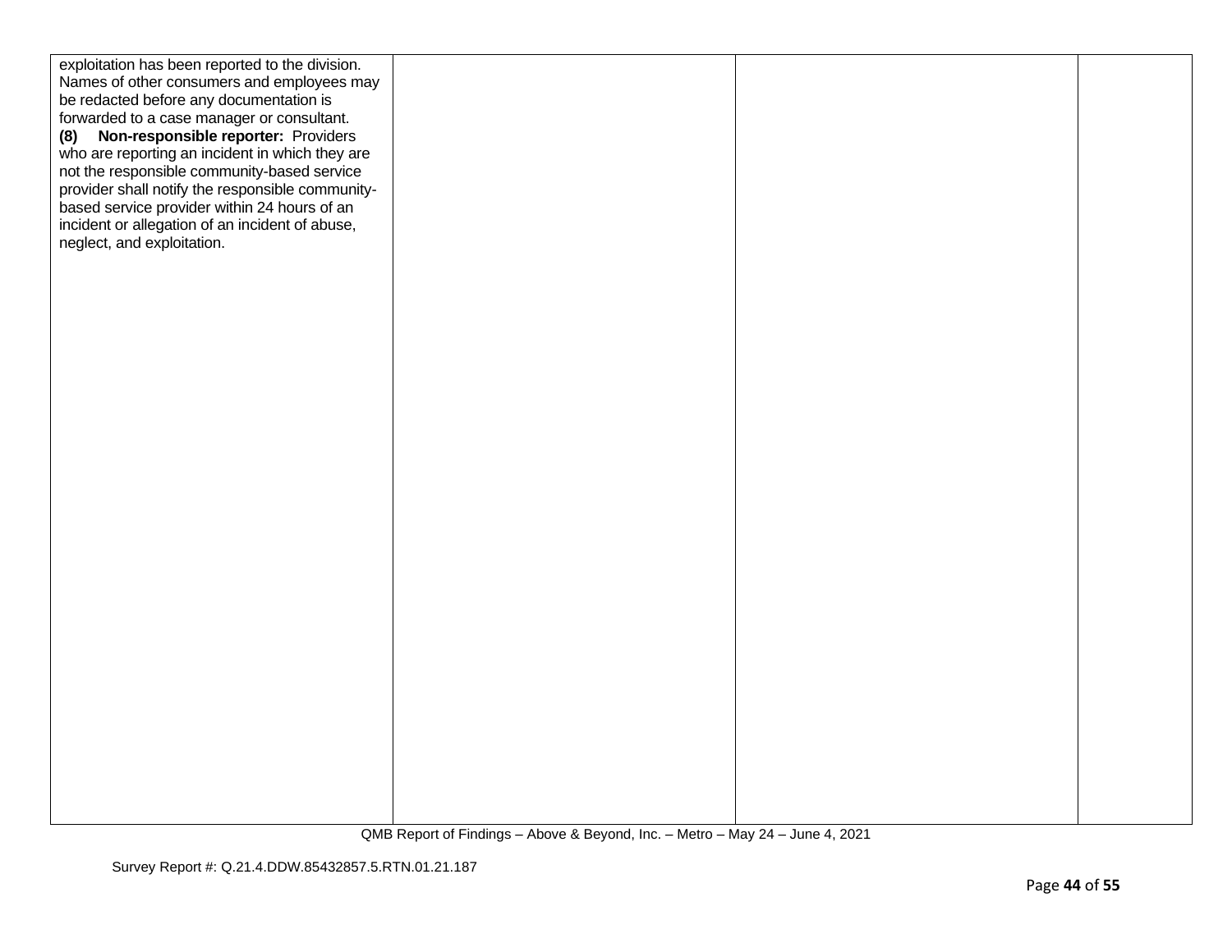| | | | |
|---|---|---|---|
| exploitation has been reported to the division. Names of other consumers and employees may be redacted before any documentation is forwarded to a case manager or consultant.<br>**(8) Non-responsible reporter:** Providers who are reporting an incident in which they are not the responsible community-based service provider shall notify the responsible community-based service provider within 24 hours of an incident or allegation of an incident of abuse, neglect, and exploitation. | | | |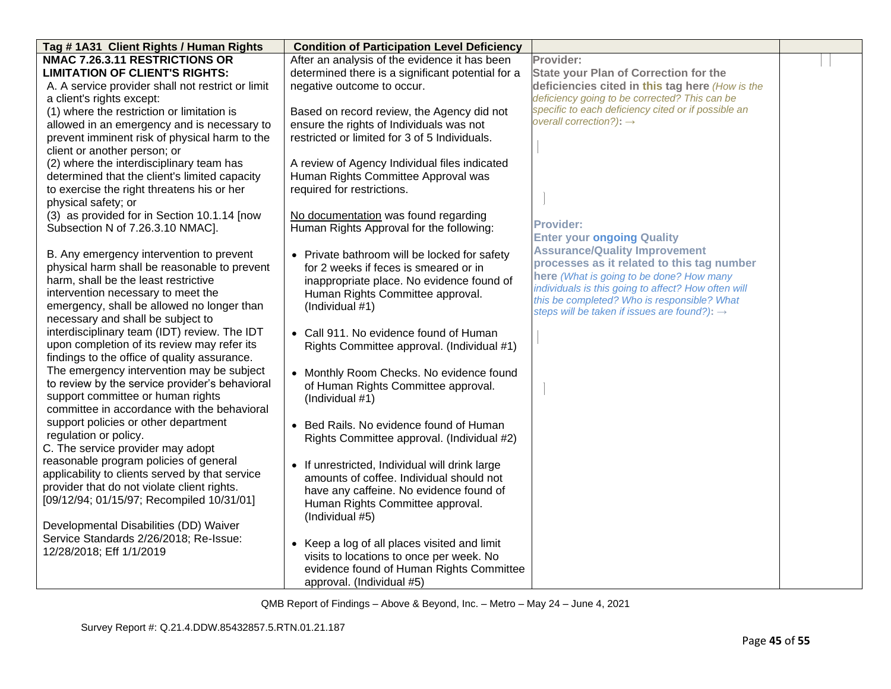| Tag # 1A31 Client Rights / Human Rights | Condition of Participation Level Deficiency | | |
|---|---|---|---|
| **NMAC 7.26.3.11 RESTRICTIONS OR LIMITATION OF CLIENT'S RIGHTS:**<br>A. A service provider shall not restrict or limit a client's rights except:<br>(1) where the restriction or limitation is allowed in an emergency and is necessary to prevent imminent risk of physical harm to the client or another person; or<br>(2) where the interdisciplinary team has determined that the client's limited capacity to exercise the right threatens his or her physical safety; or<br>(3) as provided for in Section 10.1.14 [now Subsection N of 7.26.3.10 NMAC].<br><br>B. Any emergency intervention to prevent physical harm shall be reasonable to prevent harm, shall be the least restrictive intervention necessary to meet the emergency, shall be allowed no longer than necessary and shall be subject to interdisciplinary team (IDT) review. The IDT upon completion of its review may refer its findings to the office of quality assurance. The emergency intervention may be subject to review by the service provider's behavioral support committee or human rights committee in accordance with the behavioral support policies or other department regulation or policy.<br>C. The service provider may adopt reasonable program policies of general applicability to clients served by that service provider that do not violate client rights. [09/12/94; 01/15/97; Recompiled 10/31/01]<br><br>Developmental Disabilities (DD) Waiver Service Standards 2/26/2018; Re-Issue: 12/28/2018; Eff 1/1/2019 | After an analysis of the evidence it has been determined there is a significant potential for a negative outcome to occur.<br><br>Based on record review, the Agency did not ensure the rights of Individuals was not restricted or limited for 3 of 5 Individuals.<br><br>A review of Agency Individual files indicated Human Rights Committee Approval was required for restrictions.<br><br>No documentation was found regarding Human Rights Approval for the following:<br><br>• Private bathroom will be locked for safety for 2 weeks if feces is smeared or in inappropriate place. No evidence found of Human Rights Committee approval. (Individual #1)<br><br>• Call 911. No evidence found of Human Rights Committee approval. (Individual #1)<br><br>• Monthly Room Checks. No evidence found of Human Rights Committee approval. (Individual #1)<br><br>• Bed Rails. No evidence found of Human Rights Committee approval. (Individual #2)<br><br>• If unrestricted, Individual will drink large amounts of coffee. Individual should not have any caffeine. No evidence found of Human Rights Committee approval. (Individual #5)<br><br>• Keep a log of all places visited and limit visits to locations to once per week. No evidence found of Human Rights Committee approval. (Individual #5) | **Provider:**<br>**State your Plan of Correction for the deficiencies cited in this tag here** *(How is the deficiency going to be corrected? This can be specific to each deficiency cited or if possible an overall correction?)*: →<br><br><br><br>**Provider:**<br>**Enter your ongoing Quality Assurance/Quality Improvement processes as it related to this tag number here** *(What is going to be done? How many individuals is this going to affect? How often will this be completed? Who is responsible? What steps will be taken if issues are found?)*: → | |

QMB Report of Findings – Above & Beyond, Inc. – Metro – May 24 – June 4, 2021

Survey Report #: Q.21.4.DDW.85432857.5.RTN.01.21.187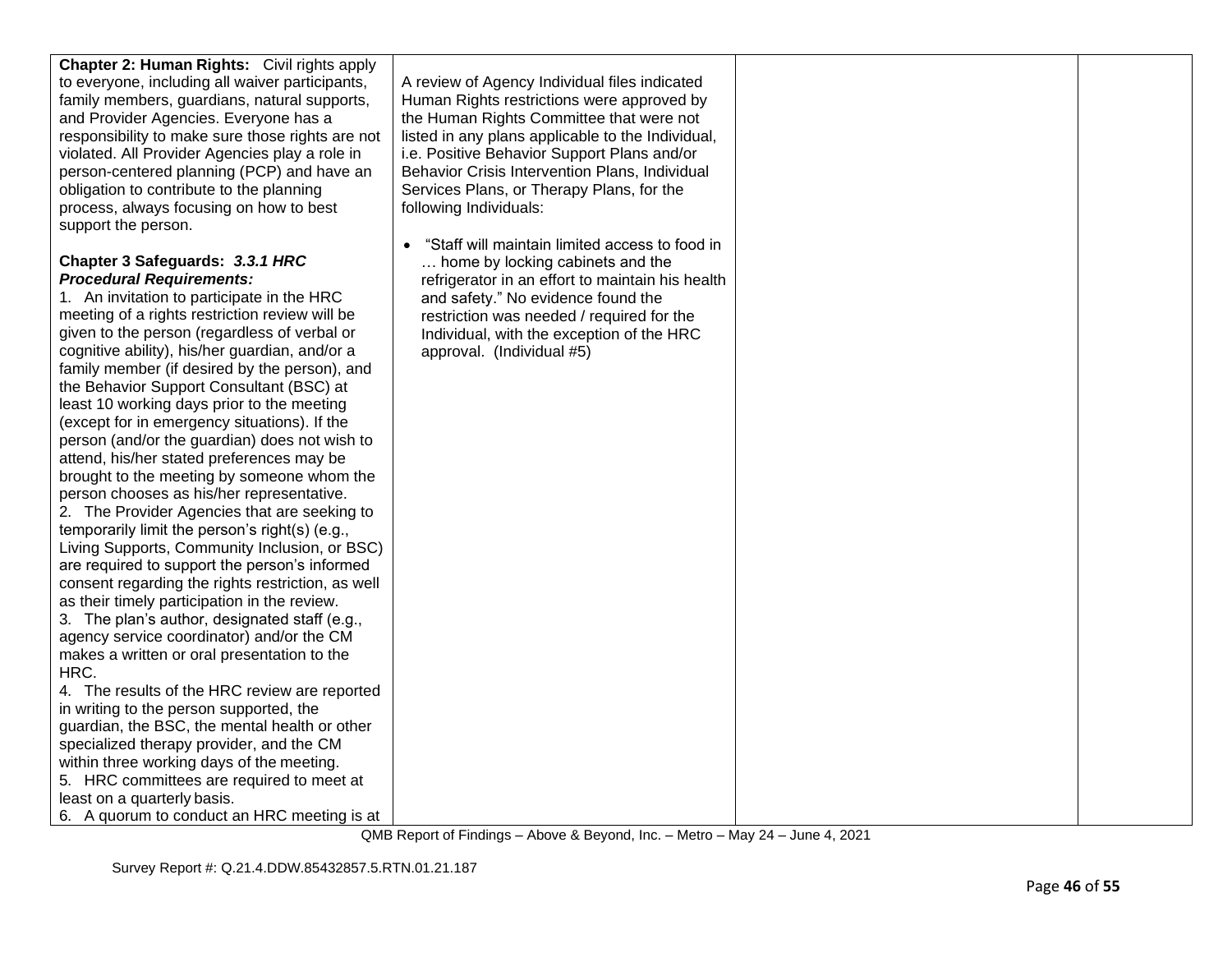| | | | |
|---|---|---|---|
| **Chapter 2: Human Rights:** Civil rights apply to everyone, including all waiver participants, family members, guardians, natural supports, and Provider Agencies. Everyone has a responsibility to make sure those rights are not violated. All Provider Agencies play a role in person-centered planning (PCP) and have an obligation to contribute to the planning process, always focusing on how to best support the person.<br><br>**Chapter 3 Safeguards:** ***3.3.1 HRC Procedural Requirements:***<br>1. An invitation to participate in the HRC meeting of a rights restriction review will be given to the person (regardless of verbal or cognitive ability), his/her guardian, and/or a family member (if desired by the person), and the Behavior Support Consultant (BSC) at least 10 working days prior to the meeting (except for in emergency situations). If the person (and/or the guardian) does not wish to attend, his/her stated preferences may be brought to the meeting by someone whom the person chooses as his/her representative.<br>2. The Provider Agencies that are seeking to temporarily limit the person's right(s) (e.g., Living Supports, Community Inclusion, or BSC) are required to support the person's informed consent regarding the rights restriction, as well as their timely participation in the review.<br>3. The plan's author, designated staff (e.g., agency service coordinator) and/or the CM makes a written or oral presentation to the HRC.<br>4. The results of the HRC review are reported in writing to the person supported, the guardian, the BSC, the mental health or other specialized therapy provider, and the CM within three working days of the meeting.<br>5. HRC committees are required to meet at least on a quarterly basis.<br>6. A quorum to conduct an HRC meeting is at | A review of Agency Individual files indicated Human Rights restrictions were approved by the Human Rights Committee that were not listed in any plans applicable to the Individual, i.e. Positive Behavior Support Plans and/or Behavior Crisis Intervention Plans, Individual Services Plans, or Therapy Plans, for the following Individuals:<br><br>• "Staff will maintain limited access to food in … home by locking cabinets and the refrigerator in an effort to maintain his health and safety." No evidence found the restriction was needed / required for the Individual, with the exception of the HRC approval. (Individual #5) | | |

QMB Report of Findings – Above & Beyond, Inc. – Metro – May 24 – June 4, 2021

Survey Report #: Q.21.4.DDW.85432857.5.RTN.01.21.187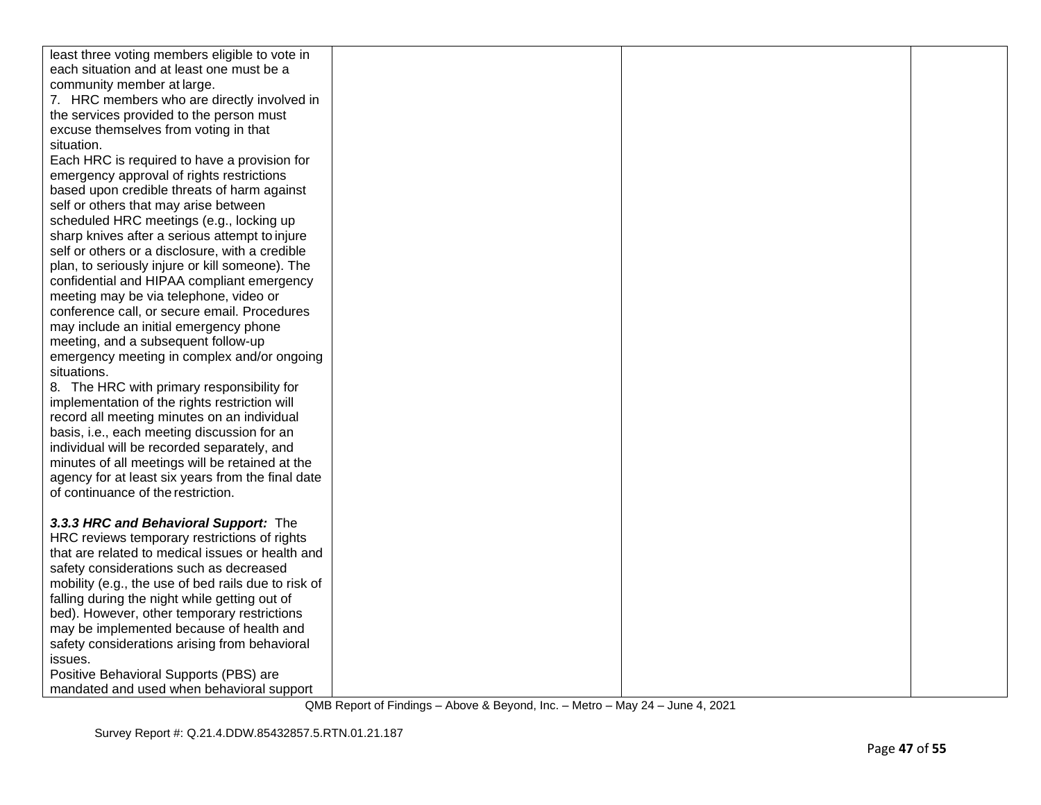| | | | |
|---|---|---|---|
| least three voting members eligible to vote in each situation and at least one must be a community member at large.<br>7. HRC members who are directly involved in the services provided to the person must excuse themselves from voting in that situation.<br>Each HRC is required to have a provision for emergency approval of rights restrictions based upon credible threats of harm against self or others that may arise between scheduled HRC meetings (e.g., locking up sharp knives after a serious attempt to injure self or others or a disclosure, with a credible plan, to seriously injure or kill someone). The confidential and HIPAA compliant emergency meeting may be via telephone, video or conference call, or secure email. Procedures may include an initial emergency phone meeting, and a subsequent follow-up emergency meeting in complex and/or ongoing situations.<br>8. The HRC with primary responsibility for implementation of the rights restriction will record all meeting minutes on an individual basis, i.e., each meeting discussion for an individual will be recorded separately, and minutes of all meetings will be retained at the agency for at least six years from the final date of continuance of the restriction.<br><br>***3.3.3 HRC and Behavioral Support:*** The HRC reviews temporary restrictions of rights that are related to medical issues or health and safety considerations such as decreased mobility (e.g., the use of bed rails due to risk of falling during the night while getting out of bed). However, other temporary restrictions may be implemented because of health and safety considerations arising from behavioral issues.<br>Positive Behavioral Supports (PBS) are mandated and used when behavioral support | | | |

QMB Report of Findings – Above & Beyond, Inc. – Metro – May 24 – June 4, 2021

Survey Report #: Q.21.4.DDW.85432857.5.RTN.01.21.187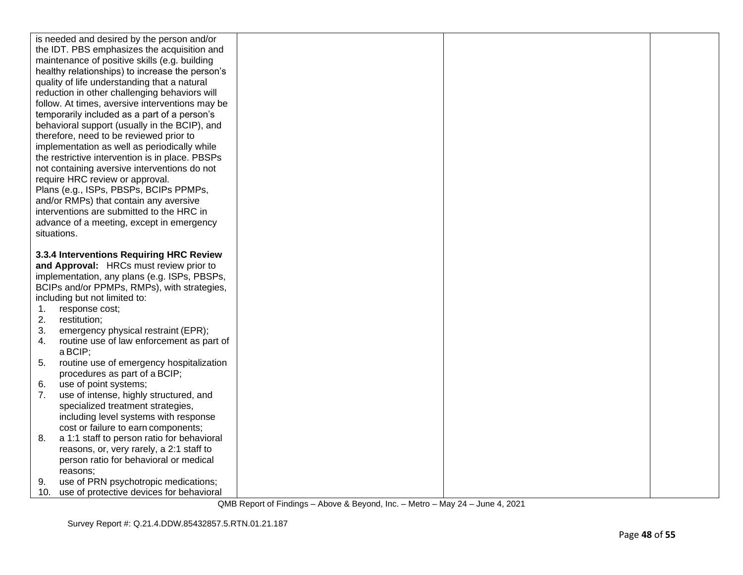| | | | |
|---|---|---|---|
| is needed and desired by the person and/or the IDT. PBS emphasizes the acquisition and maintenance of positive skills (e.g. building healthy relationships) to increase the person's quality of life understanding that a natural reduction in other challenging behaviors will follow. At times, aversive interventions may be temporarily included as a part of a person's behavioral support (usually in the BCIP), and therefore, need to be reviewed prior to implementation as well as periodically while the restrictive intervention is in place. PBSPs not containing aversive interventions do not require HRC review or approval.<br>Plans (e.g., ISPs, PBSPs, BCIPs PPMPs, and/or RMPs) that contain any aversive interventions are submitted to the HRC in advance of a meeting, except in emergency situations.<br><br>**3.3.4 Interventions Requiring HRC Review and Approval:** HRCs must review prior to implementation, any plans (e.g. ISPs, PBSPs, BCIPs and/or PPMPs, RMPs), with strategies, including but not limited to:<br>1. response cost;<br>2. restitution;<br>3. emergency physical restraint (EPR);<br>4. routine use of law enforcement as part of a BCIP;<br>5. routine use of emergency hospitalization procedures as part of a BCIP;<br>6. use of point systems;<br>7. use of intense, highly structured, and specialized treatment strategies, including level systems with response cost or failure to earn components;<br>8. a 1:1 staff to person ratio for behavioral reasons, or, very rarely, a 2:1 staff to person ratio for behavioral or medical reasons;<br>9. use of PRN psychotropic medications;<br>10. use of protective devices for behavioral | | | |

QMB Report of Findings – Above & Beyond, Inc. – Metro – May 24 – June 4, 2021

Survey Report #: Q.21.4.DDW.85432857.5.RTN.01.21.187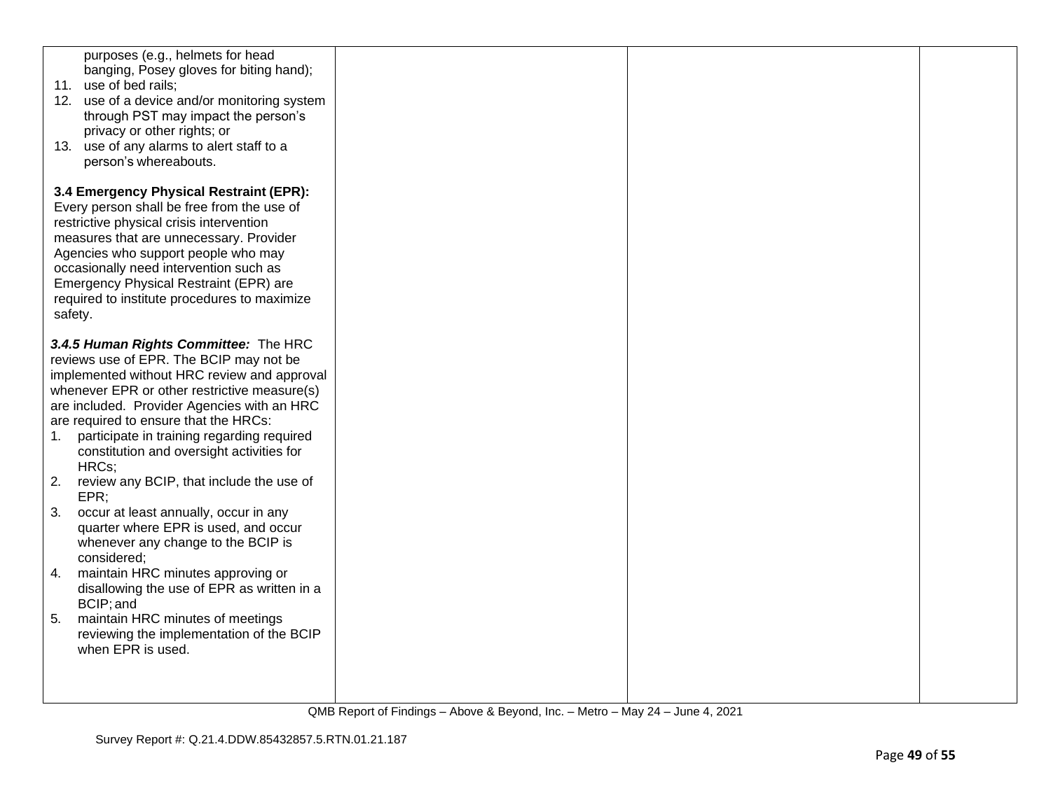| | | | |
|---|---|---|---|
| purposes (e.g., helmets for head banging, Posey gloves for biting hand);<br>11. use of bed rails;<br>12. use of a device and/or monitoring system through PST may impact the person's privacy or other rights; or<br>13. use of any alarms to alert staff to a person's whereabouts.<br><br>**3.4 Emergency Physical Restraint (EPR):** Every person shall be free from the use of restrictive physical crisis intervention measures that are unnecessary. Provider Agencies who support people who may occasionally need intervention such as Emergency Physical Restraint (EPR) are required to institute procedures to maximize safety.<br><br>***3.4.5 Human Rights Committee:*** The HRC reviews use of EPR. The BCIP may not be implemented without HRC review and approval whenever EPR or other restrictive measure(s) are included. Provider Agencies with an HRC are required to ensure that the HRCs:<br>1. participate in training regarding required constitution and oversight activities for HRCs;<br>2. review any BCIP, that include the use of EPR;<br>3. occur at least annually, occur in any quarter where EPR is used, and occur whenever any change to the BCIP is considered;<br>4. maintain HRC minutes approving or disallowing the use of EPR as written in a BCIP; and<br>5. maintain HRC minutes of meetings reviewing the implementation of the BCIP when EPR is used. | | | |

QMB Report of Findings – Above & Beyond, Inc. – Metro – May 24 – June 4, 2021

Survey Report #: Q.21.4.DDW.85432857.5.RTN.01.21.187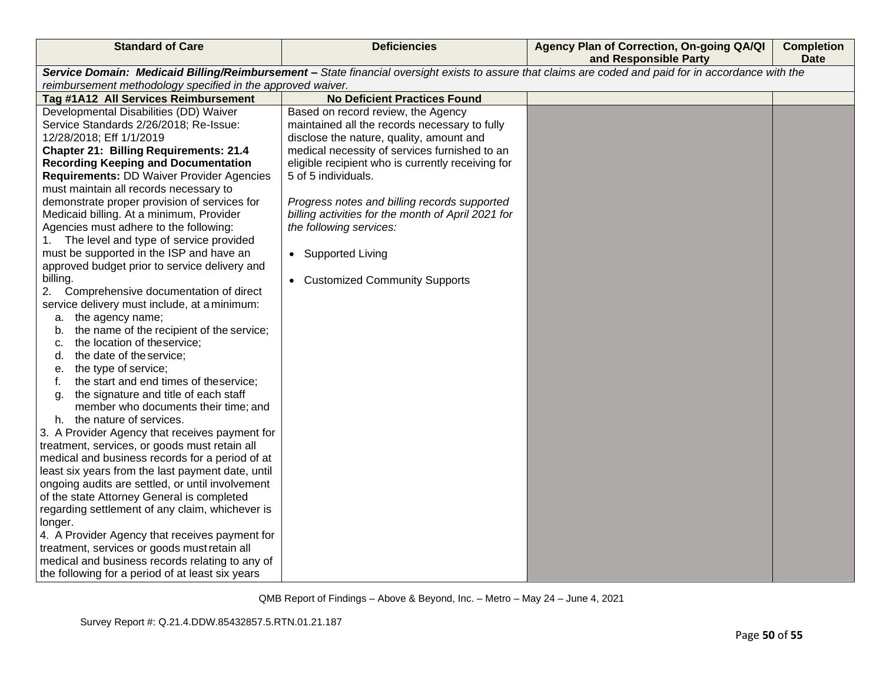| Standard of Care | Deficiencies | Agency Plan of Correction, On-going QA/QI and Responsible Party | Completion Date |
|---|---|---|---|
| ***Service Domain: Medicaid Billing/Reimbursement –*** *State financial oversight exists to assure that claims are coded and paid for in accordance with the reimbursement methodology specified in the approved waiver.* | | | |
| **Tag #1A12 All Services Reimbursement** | **No Deficient Practices Found** | | |
| Developmental Disabilities (DD) Waiver Service Standards 2/26/2018; Re-Issue: 12/28/2018; Eff 1/1/2019<br>**Chapter 21: Billing Requirements: 21.4 Recording Keeping and Documentation Requirements:** DD Waiver Provider Agencies must maintain all records necessary to demonstrate proper provision of services for Medicaid billing. At a minimum, Provider Agencies must adhere to the following:<br>1. The level and type of service provided must be supported in the ISP and have an approved budget prior to service delivery and billing.<br>2. Comprehensive documentation of direct service delivery must include, at a minimum:<br>a. the agency name;<br>b. the name of the recipient of the service;<br>c. the location of the service;<br>d. the date of the service;<br>e. the type of service;<br>f. the start and end times of the service;<br>g. the signature and title of each staff member who documents their time; and<br>h. the nature of services.<br>3. A Provider Agency that receives payment for treatment, services, or goods must retain all medical and business records for a period of at least six years from the last payment date, until ongoing audits are settled, or until involvement of the state Attorney General is completed regarding settlement of any claim, whichever is longer.<br>4. A Provider Agency that receives payment for treatment, services or goods must retain all medical and business records relating to any of the following for a period of at least six years | Based on record review, the Agency maintained all the records necessary to fully disclose the nature, quality, amount and medical necessity of services furnished to an eligible recipient who is currently receiving for 5 of 5 individuals.<br><br>*Progress notes and billing records supported billing activities for the month of April 2021 for the following services:*<br><br>• Supported Living<br><br>• Customized Community Supports | | |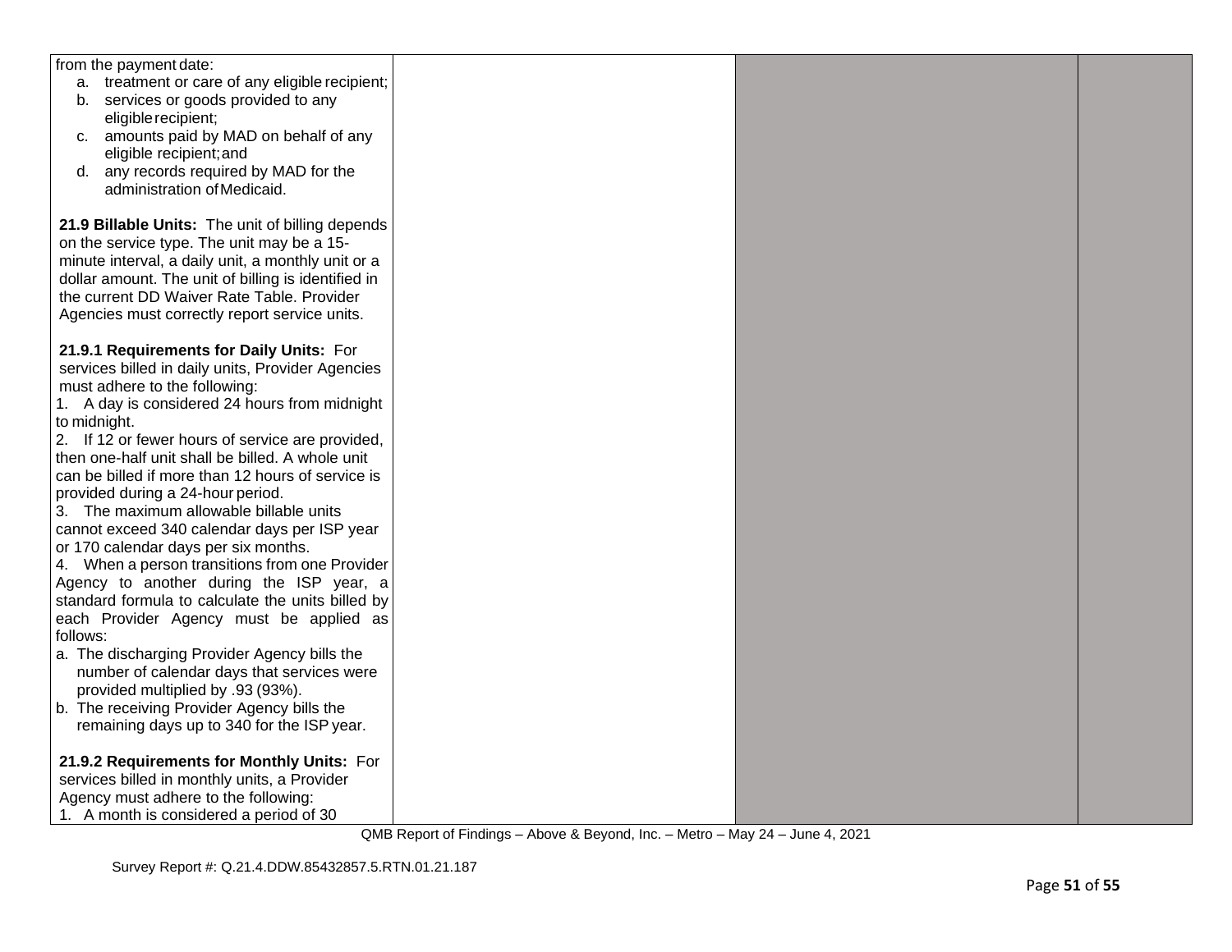| | | | |
|---|---|---|---|
| from the payment date:<br>a. treatment or care of any eligible recipient;<br>b. services or goods provided to any eligible recipient;<br>c. amounts paid by MAD on behalf of any eligible recipient; and<br>d. any records required by MAD for the administration of Medicaid.<br><br>**21.9 Billable Units:** The unit of billing depends on the service type. The unit may be a 15-minute interval, a daily unit, a monthly unit or a dollar amount. The unit of billing is identified in the current DD Waiver Rate Table. Provider Agencies must correctly report service units.<br><br>**21.9.1 Requirements for Daily Units:** For services billed in daily units, Provider Agencies must adhere to the following:<br>1. A day is considered 24 hours from midnight to midnight.<br>2. If 12 or fewer hours of service are provided, then one-half unit shall be billed. A whole unit can be billed if more than 12 hours of service is provided during a 24-hour period.<br>3. The maximum allowable billable units cannot exceed 340 calendar days per ISP year or 170 calendar days per six months.<br>4. When a person transitions from one Provider Agency to another during the ISP year, a standard formula to calculate the units billed by each Provider Agency must be applied as follows:<br>a. The discharging Provider Agency bills the number of calendar days that services were provided multiplied by .93 (93%).<br>b. The receiving Provider Agency bills the remaining days up to 340 for the ISP year.<br><br>**21.9.2 Requirements for Monthly Units:** For services billed in monthly units, a Provider Agency must adhere to the following:<br>1. A month is considered a period of 30 | | | |

QMB Report of Findings – Above & Beyond, Inc. – Metro – May 24 – June 4, 2021

Survey Report #: Q.21.4.DDW.85432857.5.RTN.01.21.187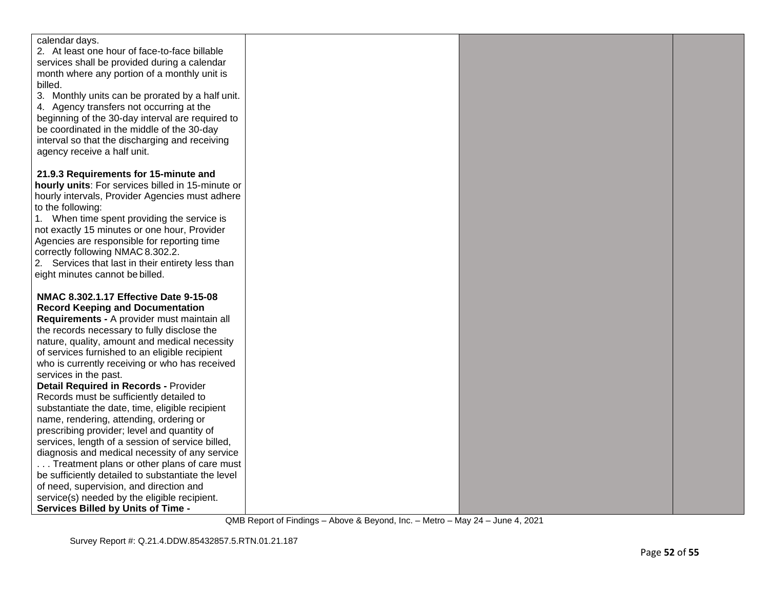| | | | |
|---|---|---|---|
| calendar days.<br>2. At least one hour of face-to-face billable services shall be provided during a calendar month where any portion of a monthly unit is billed.<br>3. Monthly units can be prorated by a half unit.<br>4. Agency transfers not occurring at the beginning of the 30-day interval are required to be coordinated in the middle of the 30-day interval so that the discharging and receiving agency receive a half unit.<br><br>**21.9.3 Requirements for 15-minute and hourly units**: For services billed in 15-minute or hourly intervals, Provider Agencies must adhere to the following:<br>1. When time spent providing the service is not exactly 15 minutes or one hour, Provider Agencies are responsible for reporting time correctly following NMAC 8.302.2.<br>2. Services that last in their entirety less than eight minutes cannot be billed.<br><br>**NMAC 8.302.1.17 Effective Date 9-15-08 Record Keeping and Documentation Requirements -** A provider must maintain all the records necessary to fully disclose the nature, quality, amount and medical necessity of services furnished to an eligible recipient who is currently receiving or who has received services in the past.<br>**Detail Required in Records -** Provider Records must be sufficiently detailed to substantiate the date, time, eligible recipient name, rendering, attending, ordering or prescribing provider; level and quantity of services, length of a session of service billed, diagnosis and medical necessity of any service . . . Treatment plans or other plans of care must be sufficiently detailed to substantiate the level of need, supervision, and direction and service(s) needed by the eligible recipient.<br>**Services Billed by Units of Time -** | | | |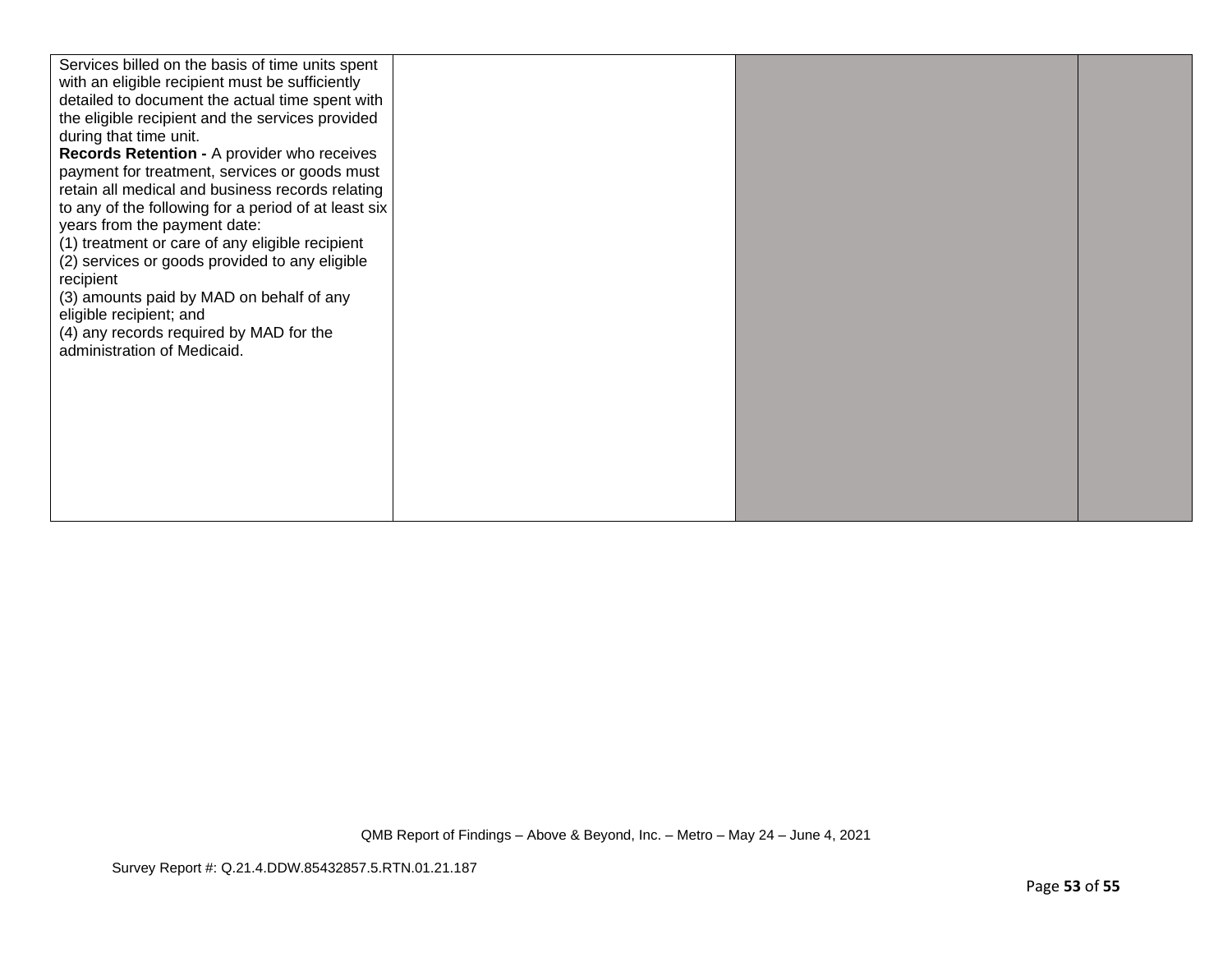| | | | |
|---|---|---|---|
| Services billed on the basis of time units spent with an eligible recipient must be sufficiently detailed to document the actual time spent with the eligible recipient and the services provided during that time unit.<br>**Records Retention -** A provider who receives payment for treatment, services or goods must retain all medical and business records relating to any of the following for a period of at least six years from the payment date:<br>(1) treatment or care of any eligible recipient<br>(2) services or goods provided to any eligible recipient<br>(3) amounts paid by MAD on behalf of any eligible recipient; and<br>(4) any records required by MAD for the administration of Medicaid. | | | |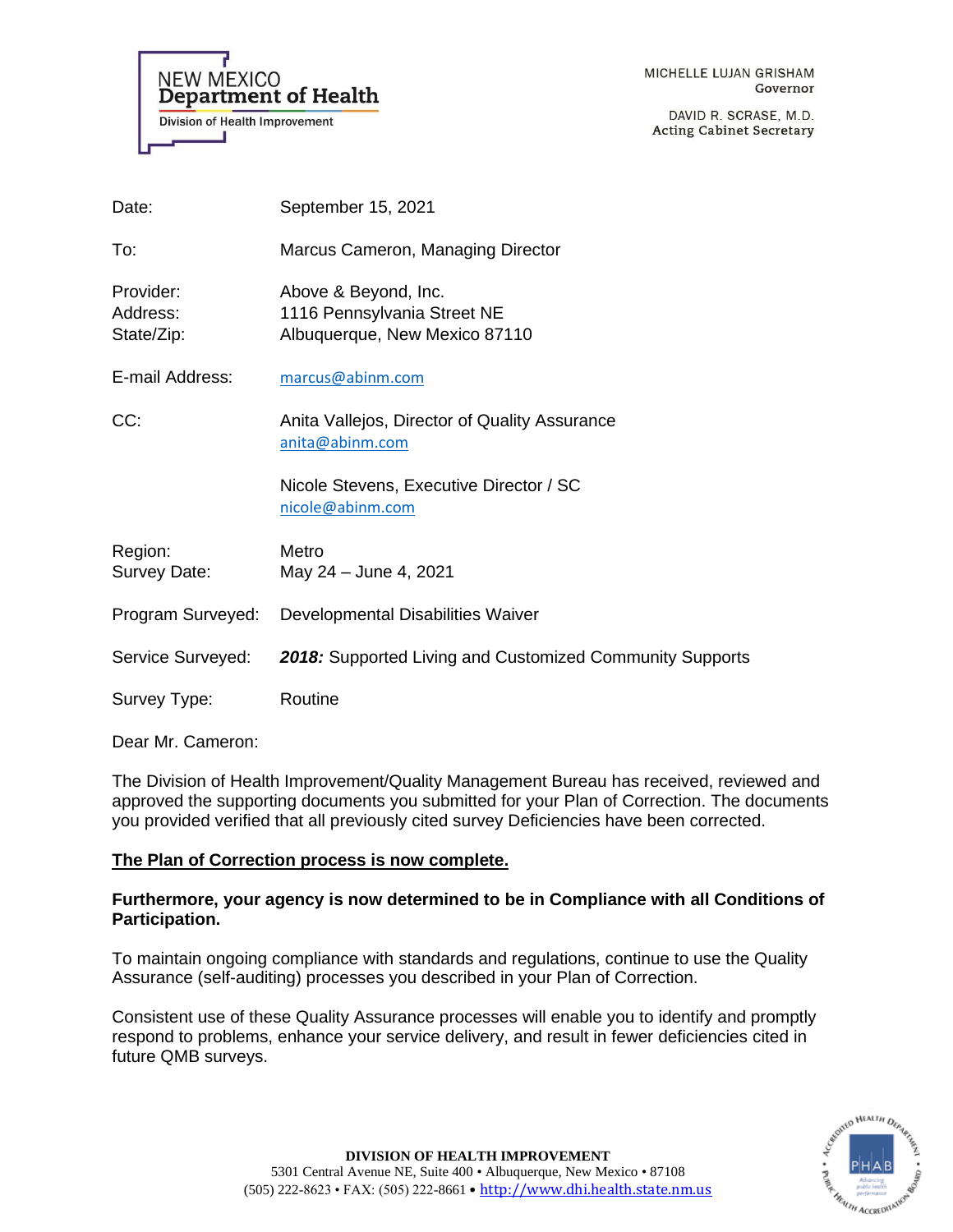NEW MEXICO
**Department of Health**
Division of Health Improvement

MICHELLE LUJAN GRISHAM
Governor

DAVID R. SCRASE, M.D.
Acting Cabinet Secretary

| | |
|---|---|
| Date: | September 15, 2021 |
| To: | Marcus Cameron, Managing Director |
| Provider: | Above & Beyond, Inc. |
| Address: | 1116 Pennsylvania Street NE |
| State/Zip: | Albuquerque, New Mexico 87110 |
| E-mail Address: | marcus@abinm.com |
| CC: | Anita Vallejos, Director of Quality Assurance anita@abinm.com |
| | Nicole Stevens, Executive Director / SC nicole@abinm.com |
| Region: | Metro |
| Survey Date: | May 24 – June 4, 2021 |
| Program Surveyed: | Developmental Disabilities Waiver |
| Service Surveyed: | ***2018:*** Supported Living and Customized Community Supports |
| Survey Type: | Routine |

Dear Mr. Cameron:

The Division of Health Improvement/Quality Management Bureau has received, reviewed and approved the supporting documents you submitted for your Plan of Correction. The documents you provided verified that all previously cited survey Deficiencies have been corrected.

**The Plan of Correction process is now complete.**

**Furthermore, your agency is now determined to be in Compliance with all Conditions of Participation.**

To maintain ongoing compliance with standards and regulations, continue to use the Quality Assurance (self-auditing) processes you described in your Plan of Correction.

Consistent use of these Quality Assurance processes will enable you to identify and promptly respond to problems, enhance your service delivery, and result in fewer deficiencies cited in future QMB surveys.

**DIVISION OF HEALTH IMPROVEMENT**
5301 Central Avenue NE, Suite 400 • Albuquerque, New Mexico • 87108
(505) 222-8623 • FAX: (505) 222-8661 • http://www.dhi.health.state.nm.us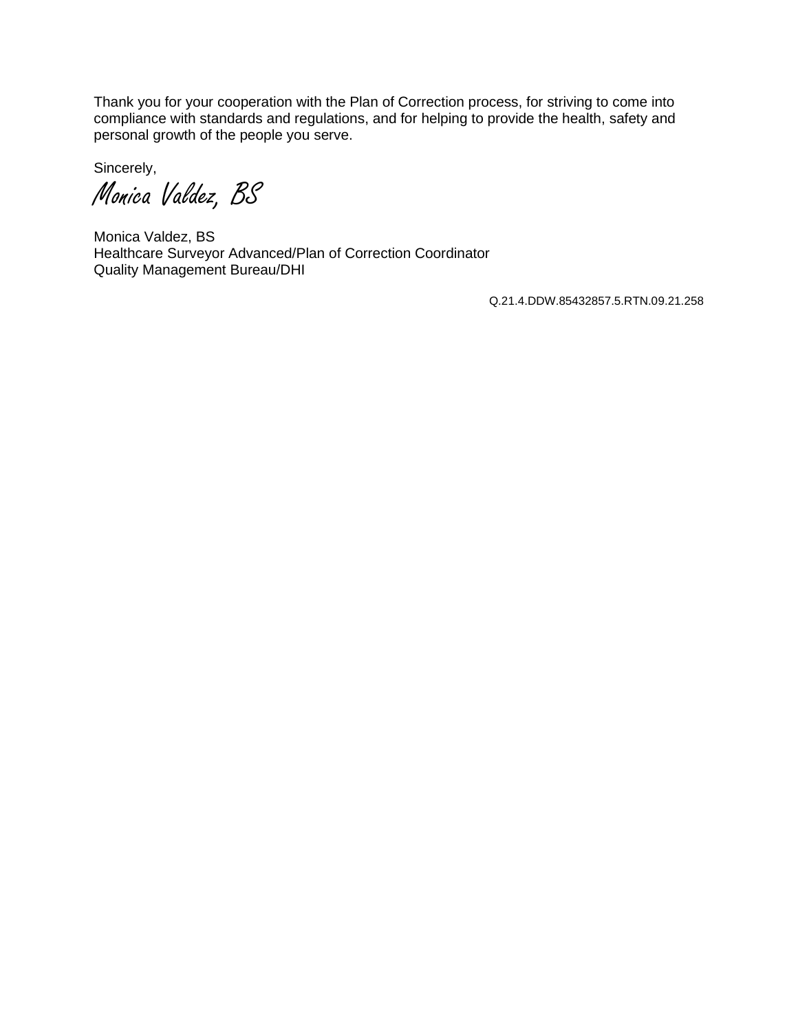Thank you for your cooperation with the Plan of Correction process, for striving to come into compliance with standards and regulations, and for helping to provide the health, safety and personal growth of the people you serve.

Sincerely,

*Monica Valdez, BS*

Monica Valdez, BS
Healthcare Surveyor Advanced/Plan of Correction Coordinator
Quality Management Bureau/DHI

Q.21.4.DDW.85432857.5.RTN.09.21.258